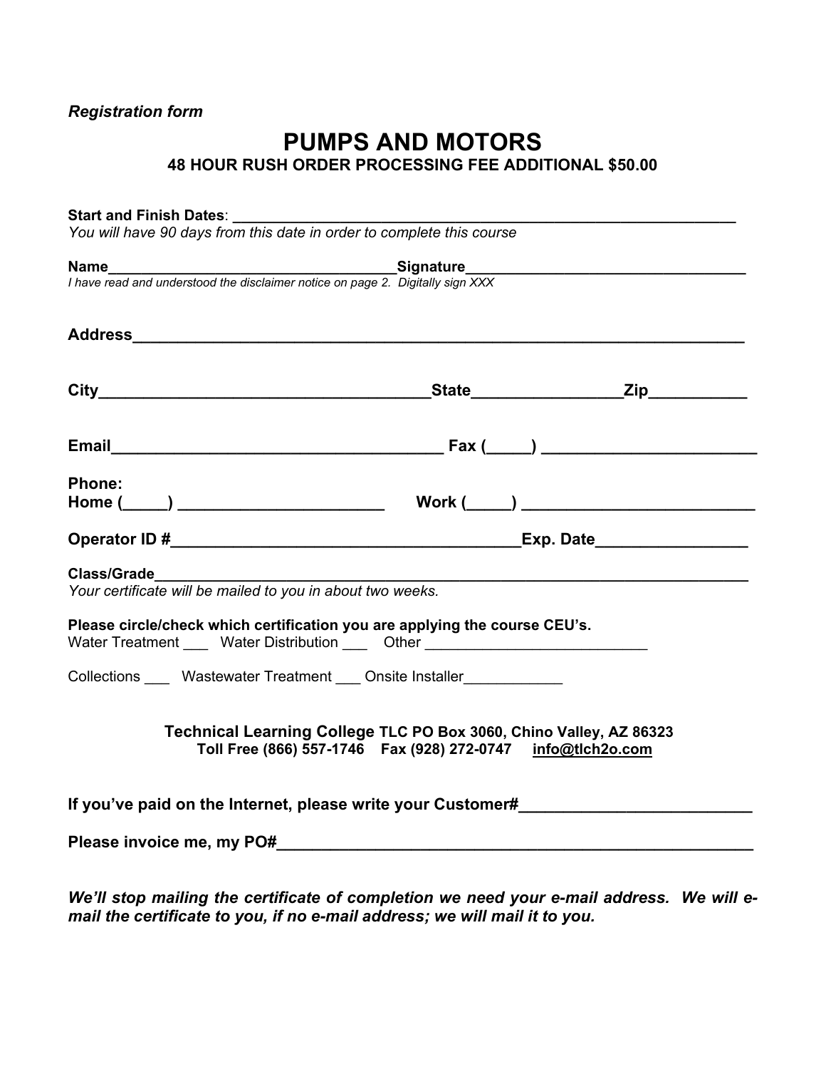*Registration form*

# PUMPS AND MOTORS

**48 HOUR RUSH ORDER PROCESSING FEE ADDITIONAL $50.00**

**Start and Finish Dates**: ______________________________________________________________

*You will have 90 days from this date in order to complete this course*

**Name**____________________________________**Signature**___________________________________

*I have read and understood the disclaimer notice on page 2. Digitally sign XXX*

**Address**___________________________________________________________________________

**City**_________________________________________**State**_________________**Zip**___________

**Email**_______________________________________ **Fax (_____)** ________________________

**Phone:**
**Home (_____)** ________________________ **Work (_____)** __________________________

**Operator ID #**__________________________________________**Exp. Date**_________________

**Class/Grade**________________________________________________________________________

*Your certificate will be mailed to you in about two weeks.*

**Please circle/check which certification you are applying the course CEU's.**
Water Treatment ___ Water Distribution ___ Other ___________________________

Collections ___ Wastewater Treatment ___ Onsite Installer____________

**Technical Learning College TLC PO Box 3060, Chino Valley, AZ 86323**
**Toll Free (866) 557-1746 Fax (928) 272-0747 info@tlch2o.com**

**If you've paid on the Internet, please write your Customer#**__________________________

**Please invoice me, my PO#**_________________________________________________________

***We'll stop mailing the certificate of completion we need your e-mail address. We will e-mail the certificate to you, if no e-mail address; we will mail it to you.***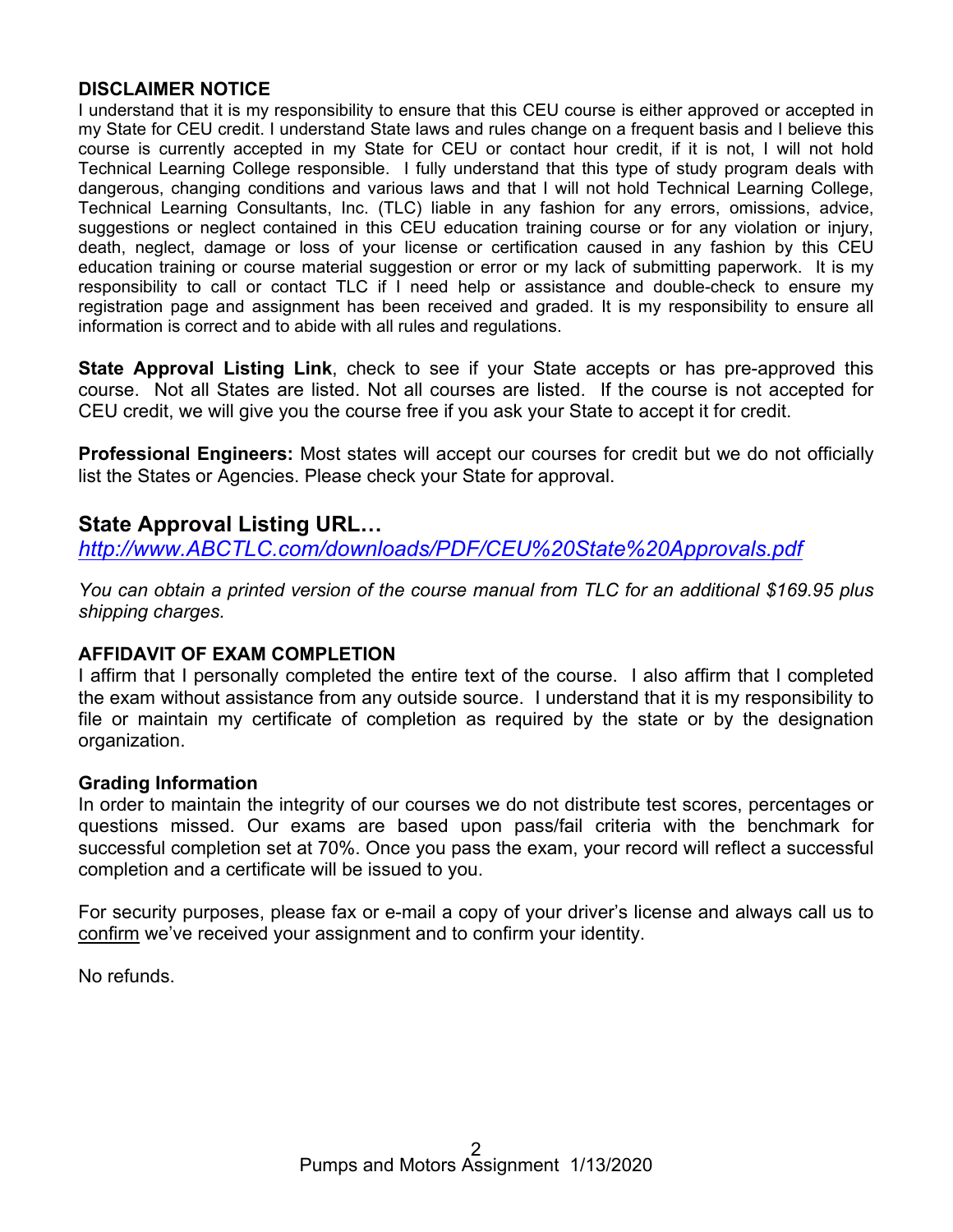### DISCLAIMER NOTICE

I understand that it is my responsibility to ensure that this CEU course is either approved or accepted in my State for CEU credit. I understand State laws and rules change on a frequent basis and I believe this course is currently accepted in my State for CEU or contact hour credit, if it is not, I will not hold Technical Learning College responsible. I fully understand that this type of study program deals with dangerous, changing conditions and various laws and that I will not hold Technical Learning College, Technical Learning Consultants, Inc. (TLC) liable in any fashion for any errors, omissions, advice, suggestions or neglect contained in this CEU education training course or for any violation or injury, death, neglect, damage or loss of your license or certification caused in any fashion by this CEU education training or course material suggestion or error or my lack of submitting paperwork. It is my responsibility to call or contact TLC if I need help or assistance and double-check to ensure my registration page and assignment has been received and graded. It is my responsibility to ensure all information is correct and to abide with all rules and regulations.

**State Approval Listing Link**, check to see if your State accepts or has pre-approved this course. Not all States are listed. Not all courses are listed. If the course is not accepted for CEU credit, we will give you the course free if you ask your State to accept it for credit.

**Professional Engineers:** Most states will accept our courses for credit but we do not officially list the States or Agencies. Please check your State for approval.

## State Approval Listing URL…

*http://www.ABCTLC.com/downloads/PDF/CEU%20State%20Approvals.pdf*

*You can obtain a printed version of the course manual from TLC for an additional $169.95 plus shipping charges.*

### AFFIDAVIT OF EXAM COMPLETION

I affirm that I personally completed the entire text of the course. I also affirm that I completed the exam without assistance from any outside source. I understand that it is my responsibility to file or maintain my certificate of completion as required by the state or by the designation organization.

### Grading Information

In order to maintain the integrity of our courses we do not distribute test scores, percentages or questions missed. Our exams are based upon pass/fail criteria with the benchmark for successful completion set at 70%. Once you pass the exam, your record will reflect a successful completion and a certificate will be issued to you.

For security purposes, please fax or e-mail a copy of your driver's license and always call us to confirm we've received your assignment and to confirm your identity.

No refunds.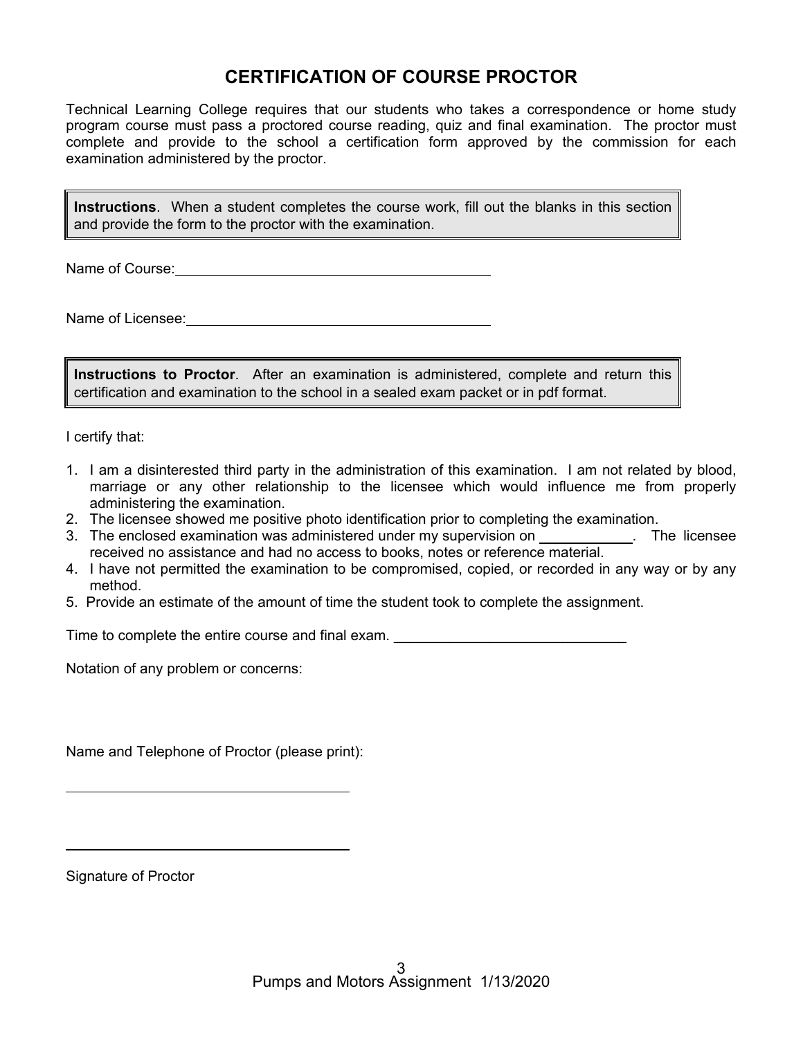# CERTIFICATION OF COURSE PROCTOR

Technical Learning College requires that our students who takes a correspondence or home study program course must pass a proctored course reading, quiz and final examination. The proctor must complete and provide to the school a certification form approved by the commission for each examination administered by the proctor.

> **Instructions**. When a student completes the course work, fill out the blanks in this section and provide the form to the proctor with the examination.

Name of Course: ______________________________________

Name of Licensee: ______________________________________

> **Instructions to Proctor**. After an examination is administered, complete and return this certification and examination to the school in a sealed exam packet or in pdf format.

I certify that:

1. I am a disinterested third party in the administration of this examination. I am not related by blood, marriage or any other relationship to the licensee which would influence me from properly administering the examination.
2. The licensee showed me positive photo identification prior to completing the examination.
3. The enclosed examination was administered under my supervision on ___________. The licensee received no assistance and had no access to books, notes or reference material.
4. I have not permitted the examination to be compromised, copied, or recorded in any way or by any method.
5. Provide an estimate of the amount of time the student took to complete the assignment.

Time to complete the entire course and final exam. ____________________________

Notation of any problem or concerns:

Name and Telephone of Proctor (please print):

____________________________________

____________________________________

Signature of Proctor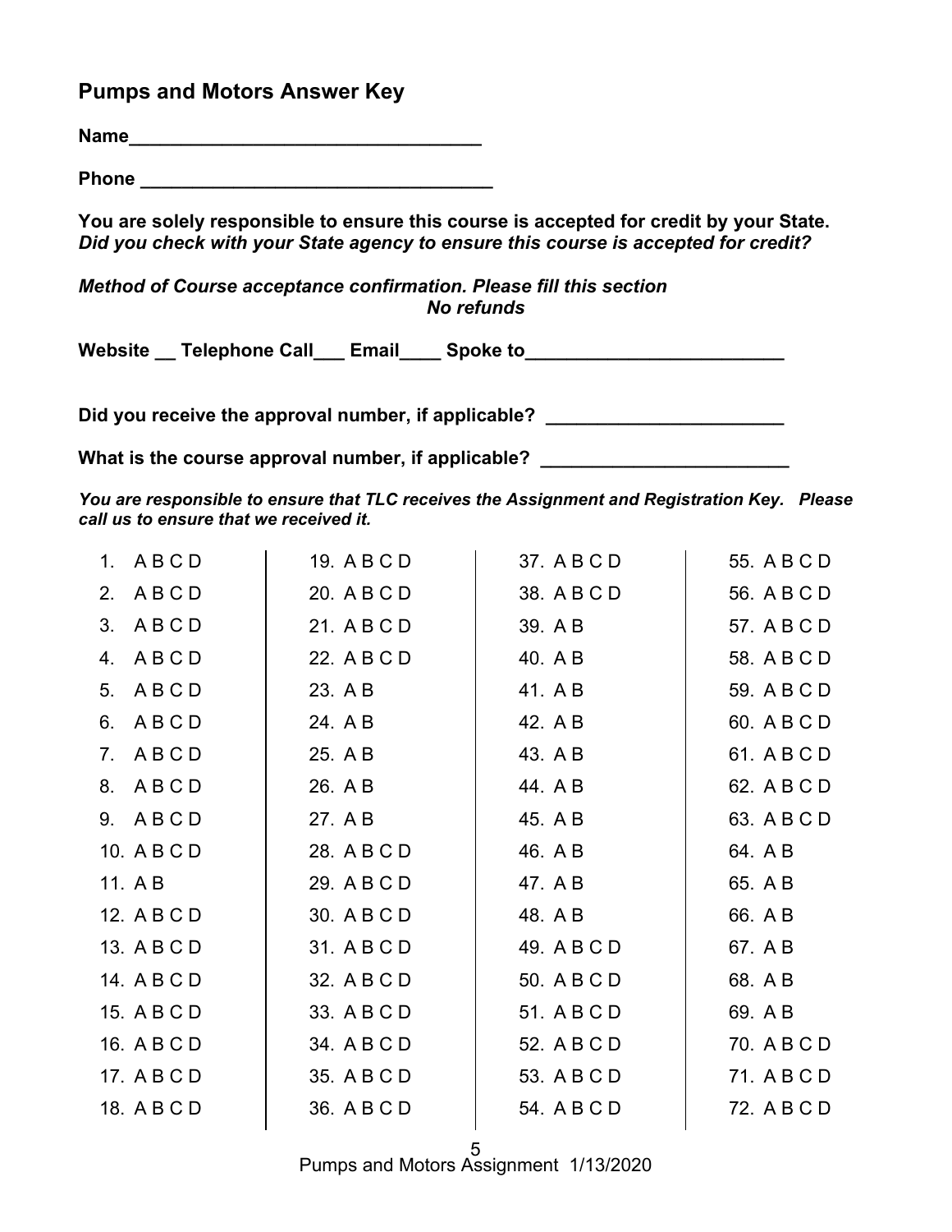## Pumps and Motors Answer Key

**Name**___________________________________

**Phone** ___________________________________

**You are solely responsible to ensure this course is accepted for credit by your State.** ***Did you check with your State agency to ensure this course is accepted for credit?***

***Method of Course acceptance confirmation. Please fill this section***
***No refunds***

**Website __ Telephone Call___ Email____ Spoke to_________________________**

**Did you receive the approval number, if applicable? _______________________**

**What is the course approval number, if applicable? ________________________**

***You are responsible to ensure that TLC receives the Assignment and Registration Key. Please call us to ensure that we received it.***

| | | | |
|---|---|---|---|
| 1. A B C D | 19. A B C D | 37. A B C D | 55. A B C D |
| 2. A B C D | 20. A B C D | 38. A B C D | 56. A B C D |
| 3. A B C D | 21. A B C D | 39. A B | 57. A B C D |
| 4. A B C D | 22. A B C D | 40. A B | 58. A B C D |
| 5. A B C D | 23. A B | 41. A B | 59. A B C D |
| 6. A B C D | 24. A B | 42. A B | 60. A B C D |
| 7. A B C D | 25. A B | 43. A B | 61. A B C D |
| 8. A B C D | 26. A B | 44. A B | 62. A B C D |
| 9. A B C D | 27. A B | 45. A B | 63. A B C D |
| 10. A B C D | 28. A B C D | 46. A B | 64. A B |
| 11. A B | 29. A B C D | 47. A B | 65. A B |
| 12. A B C D | 30. A B C D | 48. A B | 66. A B |
| 13. A B C D | 31. A B C D | 49. A B C D | 67. A B |
| 14. A B C D | 32. A B C D | 50. A B C D | 68. A B |
| 15. A B C D | 33. A B C D | 51. A B C D | 69. A B |
| 16. A B C D | 34. A B C D | 52. A B C D | 70. A B C D |
| 17. A B C D | 35. A B C D | 53. A B C D | 71. A B C D |
| 18. A B C D | 36. A B C D | 54. A B C D | 72. A B C D |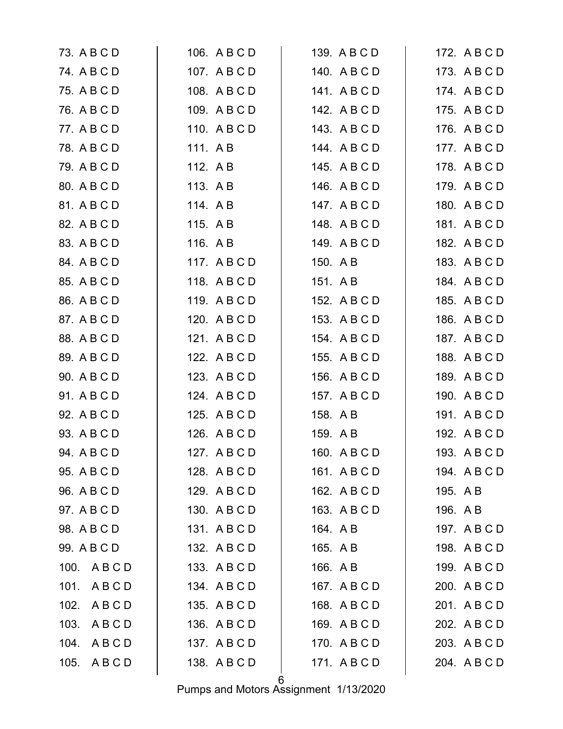73. A B C D
74. A B C D
75. A B C D
76. A B C D
77. A B C D
78. A B C D
79. A B C D
80. A B C D
81. A B C D
82. A B C D
83. A B C D
84. A B C D
85. A B C D
86. A B C D
87. A B C D
88. A B C D
89. A B C D
90. A B C D
91. A B C D
92. A B C D
93. A B C D
94. A B C D
95. A B C D
96. A B C D
97. A B C D
98. A B C D
99. A B C D
100. A B C D
101. A B C D
102. A B C D
103. A B C D
104. A B C D
105. A B C D
106. A B C D
107. A B C D
108. A B C D
109. A B C D
110. A B C D
111. A B
112. A B
113. A B
114. A B
115. A B
116. A B
117. A B C D
118. A B C D
119. A B C D
120. A B C D
121. A B C D
122. A B C D
123. A B C D
124. A B C D
125. A B C D
126. A B C D
127. A B C D
128. A B C D
129. A B C D
130. A B C D
131. A B C D
132. A B C D
133. A B C D
134. A B C D
135. A B C D
136. A B C D
137. A B C D
138. A B C D
139. A B C D
140. A B C D
141. A B C D
142. A B C D
143. A B C D
144. A B C D
145. A B C D
146. A B C D
147. A B C D
148. A B C D
149. A B C D
150. A B
151. A B
152. A B C D
153. A B C D
154. A B C D
155. A B C D
156. A B C D
157. A B C D
158. A B
159. A B
160. A B C D
161. A B C D
162. A B C D
163. A B C D
164. A B
165. A B
166. A B
167. A B C D
168. A B C D
169. A B C D
170. A B C D
171. A B C D
172. A B C D
173. A B C D
174. A B C D
175. A B C D
176. A B C D
177. A B C D
178. A B C D
179. A B C D
180. A B C D
181. A B C D
182. A B C D
183. A B C D
184. A B C D
185. A B C D
186. A B C D
187. A B C D
188. A B C D
189. A B C D
190. A B C D
191. A B C D
192. A B C D
193. A B C D
194. A B C D
195. A B
196. A B
197. A B C D
198. A B C D
199. A B C D
200. A B C D
201. A B C D
202. A B C D
203. A B C D
204. A B C D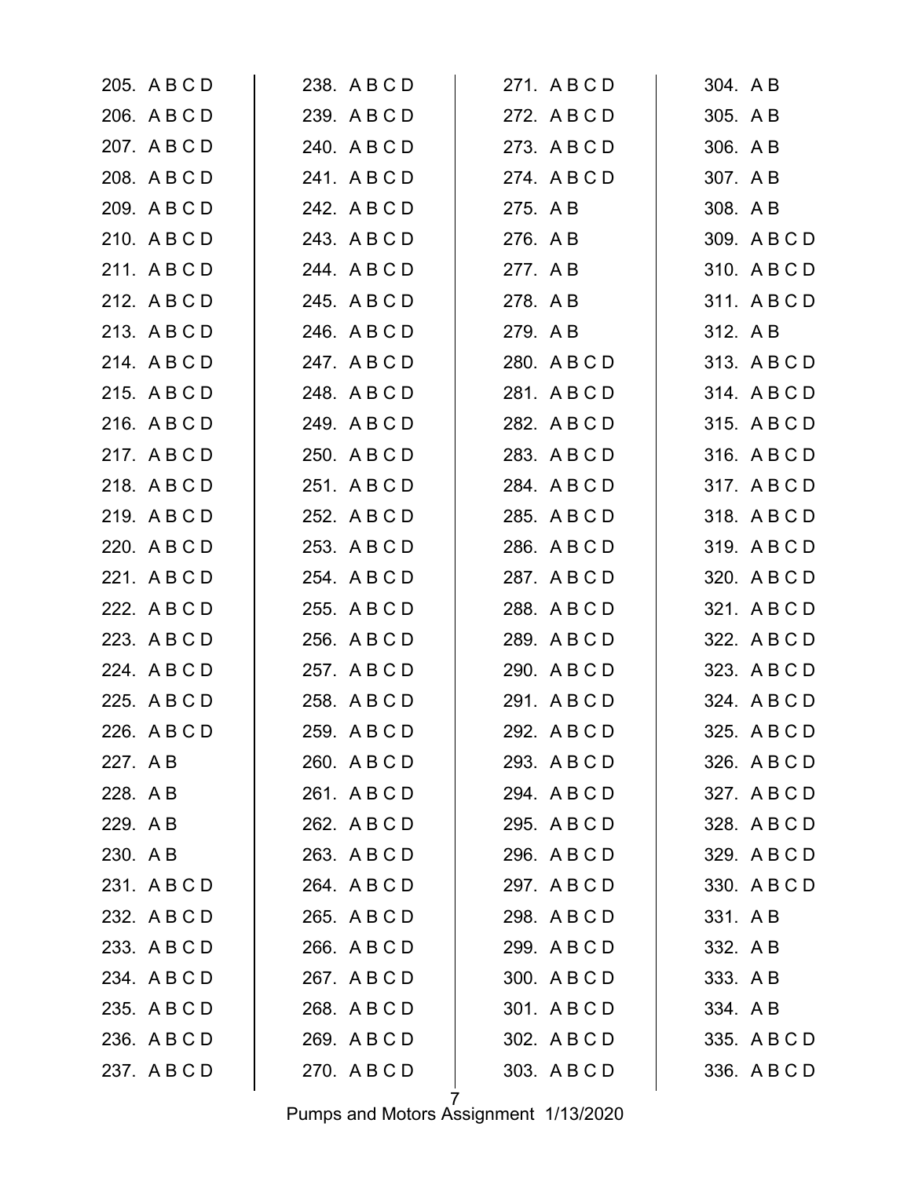205. A B C D
206. A B C D
207. A B C D
208. A B C D
209. A B C D
210. A B C D
211. A B C D
212. A B C D
213. A B C D
214. A B C D
215. A B C D
216. A B C D
217. A B C D
218. A B C D
219. A B C D
220. A B C D
221. A B C D
222. A B C D
223. A B C D
224. A B C D
225. A B C D
226. A B C D
227. A B
228. A B
229. A B
230. A B
231. A B C D
232. A B C D
233. A B C D
234. A B C D
235. A B C D
236. A B C D
237. A B C D
238. A B C D
239. A B C D
240. A B C D
241. A B C D
242. A B C D
243. A B C D
244. A B C D
245. A B C D
246. A B C D
247. A B C D
248. A B C D
249. A B C D
250. A B C D
251. A B C D
252. A B C D
253. A B C D
254. A B C D
255. A B C D
256. A B C D
257. A B C D
258. A B C D
259. A B C D
260. A B C D
261. A B C D
262. A B C D
263. A B C D
264. A B C D
265. A B C D
266. A B C D
267. A B C D
268. A B C D
269. A B C D
270. A B C D
271. A B C D
272. A B C D
273. A B C D
274. A B C D
275. A B
276. A B
277. A B
278. A B
279. A B
280. A B C D
281. A B C D
282. A B C D
283. A B C D
284. A B C D
285. A B C D
286. A B C D
287. A B C D
288. A B C D
289. A B C D
290. A B C D
291. A B C D
292. A B C D
293. A B C D
294. A B C D
295. A B C D
296. A B C D
297. A B C D
298. A B C D
299. A B C D
300. A B C D
301. A B C D
302. A B C D
303. A B C D
304. A B
305. A B
306. A B
307. A B
308. A B
309. A B C D
310. A B C D
311. A B C D
312. A B
313. A B C D
314. A B C D
315. A B C D
316. A B C D
317. A B C D
318. A B C D
319. A B C D
320. A B C D
321. A B C D
322. A B C D
323. A B C D
324. A B C D
325. A B C D
326. A B C D
327. A B C D
328. A B C D
329. A B C D
330. A B C D
331. A B
332. A B
333. A B
334. A B
335. A B C D
336. A B C D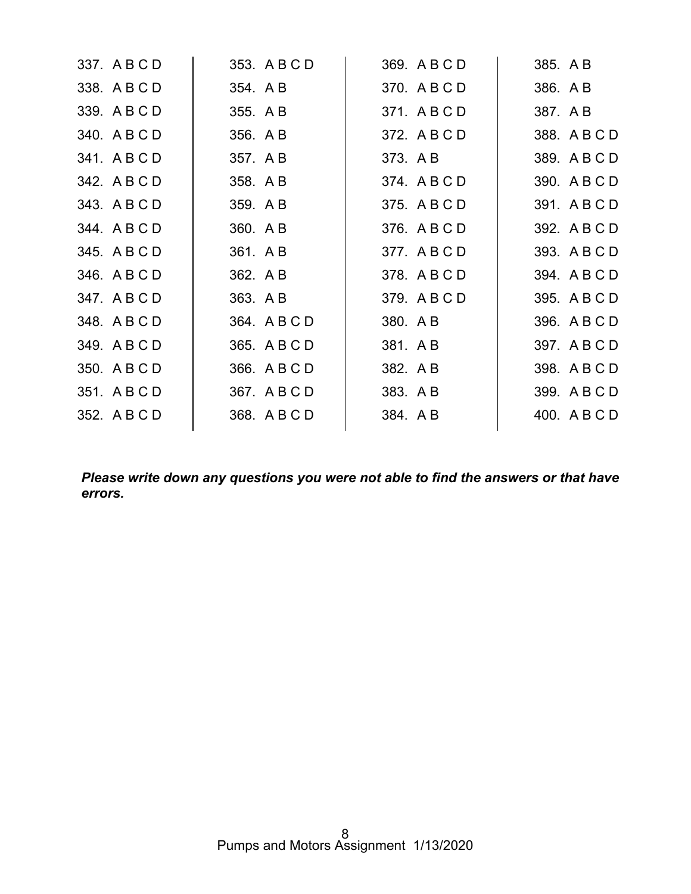| | | | |
|---|---|---|---|
| 337. A B C D | 353. A B C D | 369. A B C D | 385. A B |
| 338. A B C D | 354. A B | 370. A B C D | 386. A B |
| 339. A B C D | 355. A B | 371. A B C D | 387. A B |
| 340. A B C D | 356. A B | 372. A B C D | 388. A B C D |
| 341. A B C D | 357. A B | 373. A B | 389. A B C D |
| 342. A B C D | 358. A B | 374. A B C D | 390. A B C D |
| 343. A B C D | 359. A B | 375. A B C D | 391. A B C D |
| 344. A B C D | 360. A B | 376. A B C D | 392. A B C D |
| 345. A B C D | 361. A B | 377. A B C D | 393. A B C D |
| 346. A B C D | 362. A B | 378. A B C D | 394. A B C D |
| 347. A B C D | 363. A B | 379. A B C D | 395. A B C D |
| 348. A B C D | 364. A B C D | 380. A B | 396. A B C D |
| 349. A B C D | 365. A B C D | 381. A B | 397. A B C D |
| 350. A B C D | 366. A B C D | 382. A B | 398. A B C D |
| 351. A B C D | 367. A B C D | 383. A B | 399. A B C D |
| 352. A B C D | 368. A B C D | 384. A B | 400. A B C D |

***Please write down any questions you were not able to find the answers or that have errors.***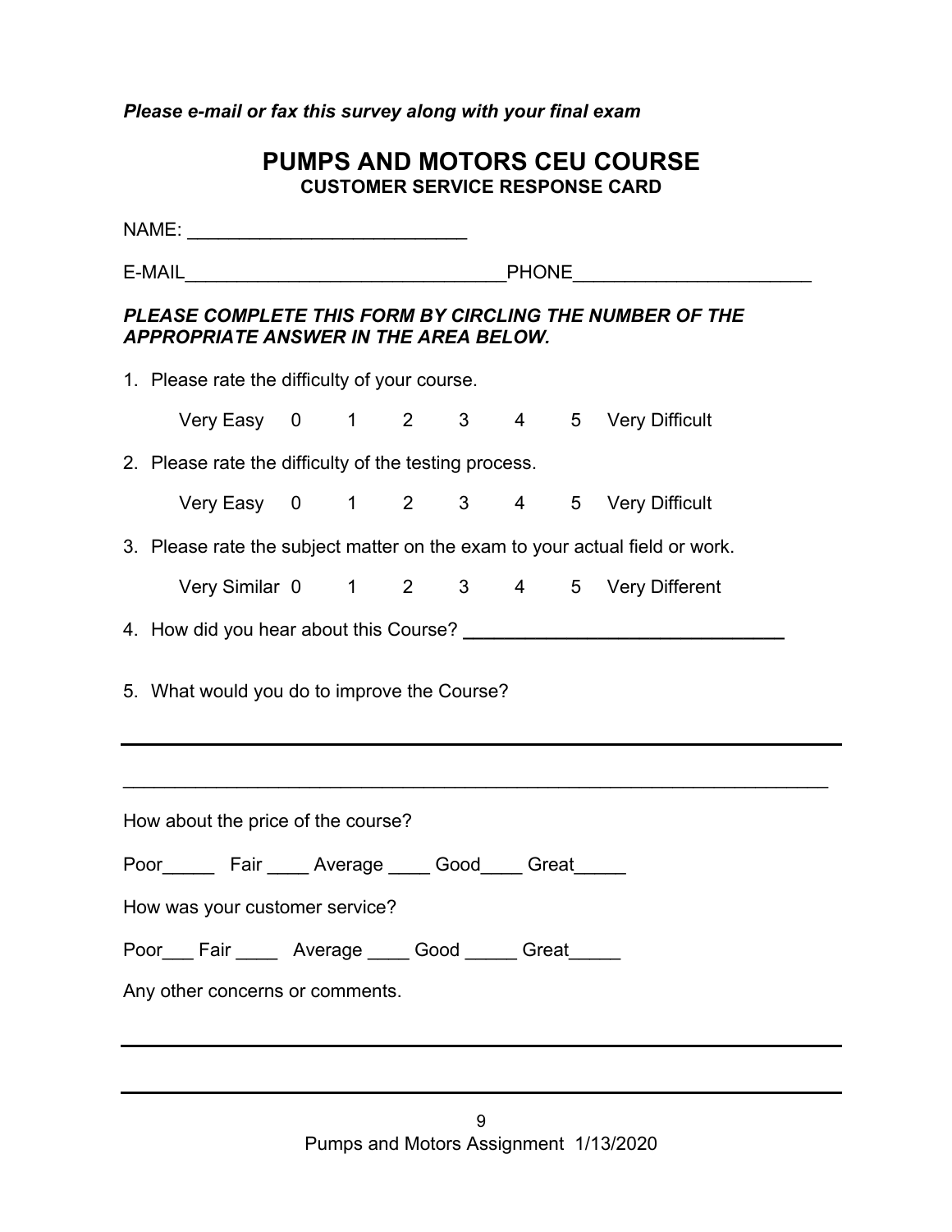*Please e-mail or fax this survey along with your final exam*

# PUMPS AND MOTORS CEU COURSE

## CUSTOMER SERVICE RESPONSE CARD

NAME: ___________________________

E-MAIL_______________________________PHONE______________________

***PLEASE COMPLETE THIS FORM BY CIRCLING THE NUMBER OF THE APPROPRIATE ANSWER IN THE AREA BELOW.***

1. Please rate the difficulty of your course.

   Very Easy 0 1 2 3 4 5 Very Difficult

2. Please rate the difficulty of the testing process.

   Very Easy 0 1 2 3 4 5 Very Difficult

3. Please rate the subject matter on the exam to your actual field or work.

   Very Similar 0 1 2 3 4 5 Very Different

4. How did you hear about this Course? ______________________________

5. What would you do to improve the Course?

_____________________________________________________________________

_____________________________________________________________________

How about the price of the course?

Poor_____ Fair ____ Average ____ Good____ Great_____

How was your customer service?

Poor___ Fair ____ Average ____ Good _____ Great_____

Any other concerns or comments.

_____________________________________________________________________

_____________________________________________________________________

Pumps and Motors Assignment 1/13/2020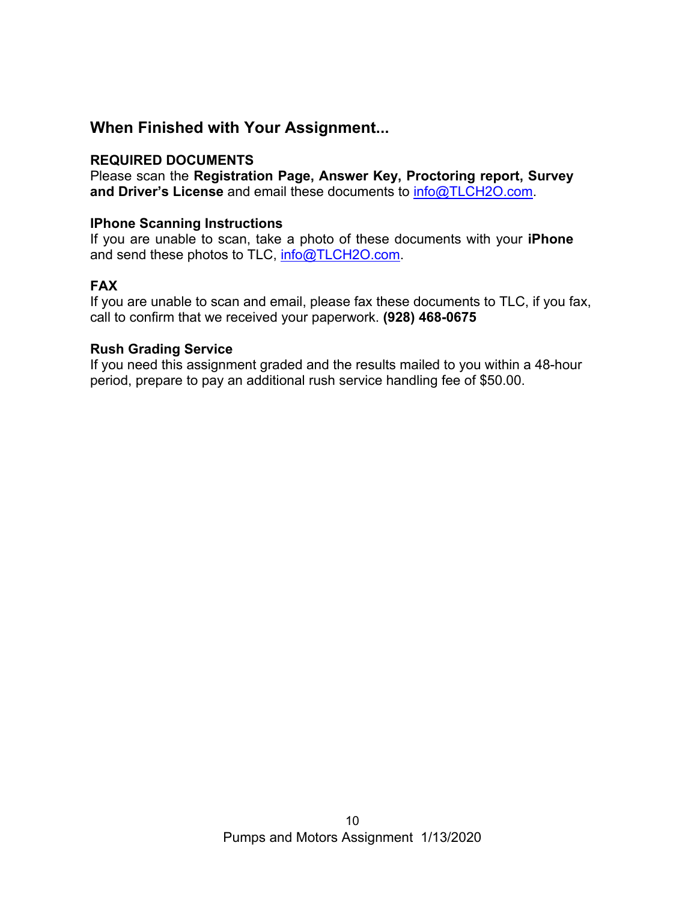## When Finished with Your Assignment...

**REQUIRED DOCUMENTS**
Please scan the **Registration Page, Answer Key, Proctoring report, Survey and Driver's License** and email these documents to info@TLCH2O.com.

**IPhone Scanning Instructions**
If you are unable to scan, take a photo of these documents with your **iPhone** and send these photos to TLC, info@TLCH2O.com.

**FAX**
If you are unable to scan and email, please fax these documents to TLC, if you fax, call to confirm that we received your paperwork. **(928) 468-0675**

**Rush Grading Service**
If you need this assignment graded and the results mailed to you within a 48-hour period, prepare to pay an additional rush service handling fee of $50.00.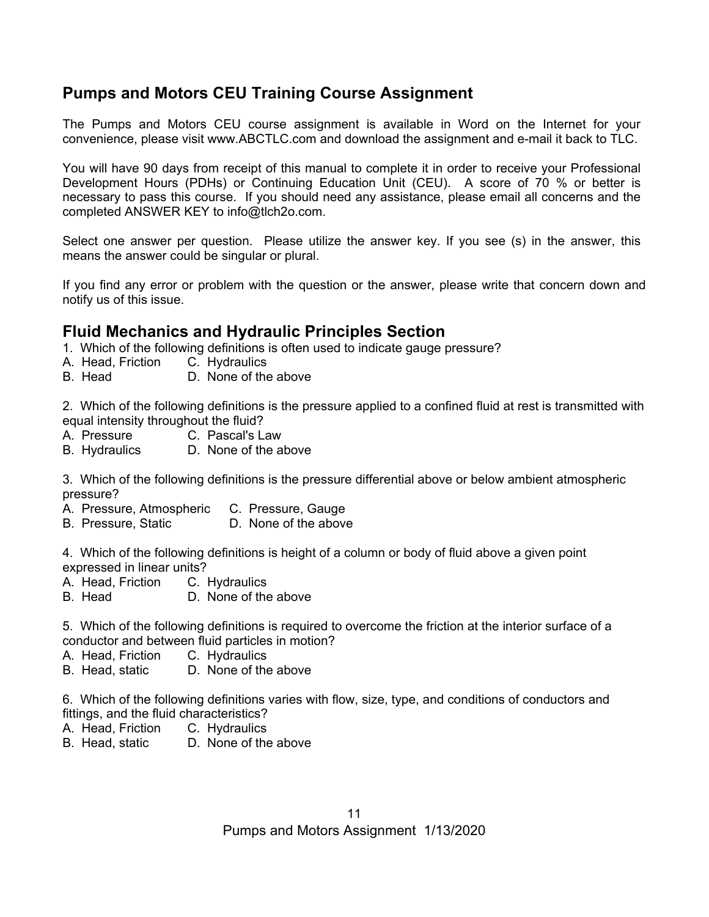## Pumps and Motors CEU Training Course Assignment

The Pumps and Motors CEU course assignment is available in Word on the Internet for your convenience, please visit www.ABCTLC.com and download the assignment and e-mail it back to TLC.

You will have 90 days from receipt of this manual to complete it in order to receive your Professional Development Hours (PDHs) or Continuing Education Unit (CEU). A score of 70 % or better is necessary to pass this course. If you should need any assistance, please email all concerns and the completed ANSWER KEY to info@tlch2o.com.

Select one answer per question. Please utilize the answer key. If you see (s) in the answer, this means the answer could be singular or plural.

If you find any error or problem with the question or the answer, please write that concern down and notify us of this issue.

## Fluid Mechanics and Hydraulic Principles Section

1. Which of the following definitions is often used to indicate gauge pressure?
A. Head, Friction  C. Hydraulics
B. Head  D. None of the above

2. Which of the following definitions is the pressure applied to a confined fluid at rest is transmitted with equal intensity throughout the fluid?
A. Pressure  C. Pascal's Law
B. Hydraulics  D. None of the above

3. Which of the following definitions is the pressure differential above or below ambient atmospheric pressure?
A. Pressure, Atmospheric  C. Pressure, Gauge
B. Pressure, Static  D. None of the above

4. Which of the following definitions is height of a column or body of fluid above a given point expressed in linear units?
A. Head, Friction  C. Hydraulics
B. Head  D. None of the above

5. Which of the following definitions is required to overcome the friction at the interior surface of a conductor and between fluid particles in motion?
A. Head, Friction  C. Hydraulics
B. Head, static  D. None of the above

6. Which of the following definitions varies with flow, size, type, and conditions of conductors and fittings, and the fluid characteristics?
A. Head, Friction  C. Hydraulics
B. Head, static  D. None of the above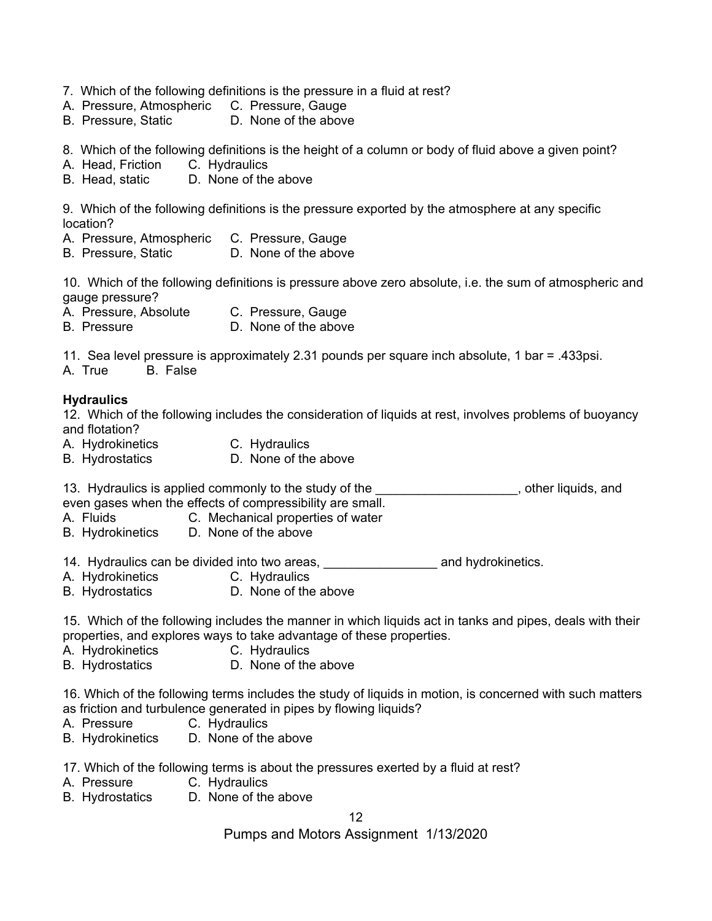7. Which of the following definitions is the pressure in a fluid at rest?
A. Pressure, Atmospheric C. Pressure, Gauge
B. Pressure, Static D. None of the above

8. Which of the following definitions is the height of a column or body of fluid above a given point?
A. Head, Friction C. Hydraulics
B. Head, static D. None of the above

9. Which of the following definitions is the pressure exported by the atmosphere at any specific location?
A. Pressure, Atmospheric C. Pressure, Gauge
B. Pressure, Static D. None of the above

10. Which of the following definitions is pressure above zero absolute, i.e. the sum of atmospheric and gauge pressure?
A. Pressure, Absolute C. Pressure, Gauge
B. Pressure D. None of the above

11. Sea level pressure is approximately 2.31 pounds per square inch absolute, 1 bar = .433psi.
A. True B. False

**Hydraulics**

12. Which of the following includes the consideration of liquids at rest, involves problems of buoyancy and flotation?
A. Hydrokinetics C. Hydraulics
B. Hydrostatics D. None of the above

13. Hydraulics is applied commonly to the study of the ____________________, other liquids, and even gases when the effects of compressibility are small.
A. Fluids C. Mechanical properties of water
B. Hydrokinetics D. None of the above

14. Hydraulics can be divided into two areas, ________________ and hydrokinetics.
A. Hydrokinetics C. Hydraulics
B. Hydrostatics D. None of the above

15. Which of the following includes the manner in which liquids act in tanks and pipes, deals with their properties, and explores ways to take advantage of these properties.
A. Hydrokinetics C. Hydraulics
B. Hydrostatics D. None of the above

16. Which of the following terms includes the study of liquids in motion, is concerned with such matters as friction and turbulence generated in pipes by flowing liquids?
A. Pressure C. Hydraulics
B. Hydrokinetics D. None of the above

17. Which of the following terms is about the pressures exerted by a fluid at rest?
A. Pressure C. Hydraulics
B. Hydrostatics D. None of the above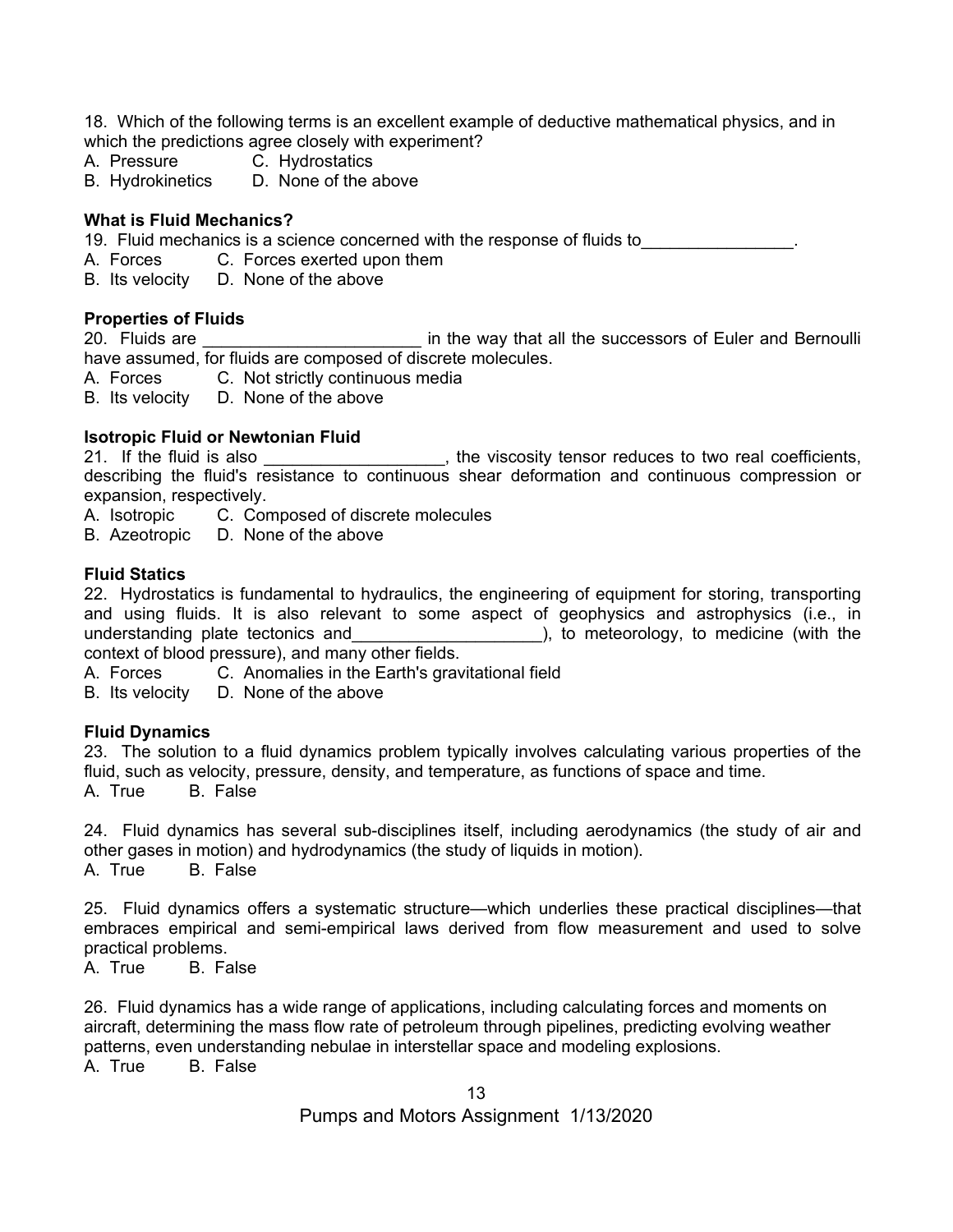18. Which of the following terms is an excellent example of deductive mathematical physics, and in which the predictions agree closely with experiment?

A. Pressure C. Hydrostatics
B. Hydrokinetics D. None of the above

**What is Fluid Mechanics?**

19. Fluid mechanics is a science concerned with the response of fluids to________________.

A. Forces C. Forces exerted upon them
B. Its velocity D. None of the above

**Properties of Fluids**

20. Fluids are _______________________ in the way that all the successors of Euler and Bernoulli have assumed, for fluids are composed of discrete molecules.

A. Forces C. Not strictly continuous media
B. Its velocity D. None of the above

**Isotropic Fluid or Newtonian Fluid**

21. If the fluid is also ___________________, the viscosity tensor reduces to two real coefficients, describing the fluid's resistance to continuous shear deformation and continuous compression or expansion, respectively.

A. Isotropic C. Composed of discrete molecules
B. Azeotropic D. None of the above

**Fluid Statics**

22. Hydrostatics is fundamental to hydraulics, the engineering of equipment for storing, transporting and using fluids. It is also relevant to some aspect of geophysics and astrophysics (i.e., in understanding plate tectonics and____________________), to meteorology, to medicine (with the context of blood pressure), and many other fields.

A. Forces C. Anomalies in the Earth's gravitational field
B. Its velocity D. None of the above

**Fluid Dynamics**

23. The solution to a fluid dynamics problem typically involves calculating various properties of the fluid, such as velocity, pressure, density, and temperature, as functions of space and time.

A. True B. False

24. Fluid dynamics has several sub-disciplines itself, including aerodynamics (the study of air and other gases in motion) and hydrodynamics (the study of liquids in motion).

A. True B. False

25. Fluid dynamics offers a systematic structure—which underlies these practical disciplines—that embraces empirical and semi-empirical laws derived from flow measurement and used to solve practical problems.

A. True B. False

26. Fluid dynamics has a wide range of applications, including calculating forces and moments on aircraft, determining the mass flow rate of petroleum through pipelines, predicting evolving weather patterns, even understanding nebulae in interstellar space and modeling explosions.

A. True B. False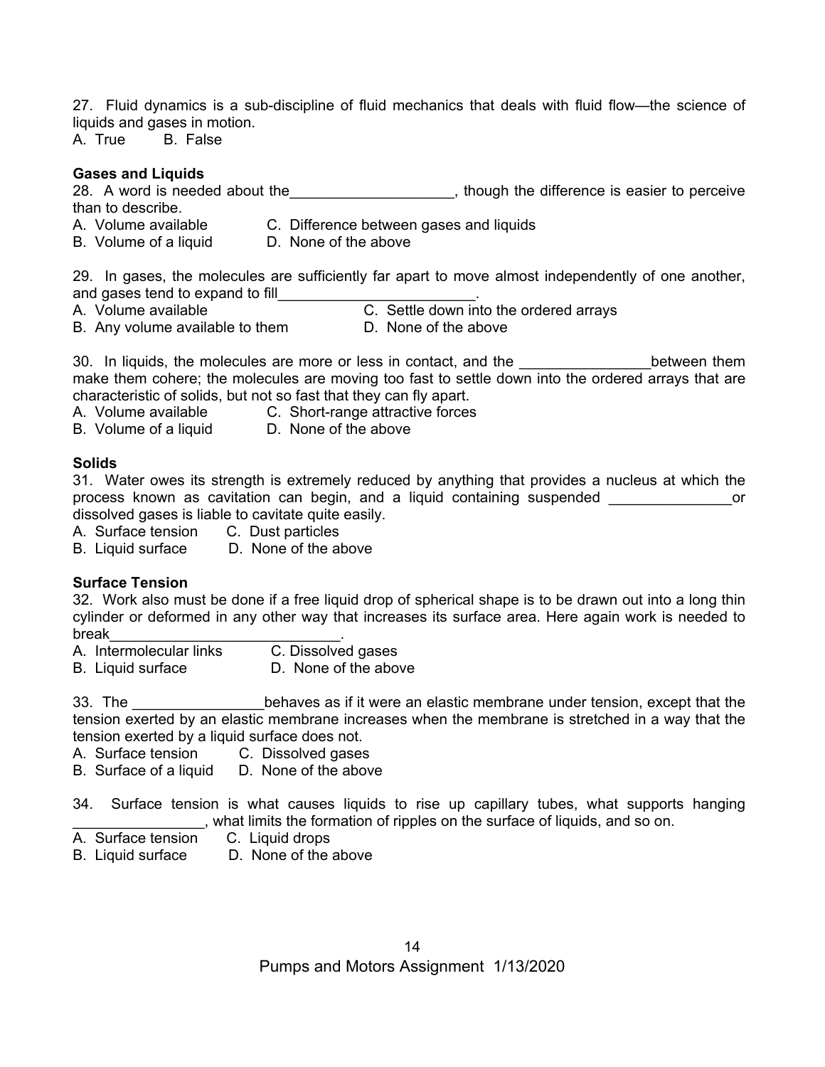27. Fluid dynamics is a sub-discipline of fluid mechanics that deals with fluid flow—the science of liquids and gases in motion.
A. True B. False

**Gases and Liquids**

28. A word is needed about the____________________, though the difference is easier to perceive than to describe.
A. Volume available C. Difference between gases and liquids
B. Volume of a liquid D. None of the above

29. In gases, the molecules are sufficiently far apart to move almost independently of one another, and gases tend to expand to fill_________________________.
A. Volume available C. Settle down into the ordered arrays
B. Any volume available to them D. None of the above

30. In liquids, the molecules are more or less in contact, and the ________________between them make them cohere; the molecules are moving too fast to settle down into the ordered arrays that are characteristic of solids, but not so fast that they can fly apart.
A. Volume available C. Short-range attractive forces
B. Volume of a liquid D. None of the above

**Solids**

31. Water owes its strength is extremely reduced by anything that provides a nucleus at which the process known as cavitation can begin, and a liquid containing suspended _______________or dissolved gases is liable to cavitate quite easily.
A. Surface tension C. Dust particles
B. Liquid surface D. None of the above

**Surface Tension**

32. Work also must be done if a free liquid drop of spherical shape is to be drawn out into a long thin cylinder or deformed in any other way that increases its surface area. Here again work is needed to break_____________________________.
A. Intermolecular links C. Dissolved gases
B. Liquid surface D. None of the above

33. The ________________behaves as if it were an elastic membrane under tension, except that the tension exerted by an elastic membrane increases when the membrane is stretched in a way that the tension exerted by a liquid surface does not.
A. Surface tension C. Dissolved gases
B. Surface of a liquid D. None of the above

34. Surface tension is what causes liquids to rise up capillary tubes, what supports hanging ________________, what limits the formation of ripples on the surface of liquids, and so on.
A. Surface tension C. Liquid drops
B. Liquid surface D. None of the above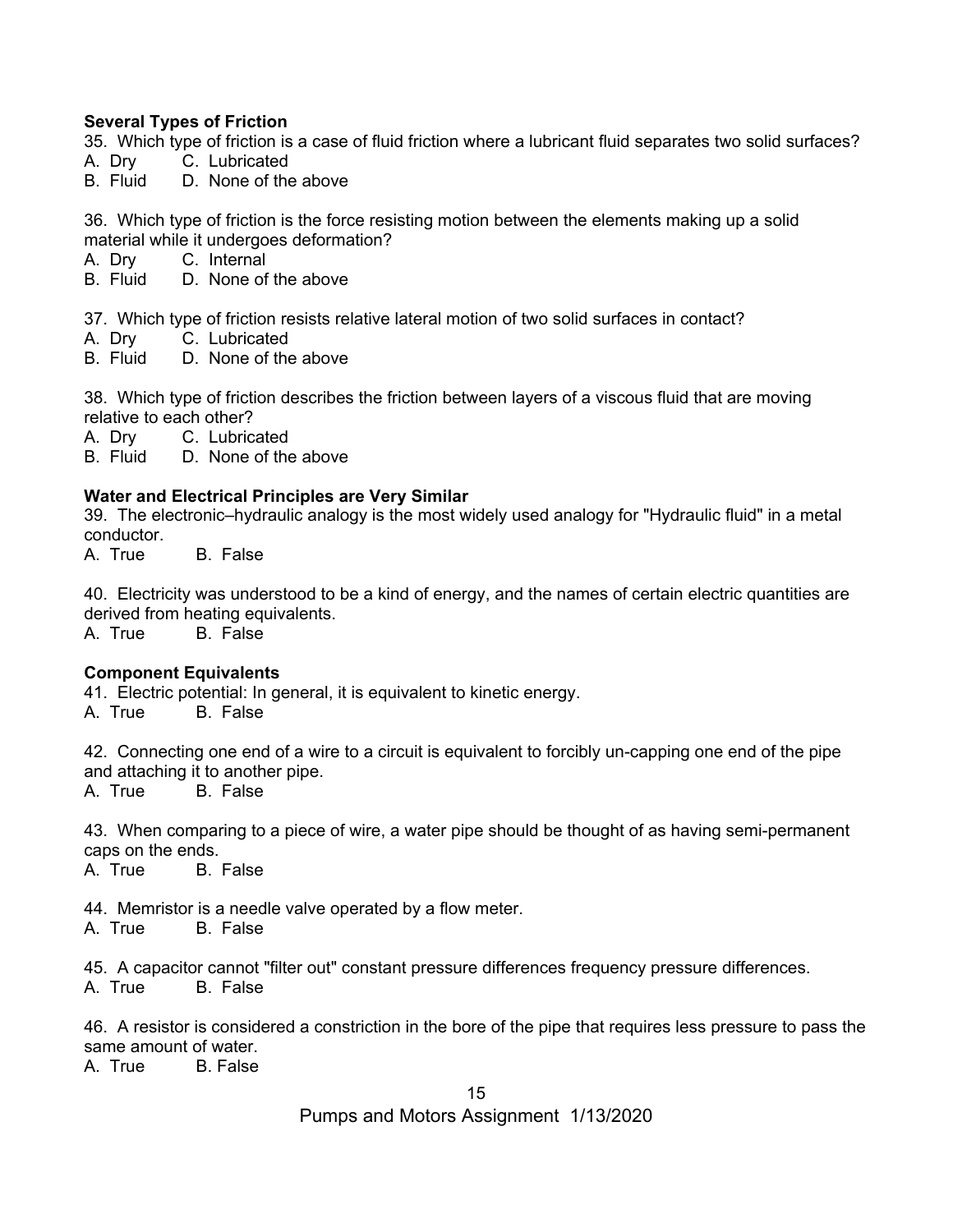**Several Types of Friction**

35. Which type of friction is a case of fluid friction where a lubricant fluid separates two solid surfaces?
A. Dry C. Lubricated
B. Fluid D. None of the above

36. Which type of friction is the force resisting motion between the elements making up a solid material while it undergoes deformation?
A. Dry C. Internal
B. Fluid D. None of the above

37. Which type of friction resists relative lateral motion of two solid surfaces in contact?
A. Dry C. Lubricated
B. Fluid D. None of the above

38. Which type of friction describes the friction between layers of a viscous fluid that are moving relative to each other?
A. Dry C. Lubricated
B. Fluid D. None of the above

**Water and Electrical Principles are Very Similar**

39. The electronic–hydraulic analogy is the most widely used analogy for "Hydraulic fluid" in a metal conductor.
A. True B. False

40. Electricity was understood to be a kind of energy, and the names of certain electric quantities are derived from heating equivalents.
A. True B. False

**Component Equivalents**

41. Electric potential: In general, it is equivalent to kinetic energy.
A. True B. False

42. Connecting one end of a wire to a circuit is equivalent to forcibly un-capping one end of the pipe and attaching it to another pipe.
A. True B. False

43. When comparing to a piece of wire, a water pipe should be thought of as having semi-permanent caps on the ends.
A. True B. False

44. Memristor is a needle valve operated by a flow meter.
A. True B. False

45. A capacitor cannot "filter out" constant pressure differences frequency pressure differences.
A. True B. False

46. A resistor is considered a constriction in the bore of the pipe that requires less pressure to pass the same amount of water.
A. True B. False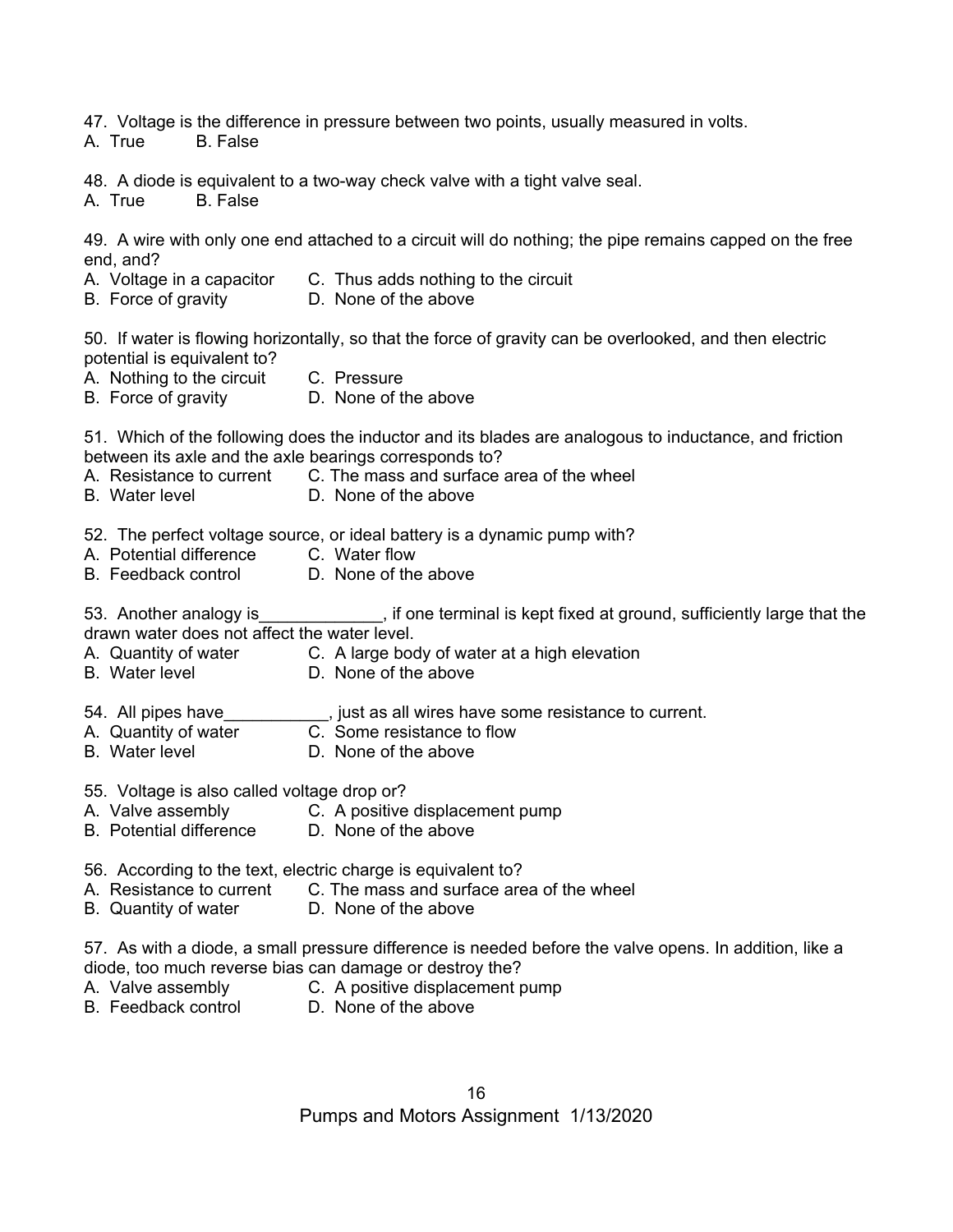47. Voltage is the difference in pressure between two points, usually measured in volts.
A. True  B. False

48. A diode is equivalent to a two-way check valve with a tight valve seal.
A. True  B. False

49. A wire with only one end attached to a circuit will do nothing; the pipe remains capped on the free end, and?
A. Voltage in a capacitor  C. Thus adds nothing to the circuit
B. Force of gravity  D. None of the above

50. If water is flowing horizontally, so that the force of gravity can be overlooked, and then electric potential is equivalent to?
A. Nothing to the circuit  C. Pressure
B. Force of gravity  D. None of the above

51. Which of the following does the inductor and its blades are analogous to inductance, and friction between its axle and the axle bearings corresponds to?
A. Resistance to current  C. The mass and surface area of the wheel
B. Water level  D. None of the above

52. The perfect voltage source, or ideal battery is a dynamic pump with?
A. Potential difference  C. Water flow
B. Feedback control  D. None of the above

53. Another analogy is_____________, if one terminal is kept fixed at ground, sufficiently large that the drawn water does not affect the water level.
A. Quantity of water  C. A large body of water at a high elevation
B. Water level  D. None of the above

54. All pipes have___________, just as all wires have some resistance to current.
A. Quantity of water  C. Some resistance to flow
B. Water level  D. None of the above

55. Voltage is also called voltage drop or?
A. Valve assembly  C. A positive displacement pump
B. Potential difference  D. None of the above

56. According to the text, electric charge is equivalent to?
A. Resistance to current  C. The mass and surface area of the wheel
B. Quantity of water  D. None of the above

57. As with a diode, a small pressure difference is needed before the valve opens. In addition, like a diode, too much reverse bias can damage or destroy the?
A. Valve assembly  C. A positive displacement pump
B. Feedback control  D. None of the above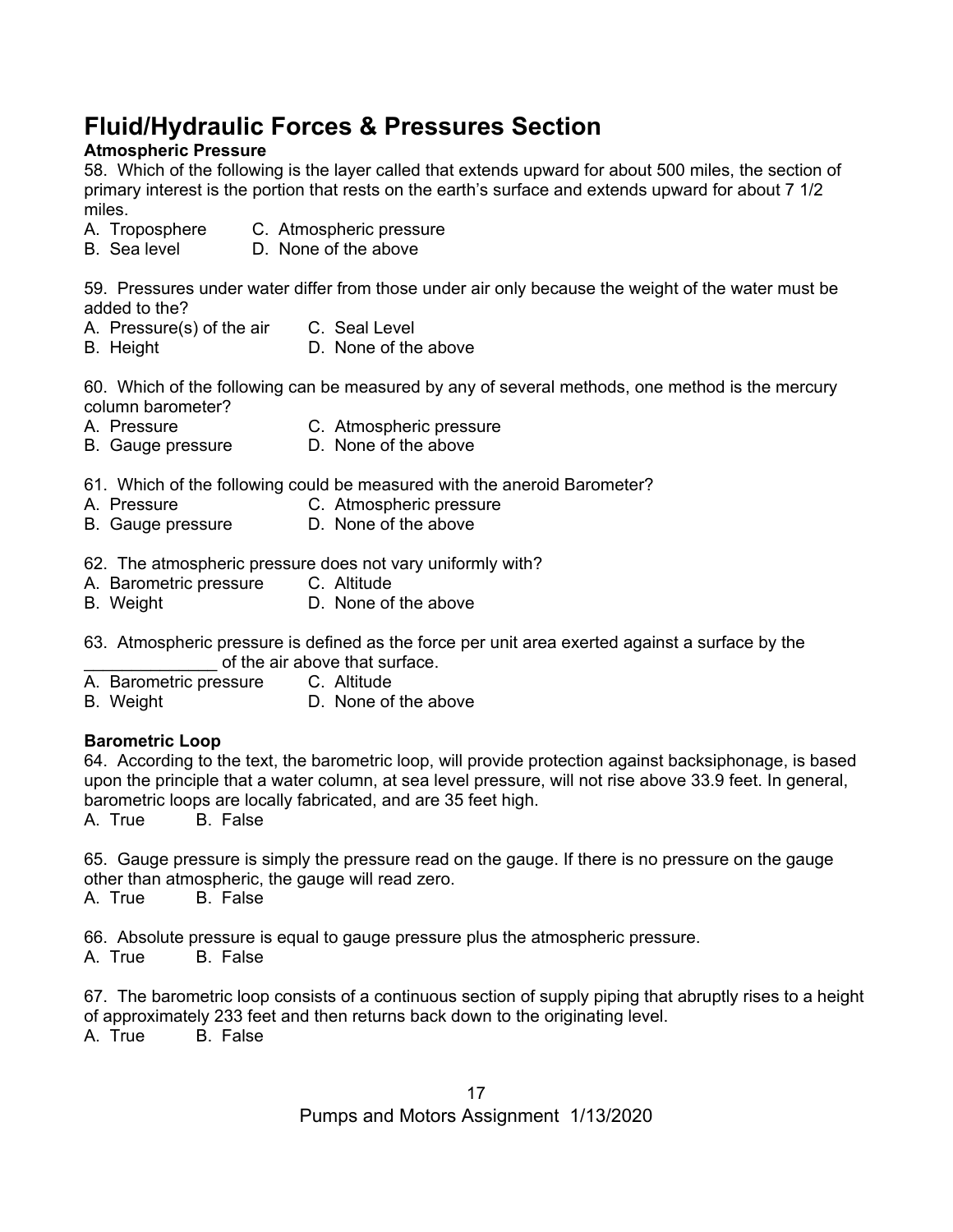# Fluid/Hydraulic Forces & Pressures Section

**Atmospheric Pressure**

58. Which of the following is the layer called that extends upward for about 500 miles, the section of primary interest is the portion that rests on the earth's surface and extends upward for about 7 1/2 miles.

A. Troposphere
B. Sea level
C. Atmospheric pressure
D. None of the above

59. Pressures under water differ from those under air only because the weight of the water must be added to the?

A. Pressure(s) of the air
B. Height
C. Seal Level
D. None of the above

60. Which of the following can be measured by any of several methods, one method is the mercury column barometer?

A. Pressure
B. Gauge pressure
C. Atmospheric pressure
D. None of the above

61. Which of the following could be measured with the aneroid Barometer?

A. Pressure
B. Gauge pressure
C. Atmospheric pressure
D. None of the above

62. The atmospheric pressure does not vary uniformly with?

A. Barometric pressure
B. Weight
C. Altitude
D. None of the above

63. Atmospheric pressure is defined as the force per unit area exerted against a surface by the ______________ of the air above that surface.

A. Barometric pressure
B. Weight
C. Altitude
D. None of the above

**Barometric Loop**

64. According to the text, the barometric loop, will provide protection against backsiphonage, is based upon the principle that a water column, at sea level pressure, will not rise above 33.9 feet. In general, barometric loops are locally fabricated, and are 35 feet high.

A. True
B. False

65. Gauge pressure is simply the pressure read on the gauge. If there is no pressure on the gauge other than atmospheric, the gauge will read zero.

A. True
B. False

66. Absolute pressure is equal to gauge pressure plus the atmospheric pressure.

A. True
B. False

67. The barometric loop consists of a continuous section of supply piping that abruptly rises to a height of approximately 233 feet and then returns back down to the originating level.

A. True
B. False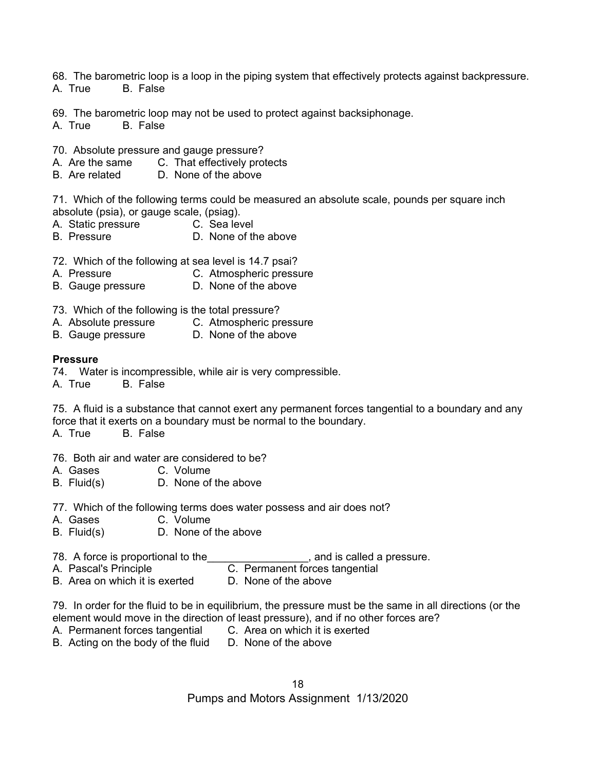68. The barometric loop is a loop in the piping system that effectively protects against backpressure.
A. True B. False

69. The barometric loop may not be used to protect against backsiphonage.
A. True B. False

70. Absolute pressure and gauge pressure?
A. Are the same C. That effectively protects
B. Are related D. None of the above

71. Which of the following terms could be measured an absolute scale, pounds per square inch absolute (psia), or gauge scale, (psiag).
A. Static pressure C. Sea level
B. Pressure D. None of the above

72. Which of the following at sea level is 14.7 psai?
A. Pressure C. Atmospheric pressure
B. Gauge pressure D. None of the above

73. Which of the following is the total pressure?
A. Absolute pressure C. Atmospheric pressure
B. Gauge pressure D. None of the above

**Pressure**

74. Water is incompressible, while air is very compressible.
A. True B. False

75. A fluid is a substance that cannot exert any permanent forces tangential to a boundary and any force that it exerts on a boundary must be normal to the boundary.
A. True B. False

76. Both air and water are considered to be?
A. Gases C. Volume
B. Fluid(s) D. None of the above

77. Which of the following terms does water possess and air does not?
A. Gases C. Volume
B. Fluid(s) D. None of the above

78. A force is proportional to the_________________, and is called a pressure.
A. Pascal's Principle C. Permanent forces tangential
B. Area on which it is exerted D. None of the above

79. In order for the fluid to be in equilibrium, the pressure must be the same in all directions (or the element would move in the direction of least pressure), and if no other forces are?
A. Permanent forces tangential C. Area on which it is exerted
B. Acting on the body of the fluid D. None of the above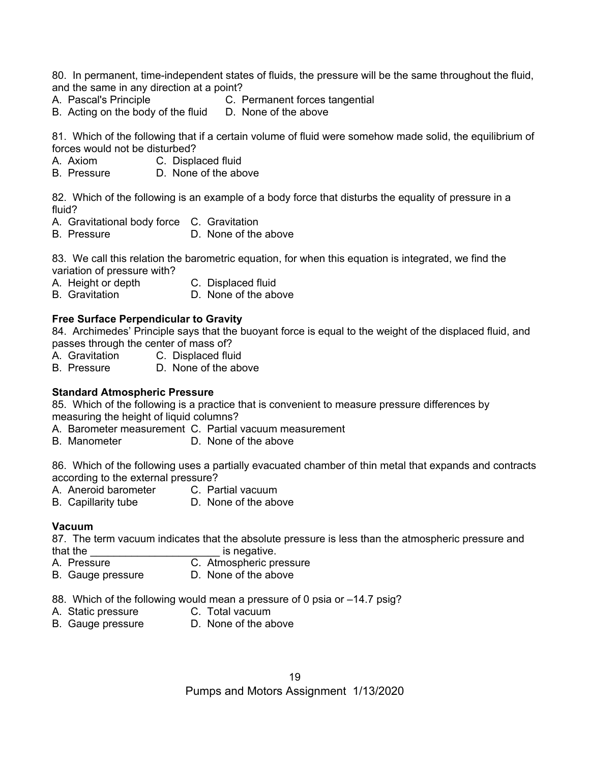80. In permanent, time-independent states of fluids, the pressure will be the same throughout the fluid, and the same in any direction at a point?

A. Pascal's Principle
B. Acting on the body of the fluid
C. Permanent forces tangential
D. None of the above

81. Which of the following that if a certain volume of fluid were somehow made solid, the equilibrium of forces would not be disturbed?

A. Axiom
B. Pressure
C. Displaced fluid
D. None of the above

82. Which of the following is an example of a body force that disturbs the equality of pressure in a fluid?

A. Gravitational body force
B. Pressure
C. Gravitation
D. None of the above

83. We call this relation the barometric equation, for when this equation is integrated, we find the variation of pressure with?

A. Height or depth
B. Gravitation
C. Displaced fluid
D. None of the above

**Free Surface Perpendicular to Gravity**

84. Archimedes' Principle says that the buoyant force is equal to the weight of the displaced fluid, and passes through the center of mass of?

A. Gravitation
B. Pressure
C. Displaced fluid
D. None of the above

**Standard Atmospheric Pressure**

85. Which of the following is a practice that is convenient to measure pressure differences by measuring the height of liquid columns?

A. Barometer measurement
B. Manometer
C. Partial vacuum measurement
D. None of the above

86. Which of the following uses a partially evacuated chamber of thin metal that expands and contracts according to the external pressure?

A. Aneroid barometer
B. Capillarity tube
C. Partial vacuum
D. None of the above

**Vacuum**

87. The term vacuum indicates that the absolute pressure is less than the atmospheric pressure and that the ______________________ is negative.

A. Pressure
B. Gauge pressure
C. Atmospheric pressure
D. None of the above

88. Which of the following would mean a pressure of 0 psia or –14.7 psig?

A. Static pressure
B. Gauge pressure
C. Total vacuum
D. None of the above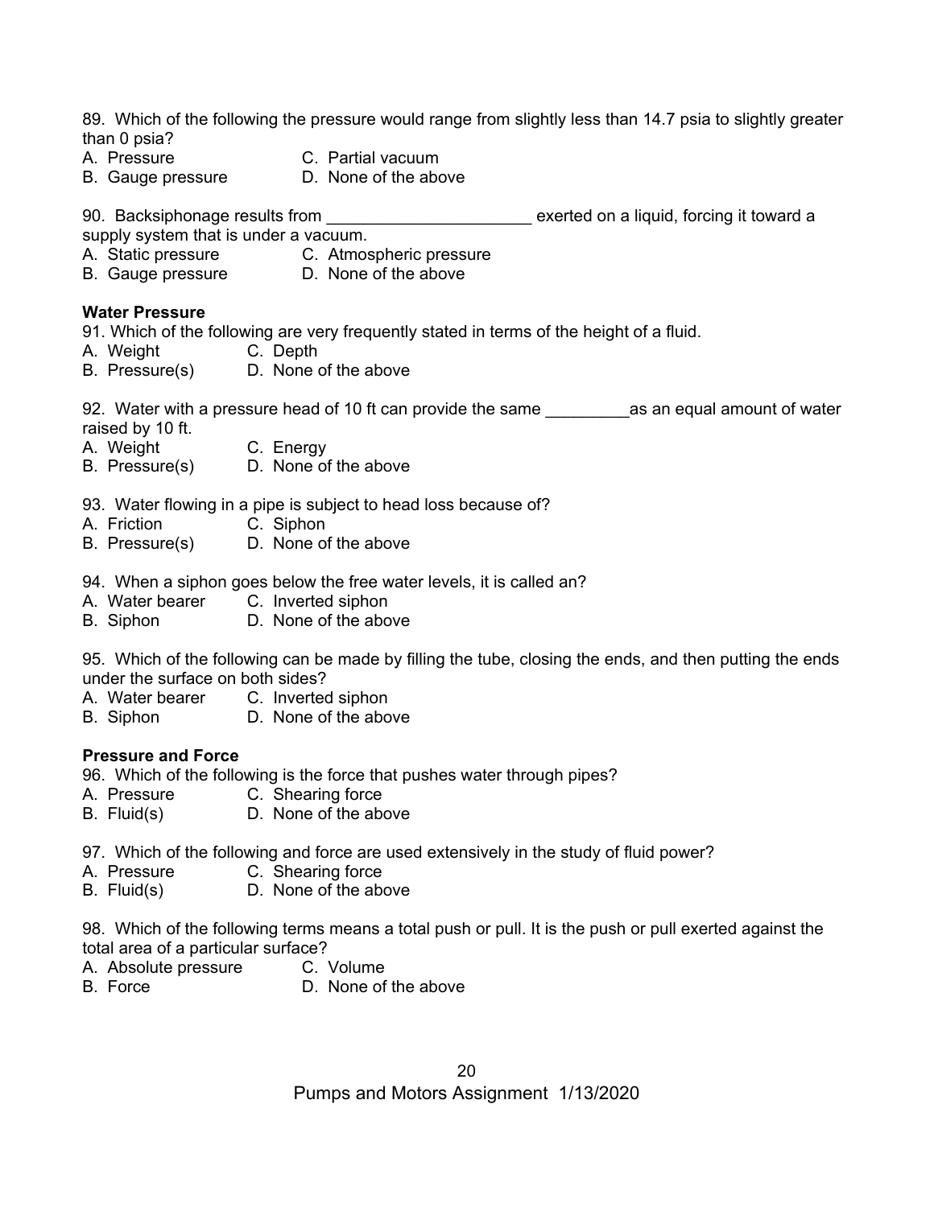89. Which of the following the pressure would range from slightly less than 14.7 psia to slightly greater than 0 psia?
A. Pressure C. Partial vacuum
B. Gauge pressure D. None of the above

90. Backsiphonage results from ______________________ exerted on a liquid, forcing it toward a supply system that is under a vacuum.
A. Static pressure C. Atmospheric pressure
B. Gauge pressure D. None of the above

**Water Pressure**

91. Which of the following are very frequently stated in terms of the height of a fluid.
A. Weight C. Depth
B. Pressure(s) D. None of the above

92. Water with a pressure head of 10 ft can provide the same _________as an equal amount of water raised by 10 ft.
A. Weight C. Energy
B. Pressure(s) D. None of the above

93. Water flowing in a pipe is subject to head loss because of?
A. Friction C. Siphon
B. Pressure(s) D. None of the above

94. When a siphon goes below the free water levels, it is called an?
A. Water bearer C. Inverted siphon
B. Siphon D. None of the above

95. Which of the following can be made by filling the tube, closing the ends, and then putting the ends under the surface on both sides?
A. Water bearer C. Inverted siphon
B. Siphon D. None of the above

**Pressure and Force**

96. Which of the following is the force that pushes water through pipes?
A. Pressure C. Shearing force
B. Fluid(s) D. None of the above

97. Which of the following and force are used extensively in the study of fluid power?
A. Pressure C. Shearing force
B. Fluid(s) D. None of the above

98. Which of the following terms means a total push or pull. It is the push or pull exerted against the total area of a particular surface?
A. Absolute pressure C. Volume
B. Force D. None of the above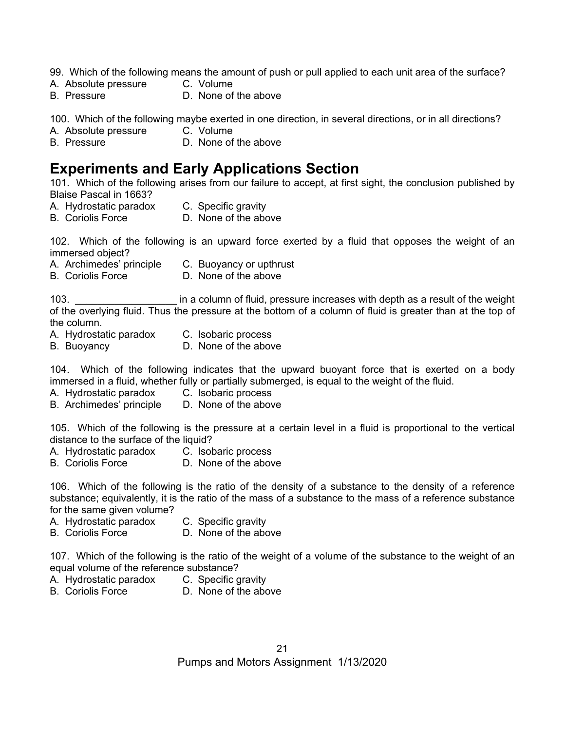99. Which of the following means the amount of push or pull applied to each unit area of the surface?

A. Absolute pressure
B. Pressure
C. Volume
D. None of the above

100. Which of the following maybe exerted in one direction, in several directions, or in all directions?

A. Absolute pressure
B. Pressure
C. Volume
D. None of the above

## Experiments and Early Applications Section

101. Which of the following arises from our failure to accept, at first sight, the conclusion published by Blaise Pascal in 1663?

A. Hydrostatic paradox
B. Coriolis Force
C. Specific gravity
D. None of the above

102. Which of the following is an upward force exerted by a fluid that opposes the weight of an immersed object?

A. Archimedes' principle
B. Coriolis Force
C. Buoyancy or upthrust
D. None of the above

103. __________________ in a column of fluid, pressure increases with depth as a result of the weight of the overlying fluid. Thus the pressure at the bottom of a column of fluid is greater than at the top of the column.

A. Hydrostatic paradox
B. Buoyancy
C. Isobaric process
D. None of the above

104. Which of the following indicates that the upward buoyant force that is exerted on a body immersed in a fluid, whether fully or partially submerged, is equal to the weight of the fluid.

A. Hydrostatic paradox
B. Archimedes' principle
C. Isobaric process
D. None of the above

105. Which of the following is the pressure at a certain level in a fluid is proportional to the vertical distance to the surface of the liquid?

A. Hydrostatic paradox
B. Coriolis Force
C. Isobaric process
D. None of the above

106. Which of the following is the ratio of the density of a substance to the density of a reference substance; equivalently, it is the ratio of the mass of a substance to the mass of a reference substance for the same given volume?

A. Hydrostatic paradox
B. Coriolis Force
C. Specific gravity
D. None of the above

107. Which of the following is the ratio of the weight of a volume of the substance to the weight of an equal volume of the reference substance?

A. Hydrostatic paradox
B. Coriolis Force
C. Specific gravity
D. None of the above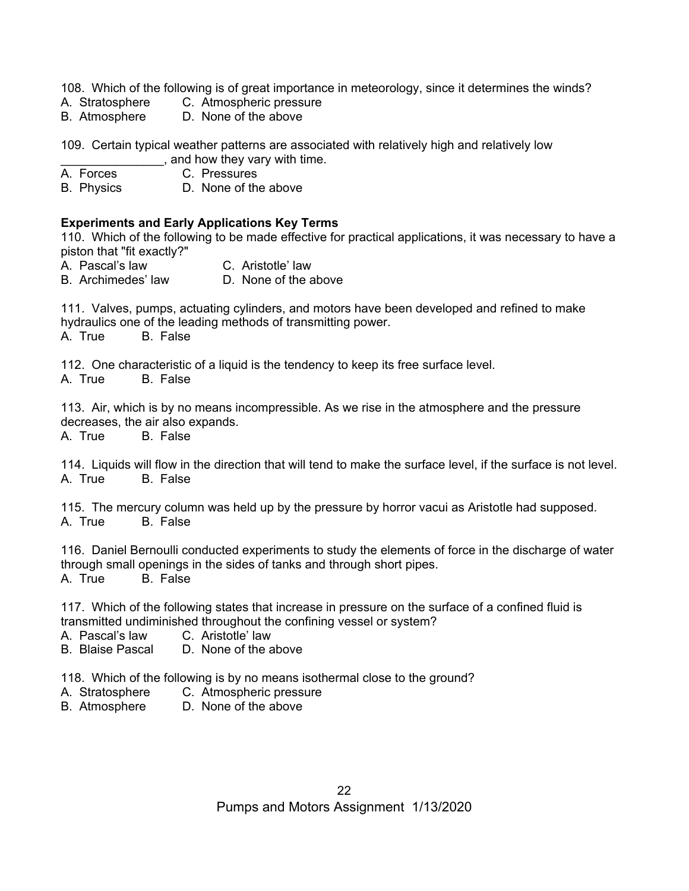108. Which of the following is of great importance in meteorology, since it determines the winds?
A. Stratosphere C. Atmospheric pressure
B. Atmosphere D. None of the above

109. Certain typical weather patterns are associated with relatively high and relatively low _______________, and how they vary with time.
A. Forces C. Pressures
B. Physics D. None of the above

**Experiments and Early Applications Key Terms**

110. Which of the following to be made effective for practical applications, it was necessary to have a piston that "fit exactly?"
A. Pascal's law C. Aristotle' law
B. Archimedes' law D. None of the above

111. Valves, pumps, actuating cylinders, and motors have been developed and refined to make hydraulics one of the leading methods of transmitting power.
A. True B. False

112. One characteristic of a liquid is the tendency to keep its free surface level.
A. True B. False

113. Air, which is by no means incompressible. As we rise in the atmosphere and the pressure decreases, the air also expands.
A. True B. False

114. Liquids will flow in the direction that will tend to make the surface level, if the surface is not level.
A. True B. False

115. The mercury column was held up by the pressure by horror vacui as Aristotle had supposed.
A. True B. False

116. Daniel Bernoulli conducted experiments to study the elements of force in the discharge of water through small openings in the sides of tanks and through short pipes.
A. True B. False

117. Which of the following states that increase in pressure on the surface of a confined fluid is transmitted undiminished throughout the confining vessel or system?
A. Pascal's law C. Aristotle' law
B. Blaise Pascal D. None of the above

118. Which of the following is by no means isothermal close to the ground?
A. Stratosphere C. Atmospheric pressure
B. Atmosphere D. None of the above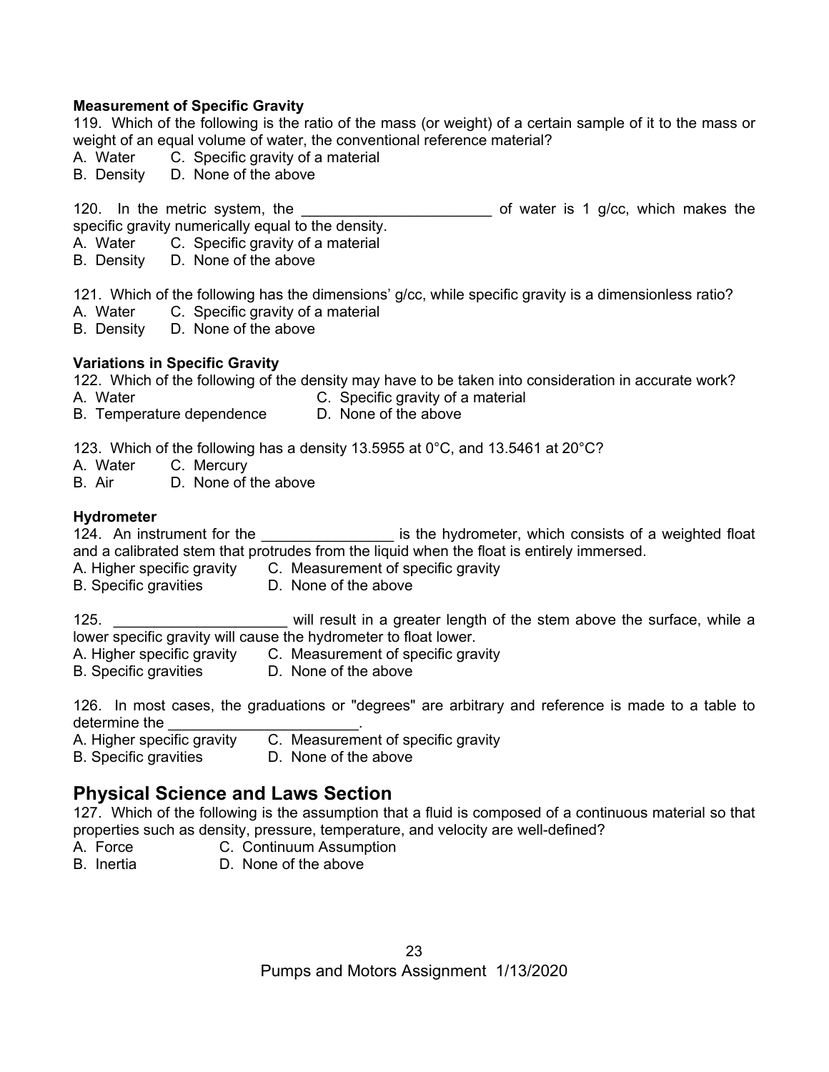**Measurement of Specific Gravity**

119. Which of the following is the ratio of the mass (or weight) of a certain sample of it to the mass or weight of an equal volume of water, the conventional reference material?
A. Water C. Specific gravity of a material
B. Density D. None of the above

120. In the metric system, the _______________________ of water is 1 g/cc, which makes the specific gravity numerically equal to the density.
A. Water C. Specific gravity of a material
B. Density D. None of the above

121. Which of the following has the dimensions' g/cc, while specific gravity is a dimensionless ratio?
A. Water C. Specific gravity of a material
B. Density D. None of the above

**Variations in Specific Gravity**

122. Which of the following of the density may have to be taken into consideration in accurate work?
A. Water C. Specific gravity of a material
B. Temperature dependence D. None of the above

123. Which of the following has a density 13.5955 at 0°C, and 13.5461 at 20°C?
A. Water C. Mercury
B. Air D. None of the above

**Hydrometer**

124. An instrument for the ________________ is the hydrometer, which consists of a weighted float and a calibrated stem that protrudes from the liquid when the float is entirely immersed.
A. Higher specific gravity C. Measurement of specific gravity
B. Specific gravities D. None of the above

125. _____________________ will result in a greater length of the stem above the surface, while a lower specific gravity will cause the hydrometer to float lower.
A. Higher specific gravity C. Measurement of specific gravity
B. Specific gravities D. None of the above

126. In most cases, the graduations or "degrees" are arbitrary and reference is made to a table to determine the _______________________.
A. Higher specific gravity C. Measurement of specific gravity
B. Specific gravities D. None of the above

## Physical Science and Laws Section

127. Which of the following is the assumption that a fluid is composed of a continuous material so that properties such as density, pressure, temperature, and velocity are well-defined?
A. Force C. Continuum Assumption
B. Inertia D. None of the above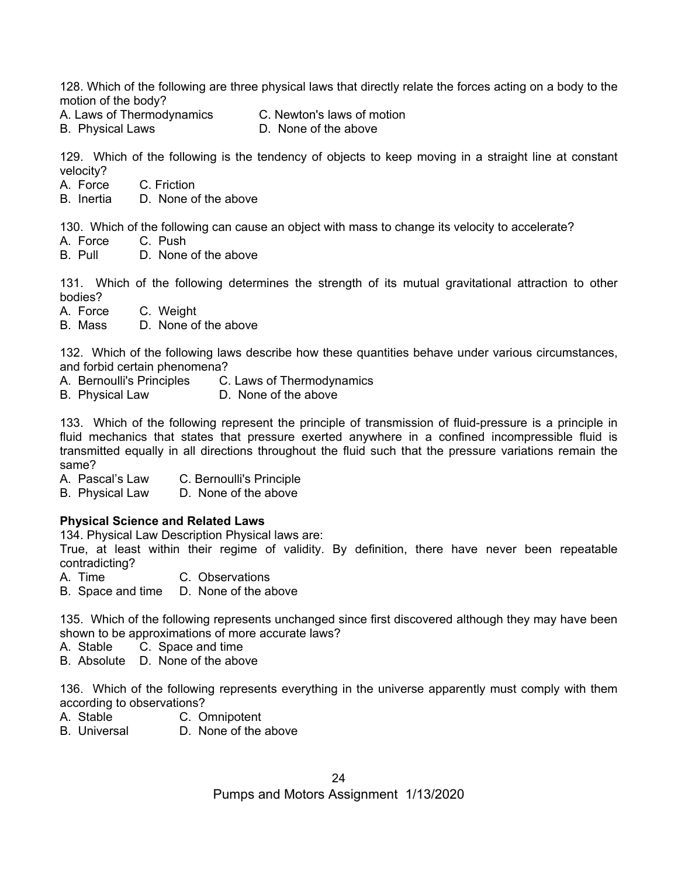128. Which of the following are three physical laws that directly relate the forces acting on a body to the motion of the body?

A. Laws of Thermodynamics
B. Physical Laws
C. Newton's laws of motion
D. None of the above

129. Which of the following is the tendency of objects to keep moving in a straight line at constant velocity?

A. Force
B. Inertia
C. Friction
D. None of the above

130. Which of the following can cause an object with mass to change its velocity to accelerate?

A. Force
B. Pull
C. Push
D. None of the above

131. Which of the following determines the strength of its mutual gravitational attraction to other bodies?

A. Force
B. Mass
C. Weight
D. None of the above

132. Which of the following laws describe how these quantities behave under various circumstances, and forbid certain phenomena?

A. Bernoulli's Principles
B. Physical Law
C. Laws of Thermodynamics
D. None of the above

133. Which of the following represent the principle of transmission of fluid-pressure is a principle in fluid mechanics that states that pressure exerted anywhere in a confined incompressible fluid is transmitted equally in all directions throughout the fluid such that the pressure variations remain the same?

A. Pascal's Law
B. Physical Law
C. Bernoulli's Principle
D. None of the above

**Physical Science and Related Laws**

134. Physical Law Description Physical laws are:
True, at least within their regime of validity. By definition, there have never been repeatable contradicting?

A. Time
B. Space and time
C. Observations
D. None of the above

135. Which of the following represents unchanged since first discovered although they may have been shown to be approximations of more accurate laws?

A. Stable
B. Absolute
C. Space and time
D. None of the above

136. Which of the following represents everything in the universe apparently must comply with them according to observations?

A. Stable
B. Universal
C. Omnipotent
D. None of the above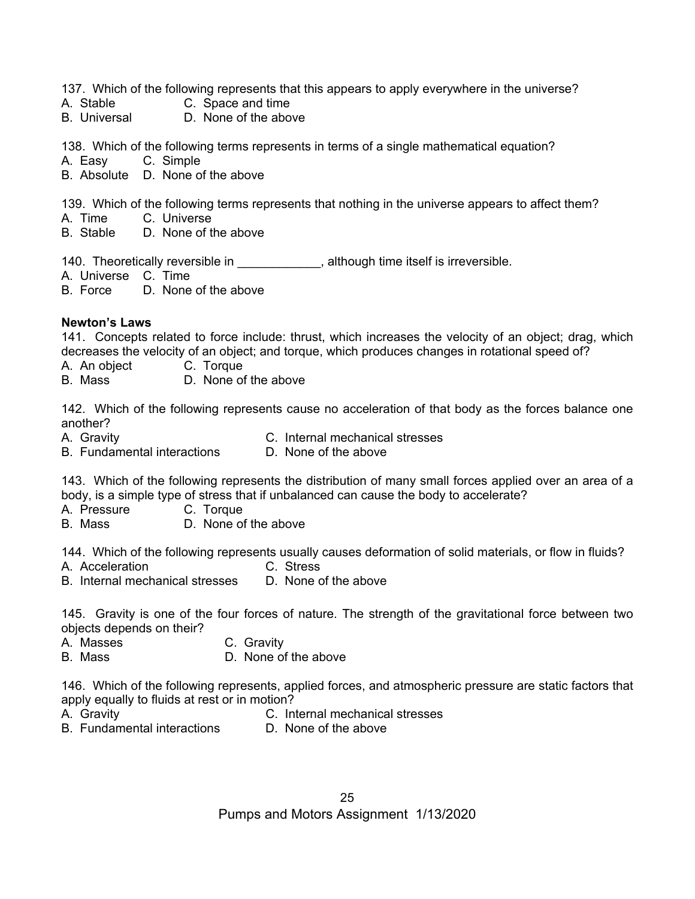137. Which of the following represents that this appears to apply everywhere in the universe?
A. Stable C. Space and time
B. Universal D. None of the above

138. Which of the following terms represents in terms of a single mathematical equation?
A. Easy C. Simple
B. Absolute D. None of the above

139. Which of the following terms represents that nothing in the universe appears to affect them?
A. Time C. Universe
B. Stable D. None of the above

140. Theoretically reversible in ____________, although time itself is irreversible.
A. Universe C. Time
B. Force D. None of the above

**Newton's Laws**

141. Concepts related to force include: thrust, which increases the velocity of an object; drag, which decreases the velocity of an object; and torque, which produces changes in rotational speed of?
A. An object C. Torque
B. Mass D. None of the above

142. Which of the following represents cause no acceleration of that body as the forces balance one another?
A. Gravity C. Internal mechanical stresses
B. Fundamental interactions D. None of the above

143. Which of the following represents the distribution of many small forces applied over an area of a body, is a simple type of stress that if unbalanced can cause the body to accelerate?
A. Pressure C. Torque
B. Mass D. None of the above

144. Which of the following represents usually causes deformation of solid materials, or flow in fluids?
A. Acceleration C. Stress
B. Internal mechanical stresses D. None of the above

145. Gravity is one of the four forces of nature. The strength of the gravitational force between two objects depends on their?
A. Masses C. Gravity
B. Mass D. None of the above

146. Which of the following represents, applied forces, and atmospheric pressure are static factors that apply equally to fluids at rest or in motion?
A. Gravity C. Internal mechanical stresses
B. Fundamental interactions D. None of the above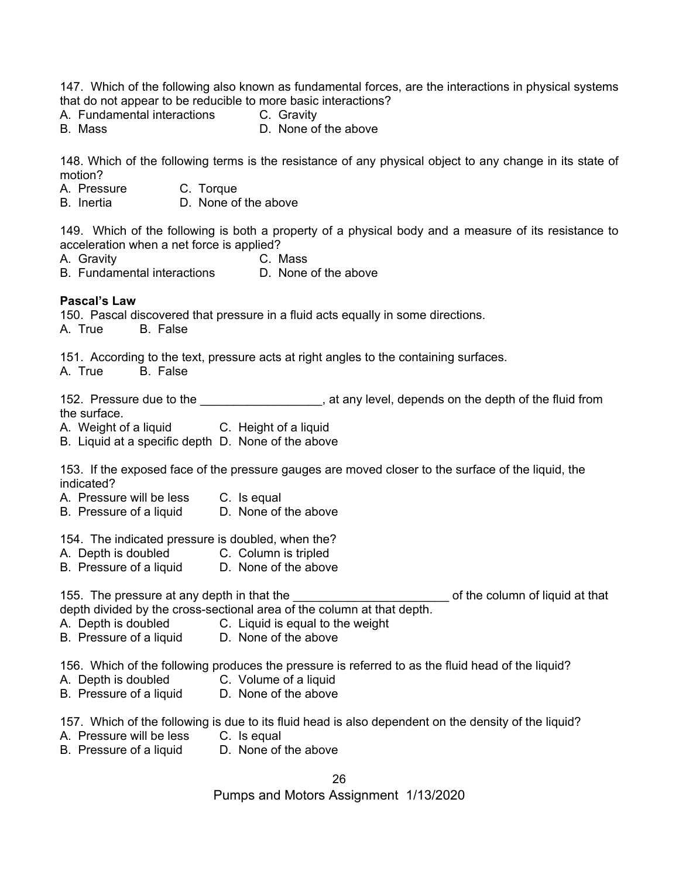147. Which of the following also known as fundamental forces, are the interactions in physical systems that do not appear to be reducible to more basic interactions?

A. Fundamental interactions
B. Mass
C. Gravity
D. None of the above

148. Which of the following terms is the resistance of any physical object to any change in its state of motion?

A. Pressure
B. Inertia
C. Torque
D. None of the above

149. Which of the following is both a property of a physical body and a measure of its resistance to acceleration when a net force is applied?

A. Gravity
B. Fundamental interactions
C. Mass
D. None of the above

**Pascal's Law**

150. Pascal discovered that pressure in a fluid acts equally in some directions.

A. True B. False

151. According to the text, pressure acts at right angles to the containing surfaces.

A. True B. False

152. Pressure due to the __________________, at any level, depends on the depth of the fluid from the surface.

A. Weight of a liquid
B. Liquid at a specific depth
C. Height of a liquid
D. None of the above

153. If the exposed face of the pressure gauges are moved closer to the surface of the liquid, the indicated?

A. Pressure will be less
B. Pressure of a liquid
C. Is equal
D. None of the above

154. The indicated pressure is doubled, when the?

A. Depth is doubled
B. Pressure of a liquid
C. Column is tripled
D. None of the above

155. The pressure at any depth in that the ________________________ of the column of liquid at that depth divided by the cross-sectional area of the column at that depth.

A. Depth is doubled
B. Pressure of a liquid
C. Liquid is equal to the weight
D. None of the above

156. Which of the following produces the pressure is referred to as the fluid head of the liquid?

A. Depth is doubled
B. Pressure of a liquid
C. Volume of a liquid
D. None of the above

157. Which of the following is due to its fluid head is also dependent on the density of the liquid?

A. Pressure will be less
B. Pressure of a liquid
C. Is equal
D. None of the above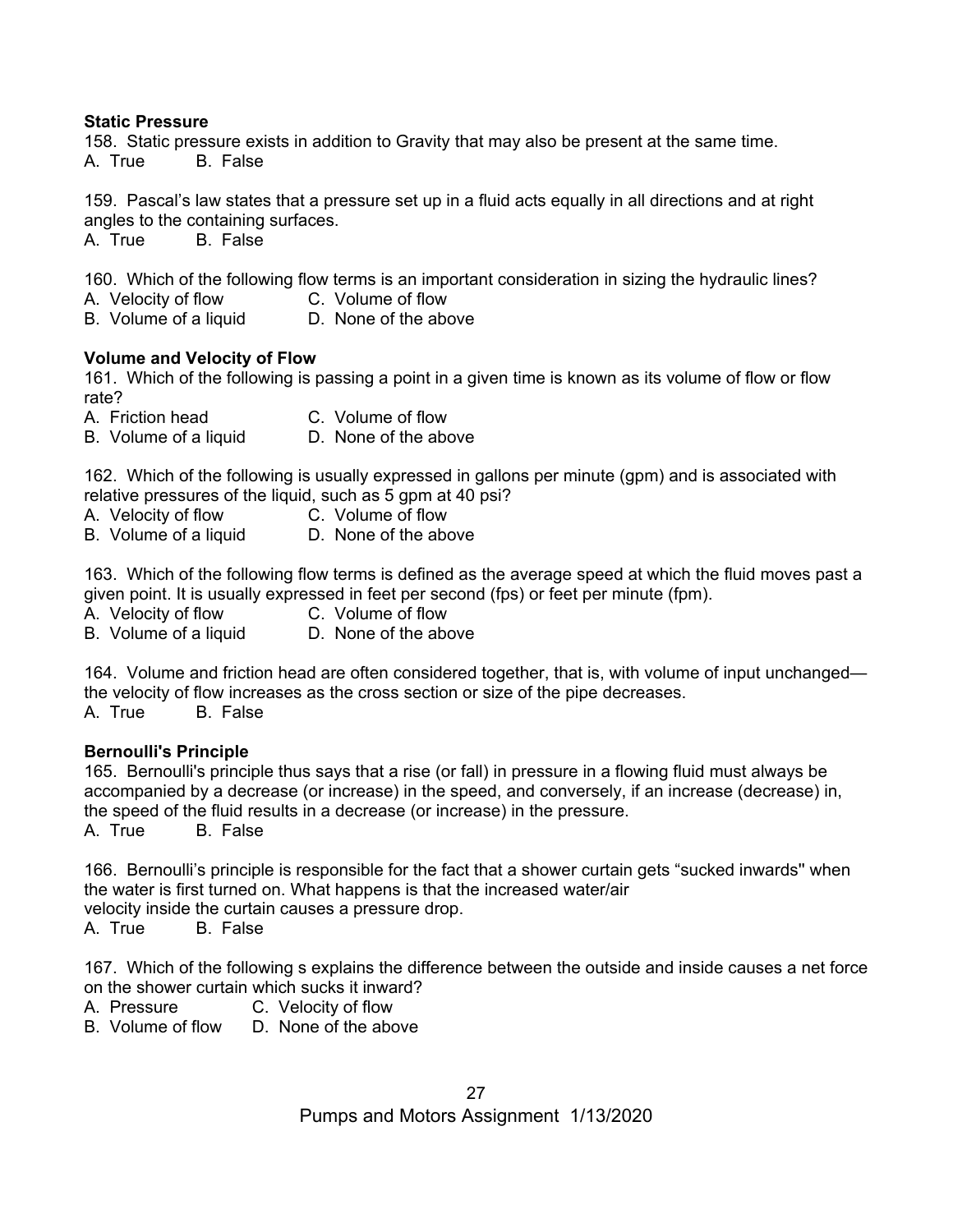**Static Pressure**

158. Static pressure exists in addition to Gravity that may also be present at the same time.
A. True  B. False

159. Pascal's law states that a pressure set up in a fluid acts equally in all directions and at right angles to the containing surfaces.
A. True  B. False

160. Which of the following flow terms is an important consideration in sizing the hydraulic lines?
A. Velocity of flow  C. Volume of flow
B. Volume of a liquid  D. None of the above

**Volume and Velocity of Flow**

161. Which of the following is passing a point in a given time is known as its volume of flow or flow rate?
A. Friction head  C. Volume of flow
B. Volume of a liquid  D. None of the above

162. Which of the following is usually expressed in gallons per minute (gpm) and is associated with relative pressures of the liquid, such as 5 gpm at 40 psi?
A. Velocity of flow  C. Volume of flow
B. Volume of a liquid  D. None of the above

163. Which of the following flow terms is defined as the average speed at which the fluid moves past a given point. It is usually expressed in feet per second (fps) or feet per minute (fpm).
A. Velocity of flow  C. Volume of flow
B. Volume of a liquid  D. None of the above

164. Volume and friction head are often considered together, that is, with volume of input unchanged—the velocity of flow increases as the cross section or size of the pipe decreases.
A. True  B. False

**Bernoulli's Principle**

165. Bernoulli's principle thus says that a rise (or fall) in pressure in a flowing fluid must always be accompanied by a decrease (or increase) in the speed, and conversely, if an increase (decrease) in, the speed of the fluid results in a decrease (or increase) in the pressure.
A. True  B. False

166. Bernoulli's principle is responsible for the fact that a shower curtain gets "sucked inwards" when the water is first turned on. What happens is that the increased water/air velocity inside the curtain causes a pressure drop.
A. True  B. False

167. Which of the following s explains the difference between the outside and inside causes a net force on the shower curtain which sucks it inward?
A. Pressure  C. Velocity of flow
B. Volume of flow  D. None of the above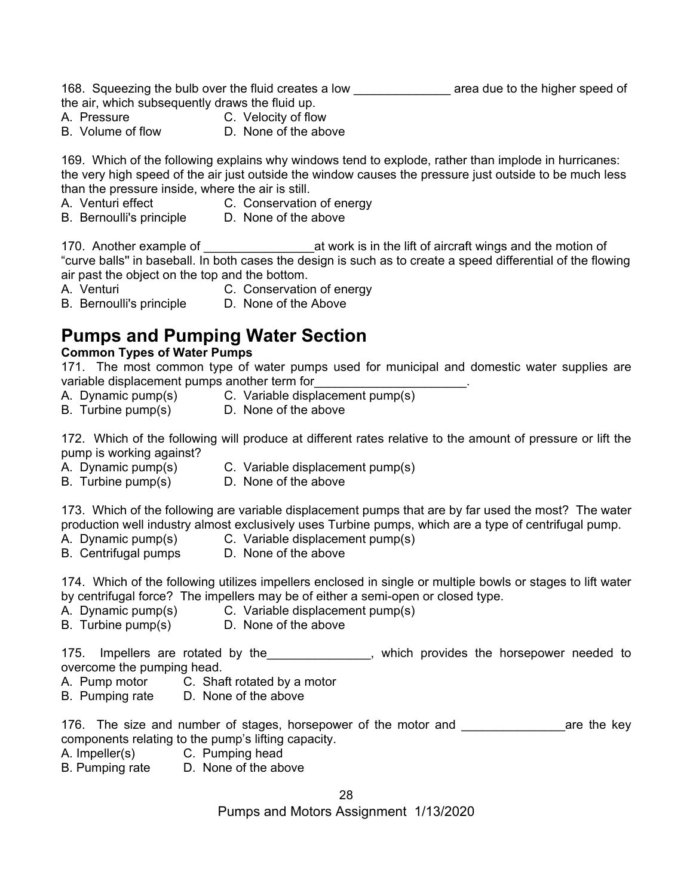168. Squeezing the bulb over the fluid creates a low ______________ area due to the higher speed of the air, which subsequently draws the fluid up.

A. Pressure  C. Velocity of flow
B. Volume of flow  D. None of the above

169. Which of the following explains why windows tend to explode, rather than implode in hurricanes: the very high speed of the air just outside the window causes the pressure just outside to be much less than the pressure inside, where the air is still.

A. Venturi effect  C. Conservation of energy
B. Bernoulli's principle  D. None of the above

170. Another example of ________________at work is in the lift of aircraft wings and the motion of “curve balls" in baseball. In both cases the design is such as to create a speed differential of the flowing air past the object on the top and the bottom.

A. Venturi  C. Conservation of energy
B. Bernoulli's principle  D. None of the Above

# Pumps and Pumping Water Section

**Common Types of Water Pumps**

171. The most common type of water pumps used for municipal and domestic water supplies are variable displacement pumps another term for______________________.

A. Dynamic pump(s)  C. Variable displacement pump(s)
B. Turbine pump(s)  D. None of the above

172. Which of the following will produce at different rates relative to the amount of pressure or lift the pump is working against?

A. Dynamic pump(s)  C. Variable displacement pump(s)
B. Turbine pump(s)  D. None of the above

173. Which of the following are variable displacement pumps that are by far used the most? The water production well industry almost exclusively uses Turbine pumps, which are a type of centrifugal pump.

A. Dynamic pump(s)  C. Variable displacement pump(s)
B. Centrifugal pumps  D. None of the above

174. Which of the following utilizes impellers enclosed in single or multiple bowls or stages to lift water by centrifugal force? The impellers may be of either a semi-open or closed type.

A. Dynamic pump(s)  C. Variable displacement pump(s)
B. Turbine pump(s)  D. None of the above

175. Impellers are rotated by the_______________, which provides the horsepower needed to overcome the pumping head.

A. Pump motor  C. Shaft rotated by a motor
B. Pumping rate  D. None of the above

176. The size and number of stages, horsepower of the motor and _______________are the key components relating to the pump’s lifting capacity.

A. Impeller(s)  C. Pumping head
B. Pumping rate  D. None of the above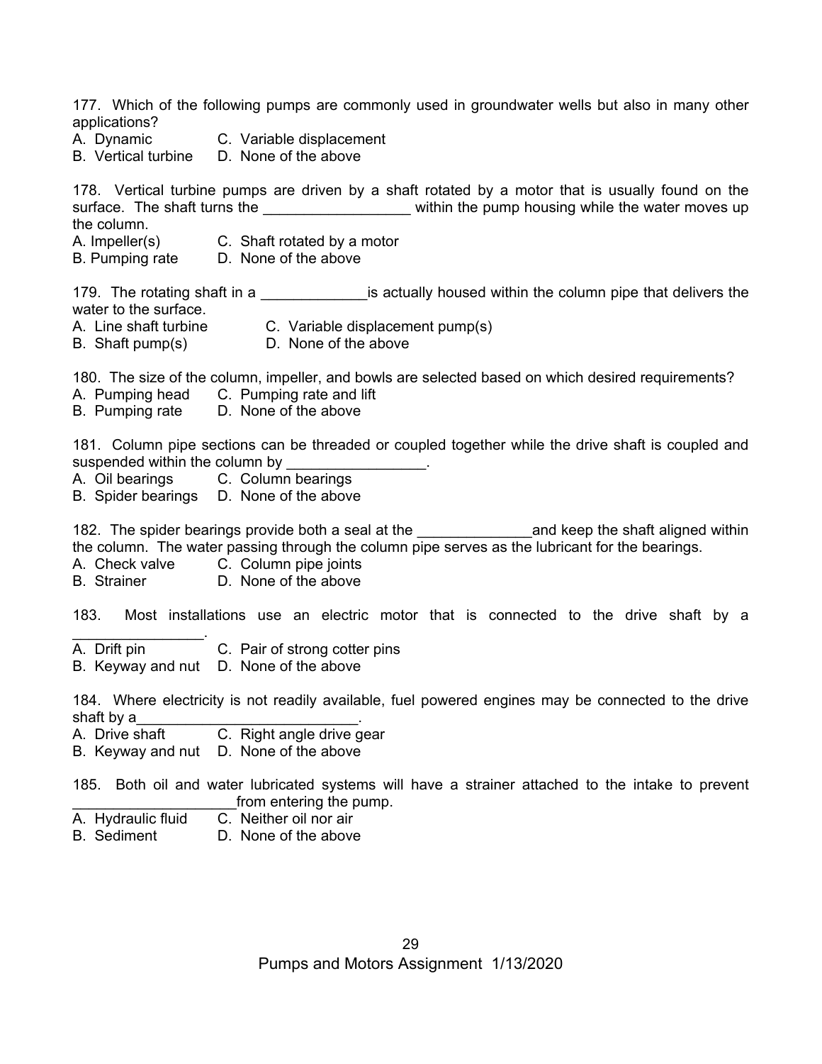177. Which of the following pumps are commonly used in groundwater wells but also in many other applications?
A. Dynamic C. Variable displacement
B. Vertical turbine D. None of the above

178. Vertical turbine pumps are driven by a shaft rotated by a motor that is usually found on the surface. The shaft turns the __________________ within the pump housing while the water moves up the column.
A. Impeller(s) C. Shaft rotated by a motor
B. Pumping rate D. None of the above

179. The rotating shaft in a _____________is actually housed within the column pipe that delivers the water to the surface.
A. Line shaft turbine C. Variable displacement pump(s)
B. Shaft pump(s) D. None of the above

180. The size of the column, impeller, and bowls are selected based on which desired requirements?
A. Pumping head C. Pumping rate and lift
B. Pumping rate D. None of the above

181. Column pipe sections can be threaded or coupled together while the drive shaft is coupled and suspended within the column by _________________.
A. Oil bearings C. Column bearings
B. Spider bearings D. None of the above

182. The spider bearings provide both a seal at the ______________and keep the shaft aligned within the column. The water passing through the column pipe serves as the lubricant for the bearings.
A. Check valve C. Column pipe joints
B. Strainer D. None of the above

183. Most installations use an electric motor that is connected to the drive shaft by a ________________.
A. Drift pin C. Pair of strong cotter pins
B. Keyway and nut D. None of the above

184. Where electricity is not readily available, fuel powered engines may be connected to the drive shaft by a____________________________.
A. Drive shaft C. Right angle drive gear
B. Keyway and nut D. None of the above

185. Both oil and water lubricated systems will have a strainer attached to the intake to prevent ___________________from entering the pump.
A. Hydraulic fluid C. Neither oil nor air
B. Sediment D. None of the above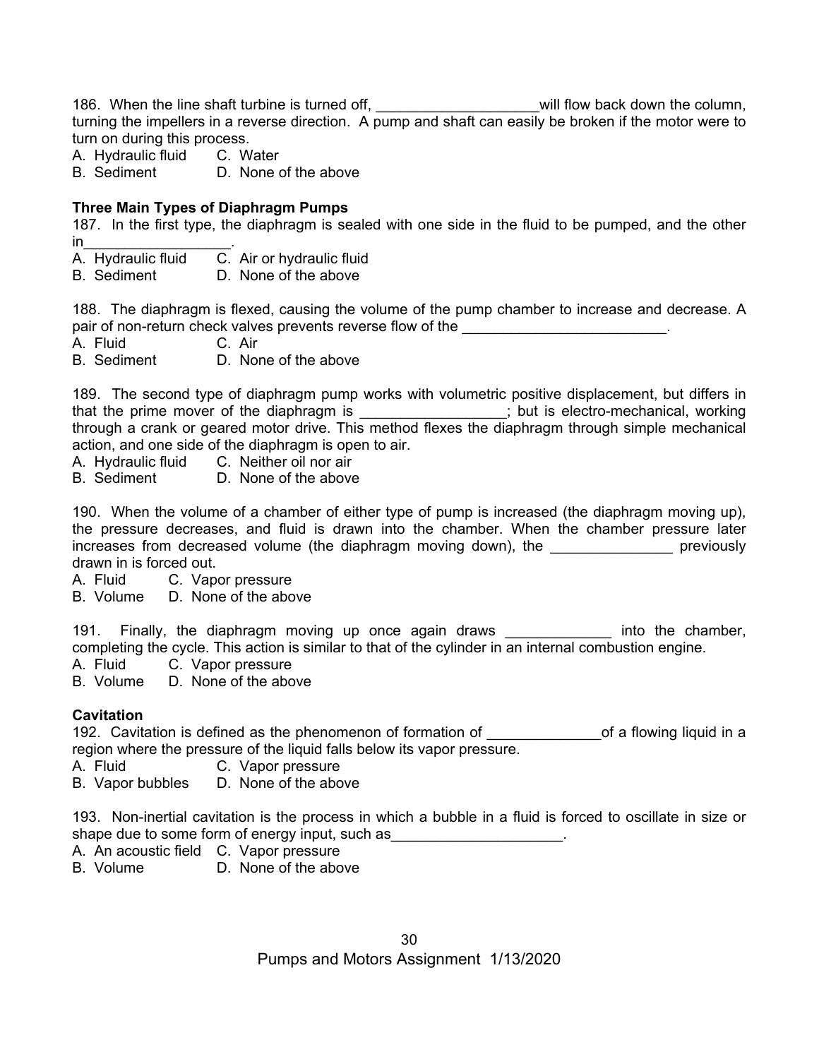186. When the line shaft turbine is turned off, ____________________will flow back down the column, turning the impellers in a reverse direction. A pump and shaft can easily be broken if the motor were to turn on during this process.
A. Hydraulic fluid C. Water
B. Sediment D. None of the above

**Three Main Types of Diaphragm Pumps**

187. In the first type, the diaphragm is sealed with one side in the fluid to be pumped, and the other in__________________.
A. Hydraulic fluid C. Air or hydraulic fluid
B. Sediment D. None of the above

188. The diaphragm is flexed, causing the volume of the pump chamber to increase and decrease. A pair of non-return check valves prevents reverse flow of the _________________________.
A. Fluid C. Air
B. Sediment D. None of the above

189. The second type of diaphragm pump works with volumetric positive displacement, but differs in that the prime mover of the diaphragm is __________________; but is electro-mechanical, working through a crank or geared motor drive. This method flexes the diaphragm through simple mechanical action, and one side of the diaphragm is open to air.
A. Hydraulic fluid C. Neither oil nor air
B. Sediment D. None of the above

190. When the volume of a chamber of either type of pump is increased (the diaphragm moving up), the pressure decreases, and fluid is drawn into the chamber. When the chamber pressure later increases from decreased volume (the diaphragm moving down), the _______________ previously drawn in is forced out.
A. Fluid C. Vapor pressure
B. Volume D. None of the above

191. Finally, the diaphragm moving up once again draws _____________ into the chamber, completing the cycle. This action is similar to that of the cylinder in an internal combustion engine.
A. Fluid C. Vapor pressure
B. Volume D. None of the above

**Cavitation**

192. Cavitation is defined as the phenomenon of formation of ______________of a flowing liquid in a region where the pressure of the liquid falls below its vapor pressure.
A. Fluid C. Vapor pressure
B. Vapor bubbles D. None of the above

193. Non-inertial cavitation is the process in which a bubble in a fluid is forced to oscillate in size or shape due to some form of energy input, such as_____________________.
A. An acoustic field C. Vapor pressure
B. Volume D. None of the above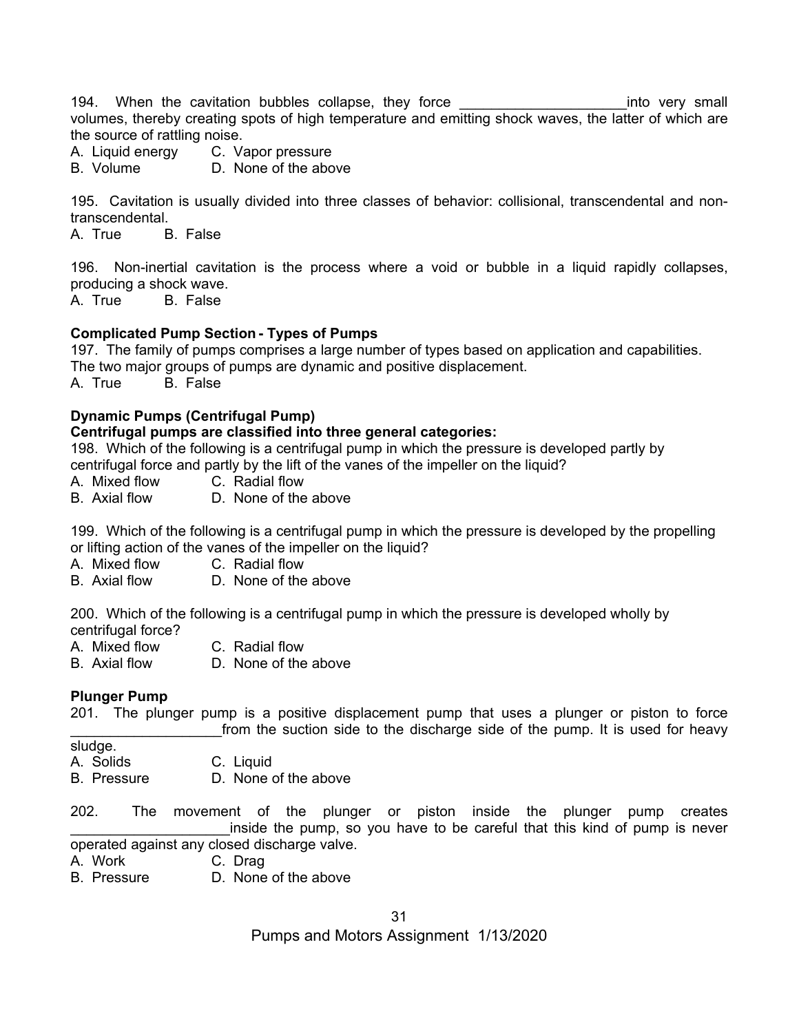194. When the cavitation bubbles collapse, they force ____________________into very small volumes, thereby creating spots of high temperature and emitting shock waves, the latter of which are the source of rattling noise.
A. Liquid energy C. Vapor pressure
B. Volume D. None of the above

195. Cavitation is usually divided into three classes of behavior: collisional, transcendental and non-transcendental.
A. True B. False

196. Non-inertial cavitation is the process where a void or bubble in a liquid rapidly collapses, producing a shock wave.
A. True B. False

**Complicated Pump Section - Types of Pumps**

197. The family of pumps comprises a large number of types based on application and capabilities. The two major groups of pumps are dynamic and positive displacement.
A. True B. False

**Dynamic Pumps (Centrifugal Pump)**

**Centrifugal pumps are classified into three general categories:**

198. Which of the following is a centrifugal pump in which the pressure is developed partly by centrifugal force and partly by the lift of the vanes of the impeller on the liquid?
A. Mixed flow C. Radial flow
B. Axial flow D. None of the above

199. Which of the following is a centrifugal pump in which the pressure is developed by the propelling or lifting action of the vanes of the impeller on the liquid?
A. Mixed flow C. Radial flow
B. Axial flow D. None of the above

200. Which of the following is a centrifugal pump in which the pressure is developed wholly by centrifugal force?
A. Mixed flow C. Radial flow
B. Axial flow D. None of the above

**Plunger Pump**

201. The plunger pump is a positive displacement pump that uses a plunger or piston to force ___________________from the suction side to the discharge side of the pump. It is used for heavy sludge.
A. Solids C. Liquid
B. Pressure D. None of the above

202. The movement of the plunger or piston inside the plunger pump creates ____________________inside the pump, so you have to be careful that this kind of pump is never operated against any closed discharge valve.
A. Work C. Drag
B. Pressure D. None of the above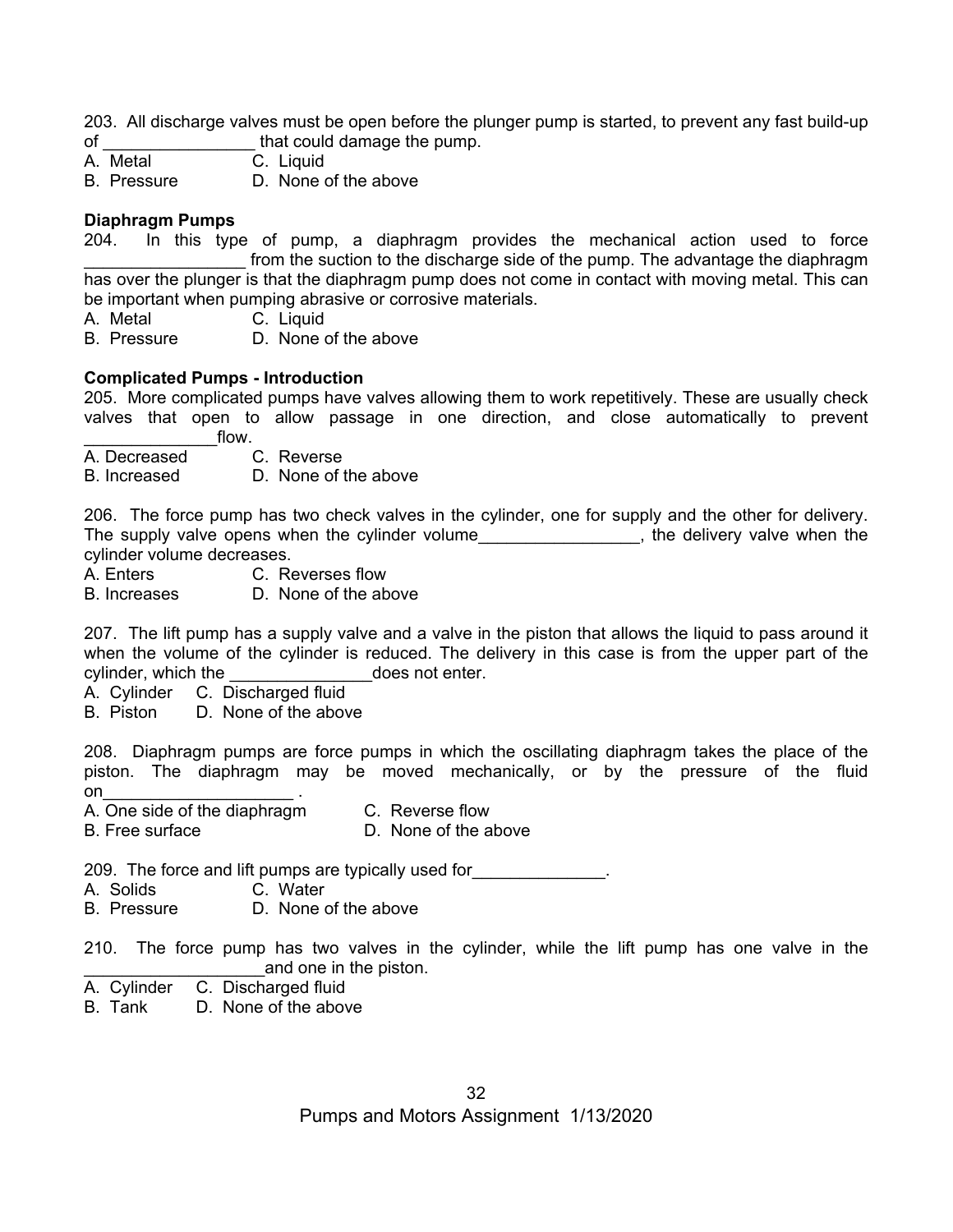203. All discharge valves must be open before the plunger pump is started, to prevent any fast build-up of ________________ that could damage the pump.

A. Metal C. Liquid
B. Pressure D. None of the above

**Diaphragm Pumps**

204. In this type of pump, a diaphragm provides the mechanical action used to force _________________ from the suction to the discharge side of the pump. The advantage the diaphragm has over the plunger is that the diaphragm pump does not come in contact with moving metal. This can be important when pumping abrasive or corrosive materials.

A. Metal C. Liquid
B. Pressure D. None of the above

**Complicated Pumps - Introduction**

205. More complicated pumps have valves allowing them to work repetitively. These are usually check valves that open to allow passage in one direction, and close automatically to prevent ______________flow.

A. Decreased C. Reverse
B. Increased D. None of the above

206. The force pump has two check valves in the cylinder, one for supply and the other for delivery. The supply valve opens when the cylinder volume_________________, the delivery valve when the cylinder volume decreases.

A. Enters C. Reverses flow
B. Increases D. None of the above

207. The lift pump has a supply valve and a valve in the piston that allows the liquid to pass around it when the volume of the cylinder is reduced. The delivery in this case is from the upper part of the cylinder, which the _______________does not enter.

A. Cylinder C. Discharged fluid
B. Piston D. None of the above

208. Diaphragm pumps are force pumps in which the oscillating diaphragm takes the place of the piston. The diaphragm may be moved mechanically, or by the pressure of the fluid on____________________ .

A. One side of the diaphragm C. Reverse flow
B. Free surface D. None of the above

209. The force and lift pumps are typically used for______________.

A. Solids C. Water
B. Pressure D. None of the above

210. The force pump has two valves in the cylinder, while the lift pump has one valve in the ___________________and one in the piston.

A. Cylinder C. Discharged fluid
B. Tank D. None of the above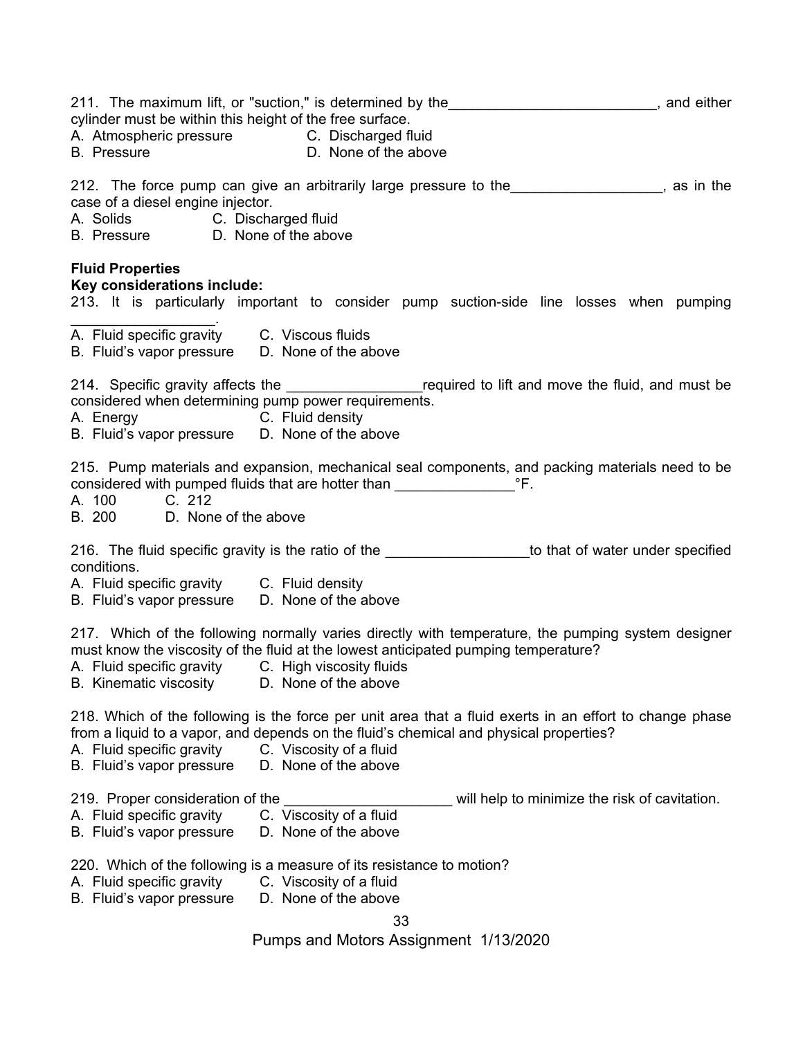211. The maximum lift, or "suction," is determined by the__________________________, and either cylinder must be within this height of the free surface.
A. Atmospheric pressure C. Discharged fluid
B. Pressure D. None of the above

212. The force pump can give an arbitrarily large pressure to the___________________, as in the case of a diesel engine injector.
A. Solids C. Discharged fluid
B. Pressure D. None of the above

**Fluid Properties**
**Key considerations include:**
213. It is particularly important to consider pump suction-side line losses when pumping __________________.
A. Fluid specific gravity C. Viscous fluids
B. Fluid's vapor pressure D. None of the above

214. Specific gravity affects the _________________required to lift and move the fluid, and must be considered when determining pump power requirements.
A. Energy C. Fluid density
B. Fluid's vapor pressure D. None of the above

215. Pump materials and expansion, mechanical seal components, and packing materials need to be considered with pumped fluids that are hotter than _______________°F.
A. 100 C. 212
B. 200 D. None of the above

216. The fluid specific gravity is the ratio of the __________________to that of water under specified conditions.
A. Fluid specific gravity C. Fluid density
B. Fluid's vapor pressure D. None of the above

217. Which of the following normally varies directly with temperature, the pumping system designer must know the viscosity of the fluid at the lowest anticipated pumping temperature?
A. Fluid specific gravity C. High viscosity fluids
B. Kinematic viscosity D. None of the above

218. Which of the following is the force per unit area that a fluid exerts in an effort to change phase from a liquid to a vapor, and depends on the fluid's chemical and physical properties?
A. Fluid specific gravity C. Viscosity of a fluid
B. Fluid's vapor pressure D. None of the above

219. Proper consideration of the _____________________ will help to minimize the risk of cavitation.
A. Fluid specific gravity C. Viscosity of a fluid
B. Fluid's vapor pressure D. None of the above

220. Which of the following is a measure of its resistance to motion?
A. Fluid specific gravity C. Viscosity of a fluid
B. Fluid's vapor pressure D. None of the above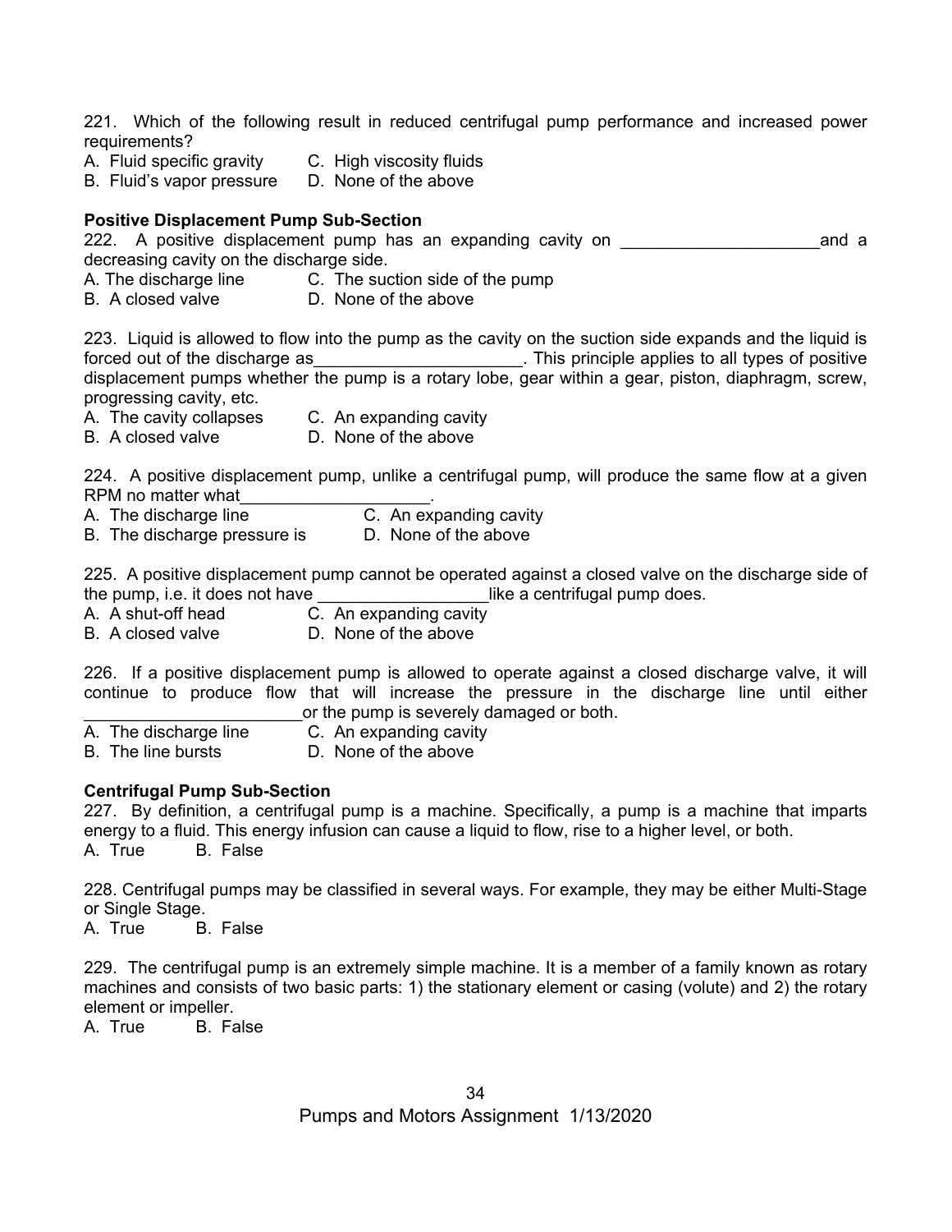221. Which of the following result in reduced centrifugal pump performance and increased power requirements?

A. Fluid specific gravity  
B. Fluid's vapor pressure  
C. High viscosity fluids  
D. None of the above

**Positive Displacement Pump Sub-Section**

222. A positive displacement pump has an expanding cavity on _____________________and a decreasing cavity on the discharge side.

A. The discharge line  
B. A closed valve  
C. The suction side of the pump  
D. None of the above

223. Liquid is allowed to flow into the pump as the cavity on the suction side expands and the liquid is forced out of the discharge as______________________. This principle applies to all types of positive displacement pumps whether the pump is a rotary lobe, gear within a gear, piston, diaphragm, screw, progressing cavity, etc.

A. The cavity collapses  
B. A closed valve  
C. An expanding cavity  
D. None of the above

224. A positive displacement pump, unlike a centrifugal pump, will produce the same flow at a given RPM no matter what____________________.

A. The discharge line  
B. The discharge pressure is  
C. An expanding cavity  
D. None of the above

225. A positive displacement pump cannot be operated against a closed valve on the discharge side of the pump, i.e. it does not have __________________like a centrifugal pump does.

A. A shut-off head  
B. A closed valve  
C. An expanding cavity  
D. None of the above

226. If a positive displacement pump is allowed to operate against a closed discharge valve, it will continue to produce flow that will increase the pressure in the discharge line until either _______________________or the pump is severely damaged or both.

A. The discharge line  
B. The line bursts  
C. An expanding cavity  
D. None of the above

**Centrifugal Pump Sub-Section**

227. By definition, a centrifugal pump is a machine. Specifically, a pump is a machine that imparts energy to a fluid. This energy infusion can cause a liquid to flow, rise to a higher level, or both.

A. True  B. False

228. Centrifugal pumps may be classified in several ways. For example, they may be either Multi-Stage or Single Stage.

A. True  B. False

229. The centrifugal pump is an extremely simple machine. It is a member of a family known as rotary machines and consists of two basic parts: 1) the stationary element or casing (volute) and 2) the rotary element or impeller.

A. True  B. False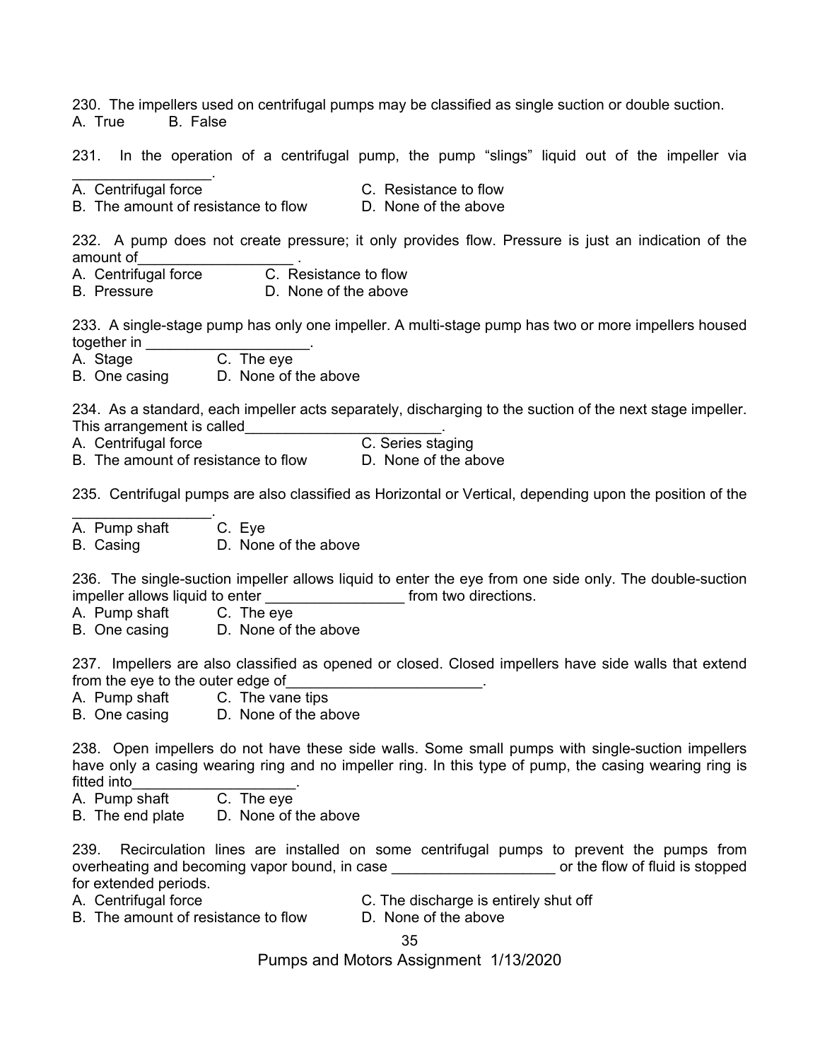230. The impellers used on centrifugal pumps may be classified as single suction or double suction.
A. True B. False

231. In the operation of a centrifugal pump, the pump "slings" liquid out of the impeller via _________________.
A. Centrifugal force
B. The amount of resistance to flow
C. Resistance to flow
D. None of the above

232. A pump does not create pressure; it only provides flow. Pressure is just an indication of the amount of___________________ .
A. Centrifugal force
B. Pressure
C. Resistance to flow
D. None of the above

233. A single-stage pump has only one impeller. A multi-stage pump has two or more impellers housed together in ____________________.
A. Stage
B. One casing
C. The eye
D. None of the above

234. As a standard, each impeller acts separately, discharging to the suction of the next stage impeller. This arrangement is called________________________.
A. Centrifugal force
B. The amount of resistance to flow
C. Series staging
D. None of the above

235. Centrifugal pumps are also classified as Horizontal or Vertical, depending upon the position of the _________________.
A. Pump shaft
B. Casing
C. Eye
D. None of the above

236. The single-suction impeller allows liquid to enter the eye from one side only. The double-suction impeller allows liquid to enter _________________ from two directions.
A. Pump shaft
B. One casing
C. The eye
D. None of the above

237. Impellers are also classified as opened or closed. Closed impellers have side walls that extend from the eye to the outer edge of________________________.
A. Pump shaft
B. One casing
C. The vane tips
D. None of the above

238. Open impellers do not have these side walls. Some small pumps with single-suction impellers have only a casing wearing ring and no impeller ring. In this type of pump, the casing wearing ring is fitted into____________________.
A. Pump shaft
B. The end plate
C. The eye
D. None of the above

239. Recirculation lines are installed on some centrifugal pumps to prevent the pumps from overheating and becoming vapor bound, in case ____________________ or the flow of fluid is stopped for extended periods.
A. Centrifugal force
B. The amount of resistance to flow
C. The discharge is entirely shut off
D. None of the above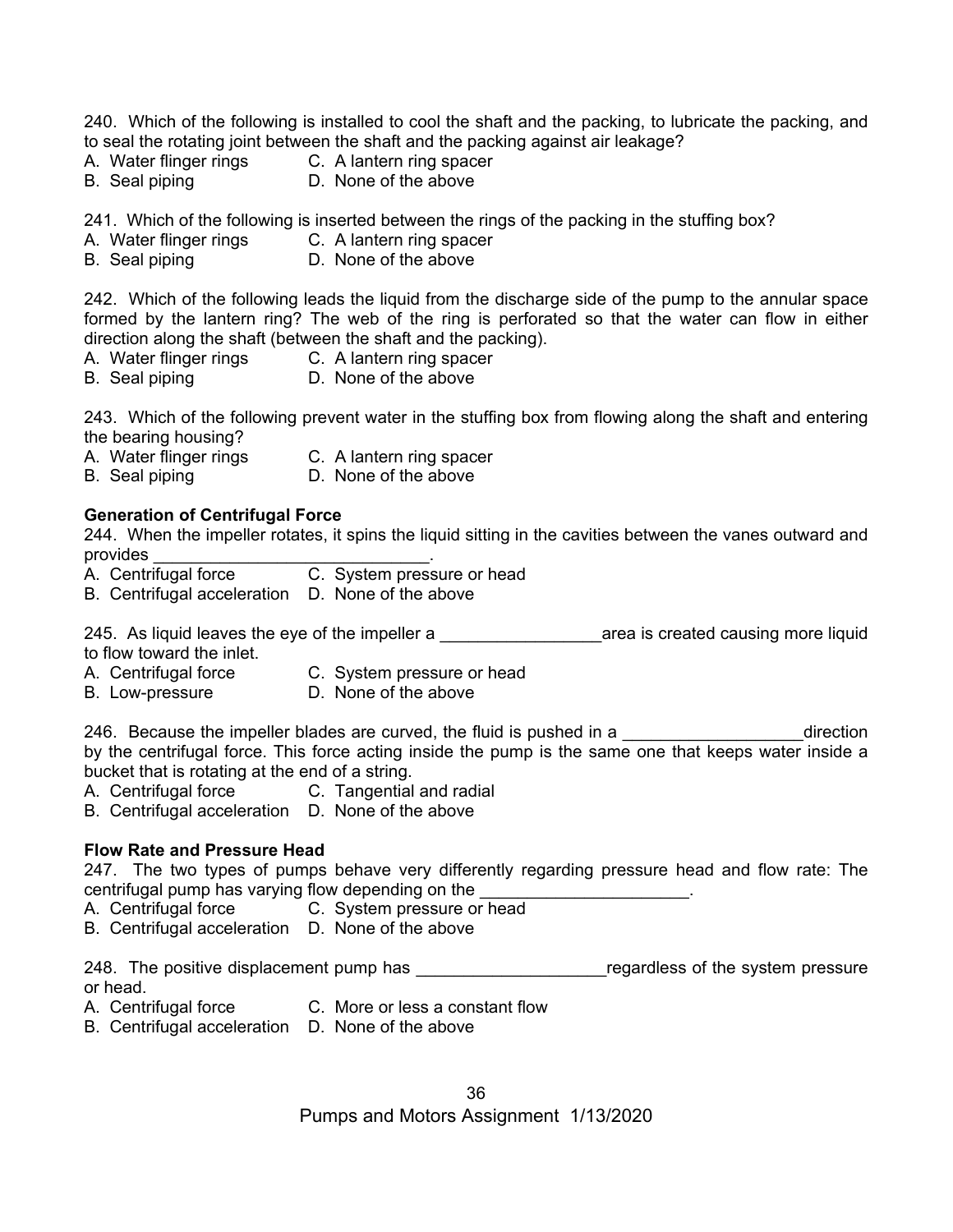240. Which of the following is installed to cool the shaft and the packing, to lubricate the packing, and to seal the rotating joint between the shaft and the packing against air leakage?
A. Water flinger rings C. A lantern ring spacer
B. Seal piping D. None of the above

241. Which of the following is inserted between the rings of the packing in the stuffing box?
A. Water flinger rings C. A lantern ring spacer
B. Seal piping D. None of the above

242. Which of the following leads the liquid from the discharge side of the pump to the annular space formed by the lantern ring? The web of the ring is perforated so that the water can flow in either direction along the shaft (between the shaft and the packing).
A. Water flinger rings C. A lantern ring spacer
B. Seal piping D. None of the above

243. Which of the following prevent water in the stuffing box from flowing along the shaft and entering the bearing housing?
A. Water flinger rings C. A lantern ring spacer
B. Seal piping D. None of the above

**Generation of Centrifugal Force**

244. When the impeller rotates, it spins the liquid sitting in the cavities between the vanes outward and provides _____________________________.
A. Centrifugal force C. System pressure or head
B. Centrifugal acceleration D. None of the above

245. As liquid leaves the eye of the impeller a ________________area is created causing more liquid to flow toward the inlet.
A. Centrifugal force C. System pressure or head
B. Low-pressure D. None of the above

246. Because the impeller blades are curved, the fluid is pushed in a __________________direction by the centrifugal force. This force acting inside the pump is the same one that keeps water inside a bucket that is rotating at the end of a string.
A. Centrifugal force C. Tangential and radial
B. Centrifugal acceleration D. None of the above

**Flow Rate and Pressure Head**

247. The two types of pumps behave very differently regarding pressure head and flow rate: The centrifugal pump has varying flow depending on the ______________________.
A. Centrifugal force C. System pressure or head
B. Centrifugal acceleration D. None of the above

248. The positive displacement pump has ___________________regardless of the system pressure or head.
A. Centrifugal force C. More or less a constant flow
B. Centrifugal acceleration D. None of the above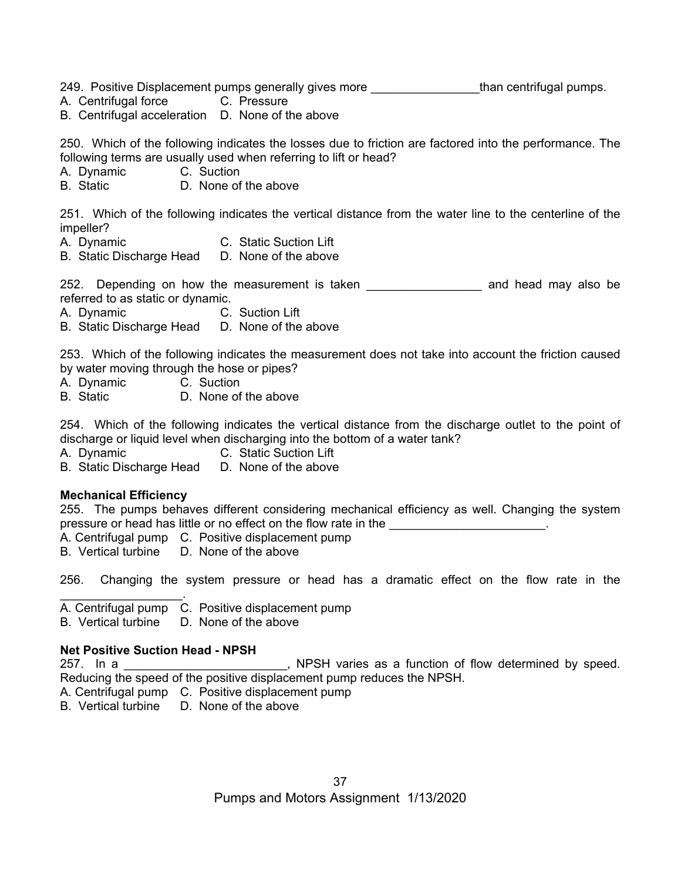249. Positive Displacement pumps generally gives more ________________than centrifugal pumps.
A. Centrifugal force C. Pressure
B. Centrifugal acceleration D. None of the above

250. Which of the following indicates the losses due to friction are factored into the performance. The following terms are usually used when referring to lift or head?
A. Dynamic C. Suction
B. Static D. None of the above

251. Which of the following indicates the vertical distance from the water line to the centerline of the impeller?
A. Dynamic C. Static Suction Lift
B. Static Discharge Head D. None of the above

252. Depending on how the measurement is taken _________________ and head may also be referred to as static or dynamic.
A. Dynamic C. Suction Lift
B. Static Discharge Head D. None of the above

253. Which of the following indicates the measurement does not take into account the friction caused by water moving through the hose or pipes?
A. Dynamic C. Suction
B. Static D. None of the above

254. Which of the following indicates the vertical distance from the discharge outlet to the point of discharge or liquid level when discharging into the bottom of a water tank?
A. Dynamic C. Static Suction Lift
B. Static Discharge Head D. None of the above

**Mechanical Efficiency**

255. The pumps behaves different considering mechanical efficiency as well. Changing the system pressure or head has little or no effect on the flow rate in the _______________________.
A. Centrifugal pump C. Positive displacement pump
B. Vertical turbine D. None of the above

256. Changing the system pressure or head has a dramatic effect on the flow rate in the __________________.
A. Centrifugal pump C. Positive displacement pump
B. Vertical turbine D. None of the above

**Net Positive Suction Head - NPSH**

257. In a ________________________, NPSH varies as a function of flow determined by speed. Reducing the speed of the positive displacement pump reduces the NPSH.
A. Centrifugal pump C. Positive displacement pump
B. Vertical turbine D. None of the above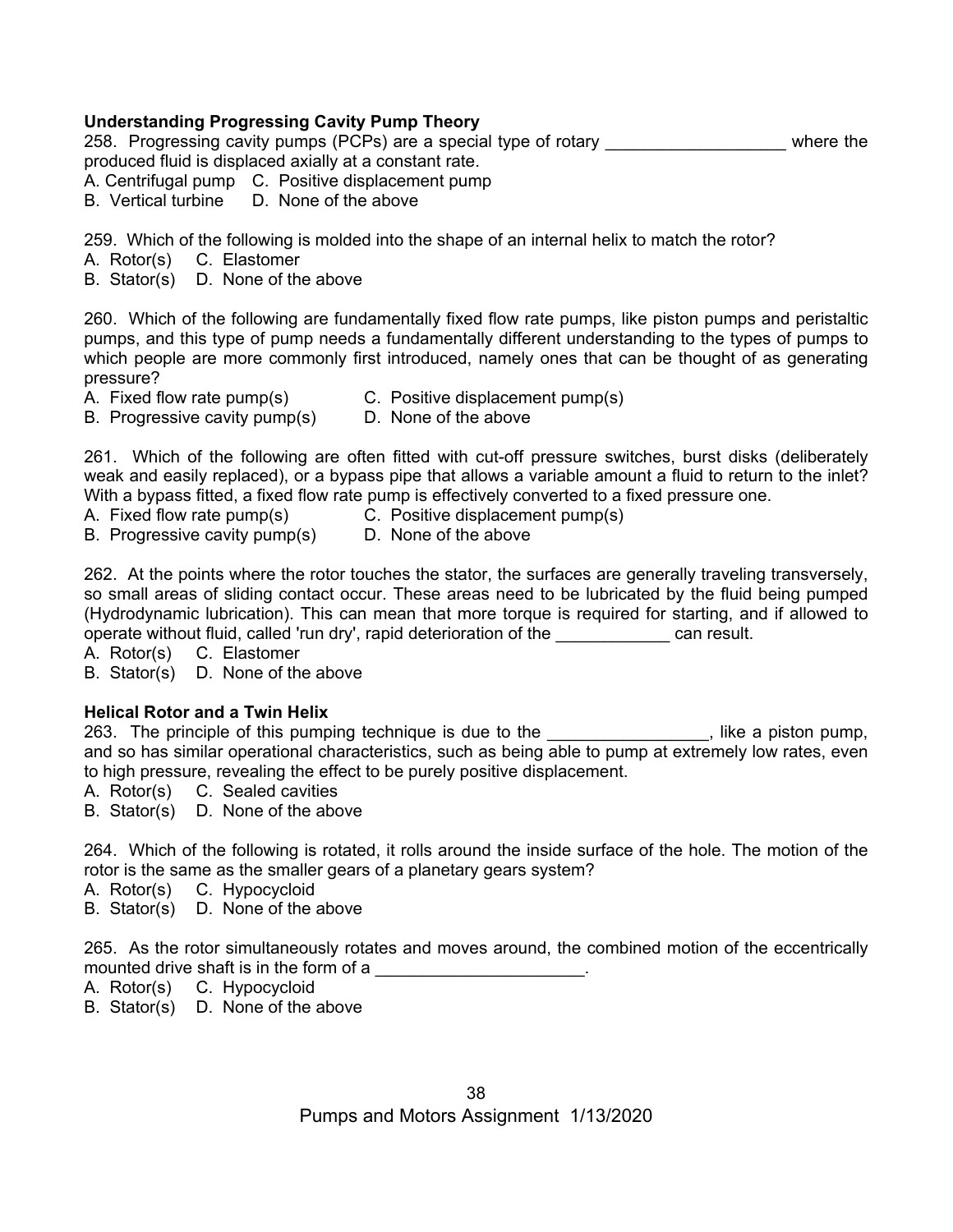**Understanding Progressing Cavity Pump Theory**

258. Progressing cavity pumps (PCPs) are a special type of rotary ___________________ where the produced fluid is displaced axially at a constant rate.

A. Centrifugal pump C. Positive displacement pump
B. Vertical turbine D. None of the above

259. Which of the following is molded into the shape of an internal helix to match the rotor?

A. Rotor(s) C. Elastomer
B. Stator(s) D. None of the above

260. Which of the following are fundamentally fixed flow rate pumps, like piston pumps and peristaltic pumps, and this type of pump needs a fundamentally different understanding to the types of pumps to which people are more commonly first introduced, namely ones that can be thought of as generating pressure?

A. Fixed flow rate pump(s) C. Positive displacement pump(s)
B. Progressive cavity pump(s) D. None of the above

261. Which of the following are often fitted with cut-off pressure switches, burst disks (deliberately weak and easily replaced), or a bypass pipe that allows a variable amount a fluid to return to the inlet? With a bypass fitted, a fixed flow rate pump is effectively converted to a fixed pressure one.

A. Fixed flow rate pump(s) C. Positive displacement pump(s)
B. Progressive cavity pump(s) D. None of the above

262. At the points where the rotor touches the stator, the surfaces are generally traveling transversely, so small areas of sliding contact occur. These areas need to be lubricated by the fluid being pumped (Hydrodynamic lubrication). This can mean that more torque is required for starting, and if allowed to operate without fluid, called 'run dry', rapid deterioration of the ____________ can result.

A. Rotor(s) C. Elastomer
B. Stator(s) D. None of the above

**Helical Rotor and a Twin Helix**

263. The principle of this pumping technique is due to the _________________, like a piston pump, and so has similar operational characteristics, such as being able to pump at extremely low rates, even to high pressure, revealing the effect to be purely positive displacement.

A. Rotor(s) C. Sealed cavities
B. Stator(s) D. None of the above

264. Which of the following is rotated, it rolls around the inside surface of the hole. The motion of the rotor is the same as the smaller gears of a planetary gears system?

A. Rotor(s) C. Hypocycloid
B. Stator(s) D. None of the above

265. As the rotor simultaneously rotates and moves around, the combined motion of the eccentrically mounted drive shaft is in the form of a ______________________.

A. Rotor(s) C. Hypocycloid
B. Stator(s) D. None of the above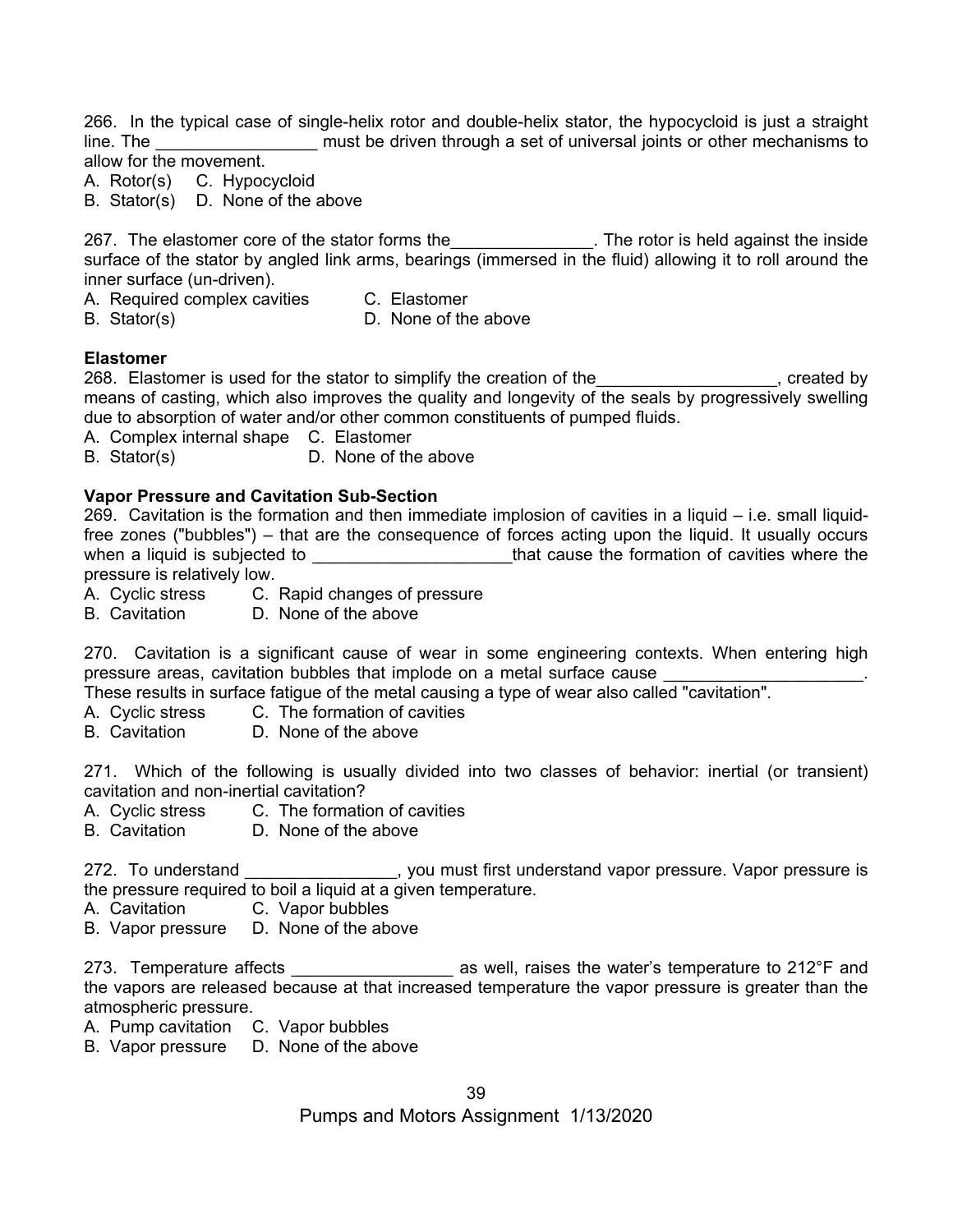266. In the typical case of single-helix rotor and double-helix stator, the hypocycloid is just a straight line. The _________________ must be driven through a set of universal joints or other mechanisms to allow for the movement.
A. Rotor(s) C. Hypocycloid
B. Stator(s) D. None of the above

267. The elastomer core of the stator forms the_______________. The rotor is held against the inside surface of the stator by angled link arms, bearings (immersed in the fluid) allowing it to roll around the inner surface (un-driven).
A. Required complex cavities C. Elastomer
B. Stator(s) D. None of the above

**Elastomer**

268. Elastomer is used for the stator to simplify the creation of the___________________, created by means of casting, which also improves the quality and longevity of the seals by progressively swelling due to absorption of water and/or other common constituents of pumped fluids.
A. Complex internal shape C. Elastomer
B. Stator(s) D. None of the above

**Vapor Pressure and Cavitation Sub-Section**

269. Cavitation is the formation and then immediate implosion of cavities in a liquid – i.e. small liquid-free zones ("bubbles") – that are the consequence of forces acting upon the liquid. It usually occurs when a liquid is subjected to _____________________that cause the formation of cavities where the pressure is relatively low.
A. Cyclic stress C. Rapid changes of pressure
B. Cavitation D. None of the above

270. Cavitation is a significant cause of wear in some engineering contexts. When entering high pressure areas, cavitation bubbles that implode on a metal surface cause _____________________. These results in surface fatigue of the metal causing a type of wear also called "cavitation".
A. Cyclic stress C. The formation of cavities
B. Cavitation D. None of the above

271. Which of the following is usually divided into two classes of behavior: inertial (or transient) cavitation and non-inertial cavitation?
A. Cyclic stress C. The formation of cavities
B. Cavitation D. None of the above

272. To understand ________________, you must first understand vapor pressure. Vapor pressure is the pressure required to boil a liquid at a given temperature.
A. Cavitation C. Vapor bubbles
B. Vapor pressure D. None of the above

273. Temperature affects _________________ as well, raises the water's temperature to 212°F and the vapors are released because at that increased temperature the vapor pressure is greater than the atmospheric pressure.
A. Pump cavitation C. Vapor bubbles
B. Vapor pressure D. None of the above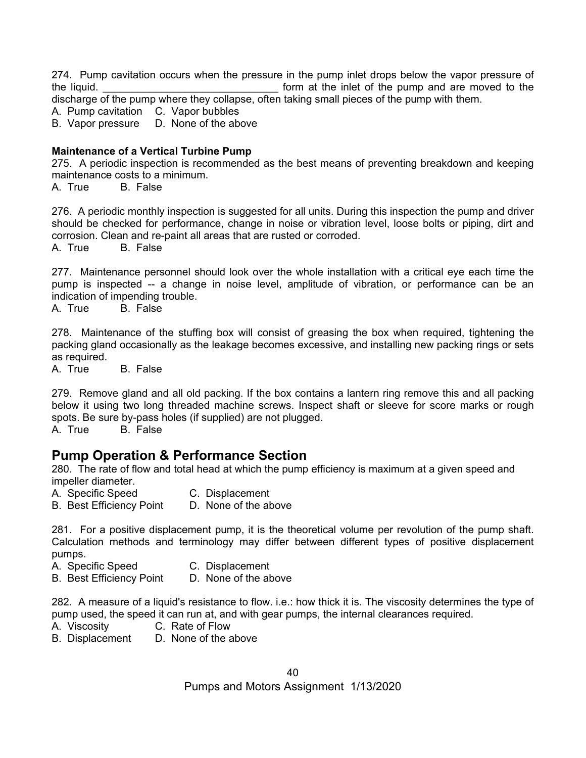274. Pump cavitation occurs when the pressure in the pump inlet drops below the vapor pressure of the liquid. ______________________________ form at the inlet of the pump and are moved to the discharge of the pump where they collapse, often taking small pieces of the pump with them.

A. Pump cavitation C. Vapor bubbles
B. Vapor pressure D. None of the above

**Maintenance of a Vertical Turbine Pump**

275. A periodic inspection is recommended as the best means of preventing breakdown and keeping maintenance costs to a minimum.

A. True B. False

276. A periodic monthly inspection is suggested for all units. During this inspection the pump and driver should be checked for performance, change in noise or vibration level, loose bolts or piping, dirt and corrosion. Clean and re-paint all areas that are rusted or corroded.

A. True B. False

277. Maintenance personnel should look over the whole installation with a critical eye each time the pump is inspected -- a change in noise level, amplitude of vibration, or performance can be an indication of impending trouble.

A. True B. False

278. Maintenance of the stuffing box will consist of greasing the box when required, tightening the packing gland occasionally as the leakage becomes excessive, and installing new packing rings or sets as required.

A. True B. False

279. Remove gland and all old packing. If the box contains a lantern ring remove this and all packing below it using two long threaded machine screws. Inspect shaft or sleeve for score marks or rough spots. Be sure by-pass holes (if supplied) are not plugged.

A. True B. False

## Pump Operation & Performance Section

280. The rate of flow and total head at which the pump efficiency is maximum at a given speed and impeller diameter.

A. Specific Speed C. Displacement
B. Best Efficiency Point D. None of the above

281. For a positive displacement pump, it is the theoretical volume per revolution of the pump shaft. Calculation methods and terminology may differ between different types of positive displacement pumps.

A. Specific Speed C. Displacement
B. Best Efficiency Point D. None of the above

282. A measure of a liquid's resistance to flow. i.e.: how thick it is. The viscosity determines the type of pump used, the speed it can run at, and with gear pumps, the internal clearances required.

A. Viscosity C. Rate of Flow
B. Displacement D. None of the above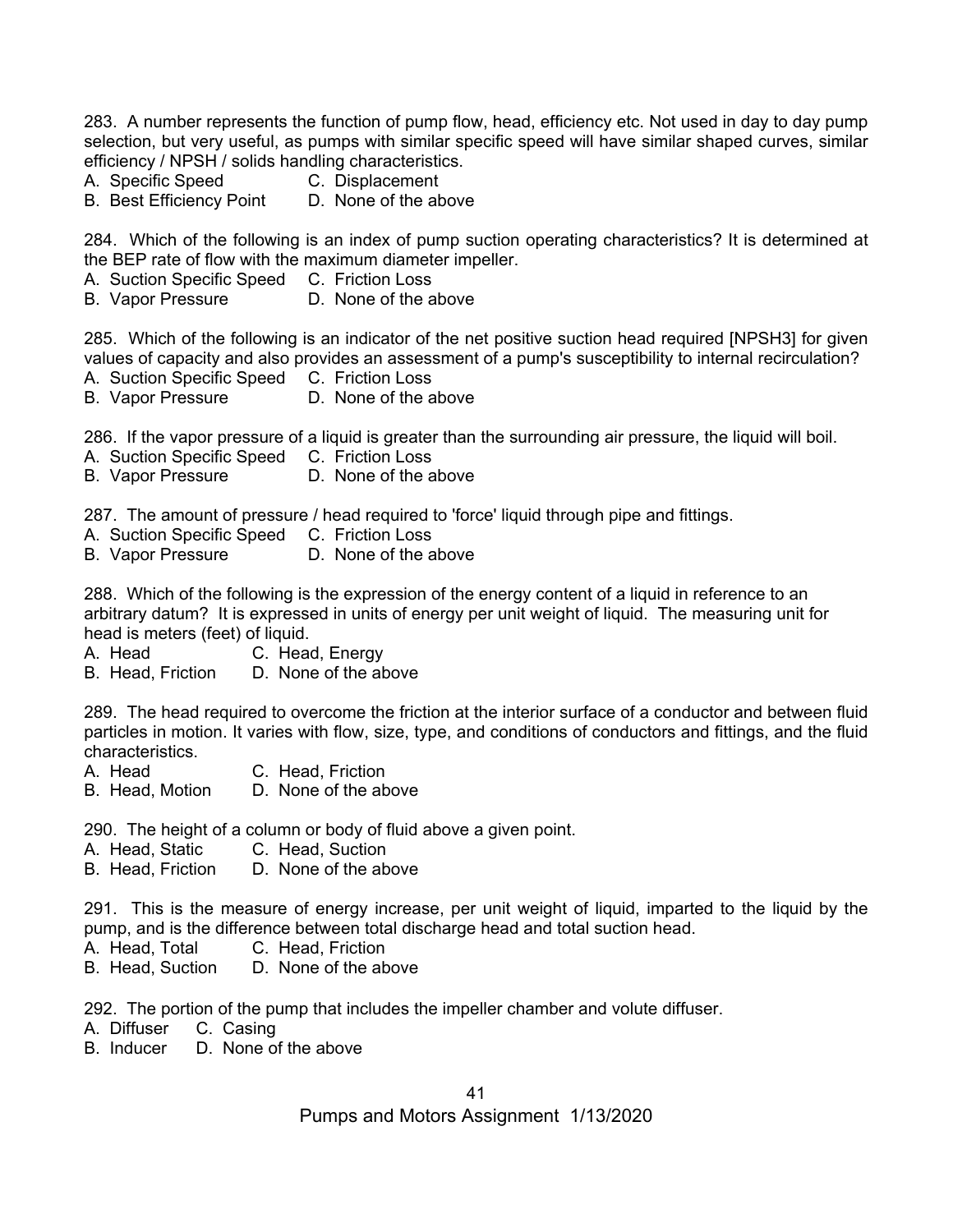283. A number represents the function of pump flow, head, efficiency etc. Not used in day to day pump selection, but very useful, as pumps with similar specific speed will have similar shaped curves, similar efficiency / NPSH / solids handling characteristics.

A. Specific Speed C. Displacement
B. Best Efficiency Point D. None of the above

284. Which of the following is an index of pump suction operating characteristics? It is determined at the BEP rate of flow with the maximum diameter impeller.

A. Suction Specific Speed C. Friction Loss
B. Vapor Pressure D. None of the above

285. Which of the following is an indicator of the net positive suction head required [NPSH3] for given values of capacity and also provides an assessment of a pump's susceptibility to internal recirculation?

A. Suction Specific Speed C. Friction Loss
B. Vapor Pressure D. None of the above

286. If the vapor pressure of a liquid is greater than the surrounding air pressure, the liquid will boil.

A. Suction Specific Speed C. Friction Loss
B. Vapor Pressure D. None of the above

287. The amount of pressure / head required to 'force' liquid through pipe and fittings.

A. Suction Specific Speed C. Friction Loss
B. Vapor Pressure D. None of the above

288. Which of the following is the expression of the energy content of a liquid in reference to an arbitrary datum? It is expressed in units of energy per unit weight of liquid. The measuring unit for head is meters (feet) of liquid.

A. Head C. Head, Energy
B. Head, Friction D. None of the above

289. The head required to overcome the friction at the interior surface of a conductor and between fluid particles in motion. It varies with flow, size, type, and conditions of conductors and fittings, and the fluid characteristics.

A. Head C. Head, Friction
B. Head, Motion D. None of the above

290. The height of a column or body of fluid above a given point.

A. Head, Static C. Head, Suction
B. Head, Friction D. None of the above

291. This is the measure of energy increase, per unit weight of liquid, imparted to the liquid by the pump, and is the difference between total discharge head and total suction head.

A. Head, Total C. Head, Friction
B. Head, Suction D. None of the above

292. The portion of the pump that includes the impeller chamber and volute diffuser.

A. Diffuser C. Casing
B. Inducer D. None of the above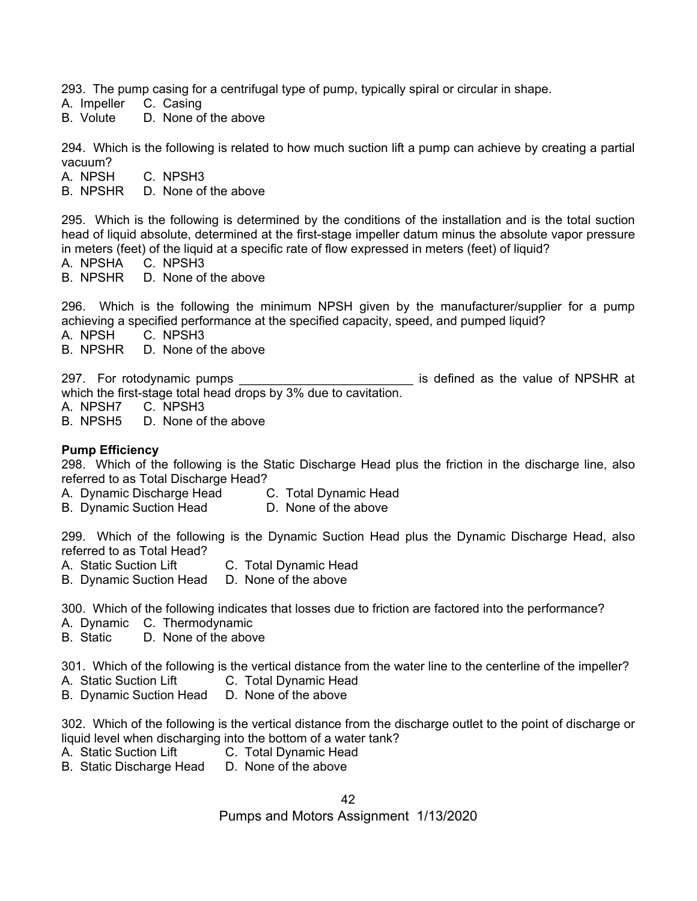293. The pump casing for a centrifugal type of pump, typically spiral or circular in shape.
A. Impeller C. Casing
B. Volute D. None of the above

294. Which is the following is related to how much suction lift a pump can achieve by creating a partial vacuum?
A. NPSH C. NPSH3
B. NPSHR D. None of the above

295. Which is the following is determined by the conditions of the installation and is the total suction head of liquid absolute, determined at the first-stage impeller datum minus the absolute vapor pressure in meters (feet) of the liquid at a specific rate of flow expressed in meters (feet) of liquid?
A. NPSHA C. NPSH3
B. NPSHR D. None of the above

296. Which is the following the minimum NPSH given by the manufacturer/supplier for a pump achieving a specified performance at the specified capacity, speed, and pumped liquid?
A. NPSH C. NPSH3
B. NPSHR D. None of the above

297. For rotodynamic pumps _________________________ is defined as the value of NPSHR at which the first-stage total head drops by 3% due to cavitation.
A. NPSH7 C. NPSH3
B. NPSH5 D. None of the above

**Pump Efficiency**

298. Which of the following is the Static Discharge Head plus the friction in the discharge line, also referred to as Total Discharge Head?
A. Dynamic Discharge Head C. Total Dynamic Head
B. Dynamic Suction Head D. None of the above

299. Which of the following is the Dynamic Suction Head plus the Dynamic Discharge Head, also referred to as Total Head?
A. Static Suction Lift C. Total Dynamic Head
B. Dynamic Suction Head D. None of the above

300. Which of the following indicates that losses due to friction are factored into the performance?
A. Dynamic C. Thermodynamic
B. Static D. None of the above

301. Which of the following is the vertical distance from the water line to the centerline of the impeller?
A. Static Suction Lift C. Total Dynamic Head
B. Dynamic Suction Head D. None of the above

302. Which of the following is the vertical distance from the discharge outlet to the point of discharge or liquid level when discharging into the bottom of a water tank?
A. Static Suction Lift C. Total Dynamic Head
B. Static Discharge Head D. None of the above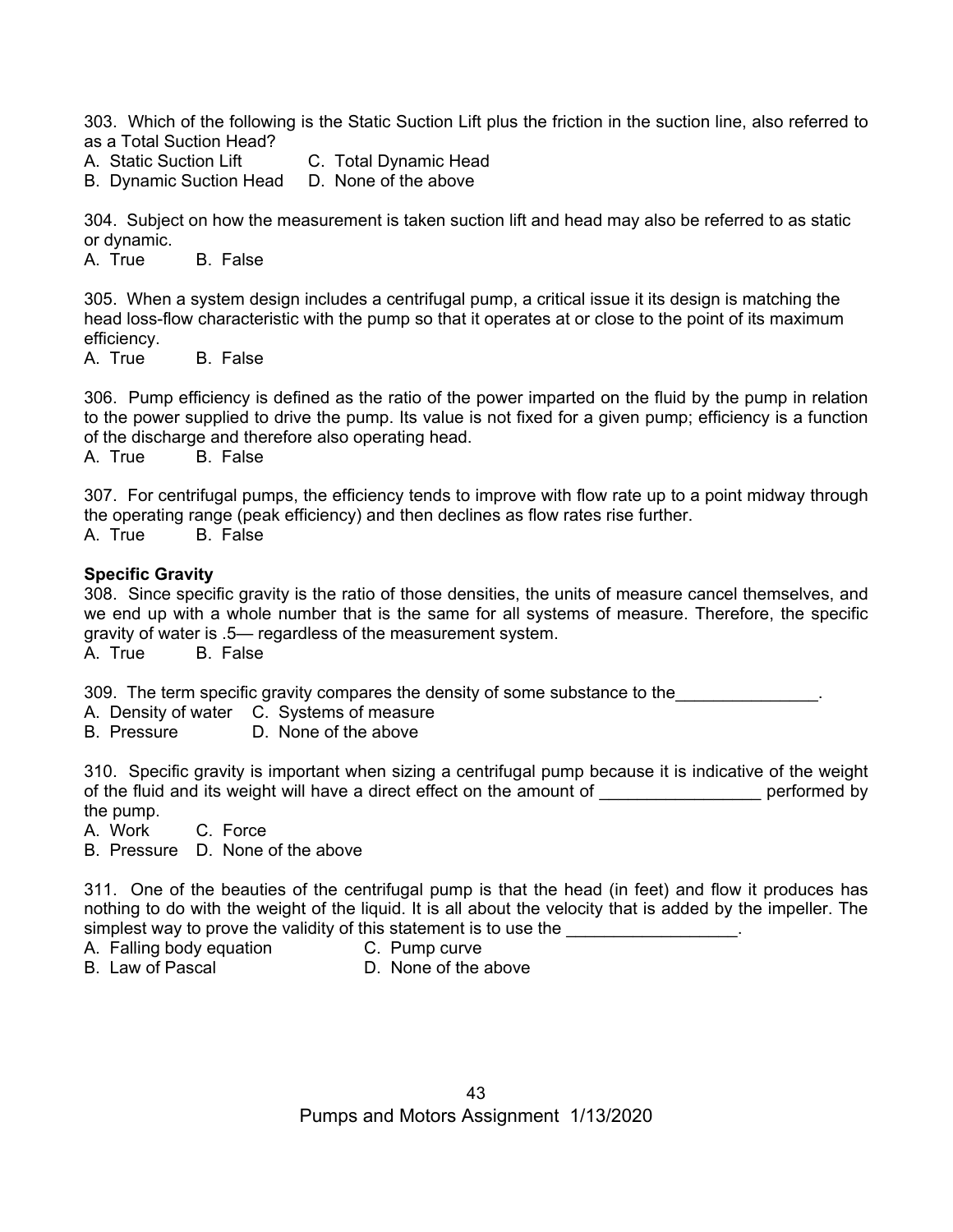303. Which of the following is the Static Suction Lift plus the friction in the suction line, also referred to as a Total Suction Head?

A. Static Suction Lift  C. Total Dynamic Head
B. Dynamic Suction Head  D. None of the above

304. Subject on how the measurement is taken suction lift and head may also be referred to as static or dynamic.

A. True  B. False

305. When a system design includes a centrifugal pump, a critical issue it its design is matching the head loss-flow characteristic with the pump so that it operates at or close to the point of its maximum efficiency.

A. True  B. False

306. Pump efficiency is defined as the ratio of the power imparted on the fluid by the pump in relation to the power supplied to drive the pump. Its value is not fixed for a given pump; efficiency is a function of the discharge and therefore also operating head.

A. True  B. False

307. For centrifugal pumps, the efficiency tends to improve with flow rate up to a point midway through the operating range (peak efficiency) and then declines as flow rates rise further.

A. True  B. False

**Specific Gravity**

308. Since specific gravity is the ratio of those densities, the units of measure cancel themselves, and we end up with a whole number that is the same for all systems of measure. Therefore, the specific gravity of water is .5— regardless of the measurement system.

A. True  B. False

309. The term specific gravity compares the density of some substance to the_______________.

A. Density of water  C. Systems of measure
B. Pressure  D. None of the above

310. Specific gravity is important when sizing a centrifugal pump because it is indicative of the weight of the fluid and its weight will have a direct effect on the amount of _________________ performed by the pump.

A. Work  C. Force
B. Pressure  D. None of the above

311. One of the beauties of the centrifugal pump is that the head (in feet) and flow it produces has nothing to do with the weight of the liquid. It is all about the velocity that is added by the impeller. The simplest way to prove the validity of this statement is to use the __________________.

A. Falling body equation  C. Pump curve
B. Law of Pascal  D. None of the above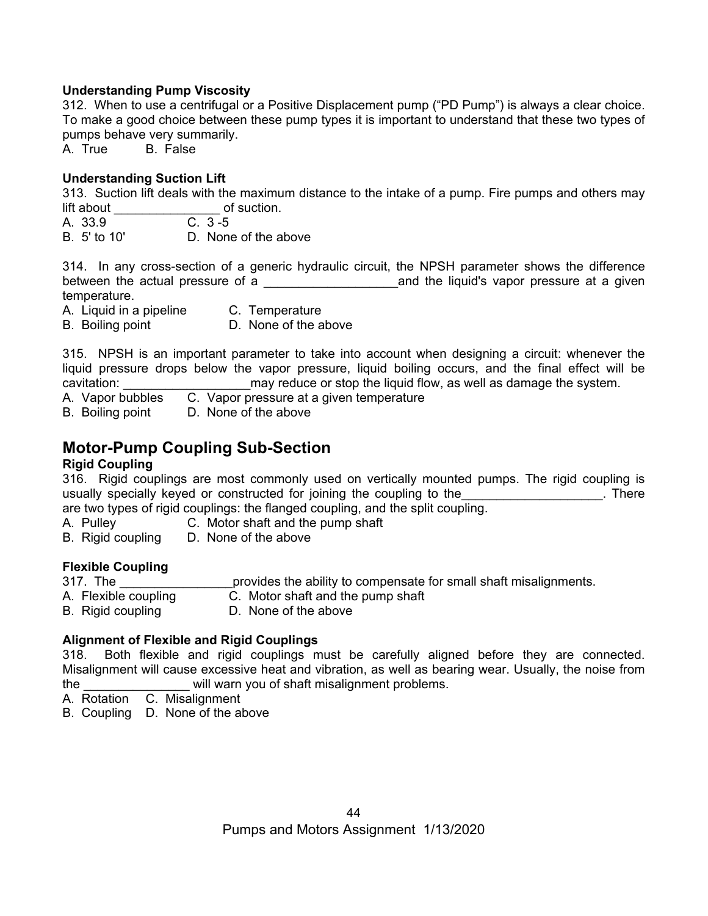**Understanding Pump Viscosity**

312. When to use a centrifugal or a Positive Displacement pump ("PD Pump") is always a clear choice. To make a good choice between these pump types it is important to understand that these two types of pumps behave very summarily.

A. True B. False

**Understanding Suction Lift**

313. Suction lift deals with the maximum distance to the intake of a pump. Fire pumps and others may lift about _______________ of suction.

A. 33.9 C. 3 -5
B. 5' to 10' D. None of the above

314. In any cross-section of a generic hydraulic circuit, the NPSH parameter shows the difference between the actual pressure of a ___________________and the liquid's vapor pressure at a given temperature.

A. Liquid in a pipeline C. Temperature
B. Boiling point D. None of the above

315. NPSH is an important parameter to take into account when designing a circuit: whenever the liquid pressure drops below the vapor pressure, liquid boiling occurs, and the final effect will be cavitation: __________________may reduce or stop the liquid flow, as well as damage the system.

A. Vapor bubbles C. Vapor pressure at a given temperature
B. Boiling point D. None of the above

## Motor-Pump Coupling Sub-Section

**Rigid Coupling**

316. Rigid couplings are most commonly used on vertically mounted pumps. The rigid coupling is usually specially keyed or constructed for joining the coupling to the____________________. There are two types of rigid couplings: the flanged coupling, and the split coupling.

A. Pulley C. Motor shaft and the pump shaft
B. Rigid coupling D. None of the above

**Flexible Coupling**

317. The ________________provides the ability to compensate for small shaft misalignments.

A. Flexible coupling C. Motor shaft and the pump shaft
B. Rigid coupling D. None of the above

**Alignment of Flexible and Rigid Couplings**

318. Both flexible and rigid couplings must be carefully aligned before they are connected. Misalignment will cause excessive heat and vibration, as well as bearing wear. Usually, the noise from the _______________ will warn you of shaft misalignment problems.

A. Rotation C. Misalignment
B. Coupling D. None of the above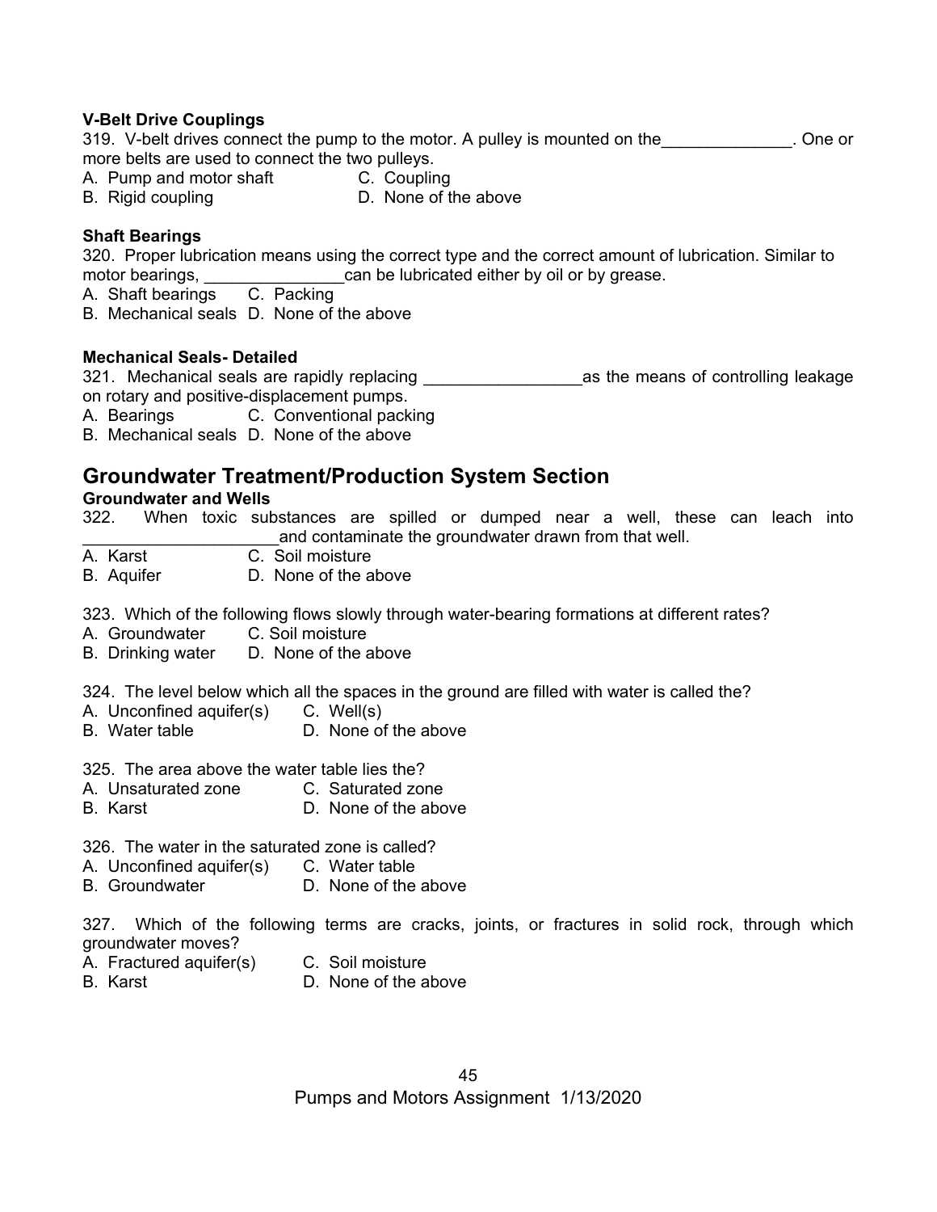**V-Belt Drive Couplings**

319. V-belt drives connect the pump to the motor. A pulley is mounted on the______________. One or more belts are used to connect the two pulleys.

A. Pump and motor shaft C. Coupling
B. Rigid coupling D. None of the above

**Shaft Bearings**

320. Proper lubrication means using the correct type and the correct amount of lubrication. Similar to motor bearings, _______________can be lubricated either by oil or by grease.

A. Shaft bearings C. Packing
B. Mechanical seals D. None of the above

**Mechanical Seals- Detailed**

321. Mechanical seals are rapidly replacing _________________as the means of controlling leakage on rotary and positive-displacement pumps.

A. Bearings C. Conventional packing
B. Mechanical seals D. None of the above

## Groundwater Treatment/Production System Section

**Groundwater and Wells**

322. When toxic substances are spilled or dumped near a well, these can leach into _____________________and contaminate the groundwater drawn from that well.

A. Karst C. Soil moisture
B. Aquifer D. None of the above

323. Which of the following flows slowly through water-bearing formations at different rates?

A. Groundwater C. Soil moisture
B. Drinking water D. None of the above

324. The level below which all the spaces in the ground are filled with water is called the?

A. Unconfined aquifer(s) C. Well(s)
B. Water table D. None of the above

325. The area above the water table lies the?

A. Unsaturated zone C. Saturated zone
B. Karst D. None of the above

326. The water in the saturated zone is called?

A. Unconfined aquifer(s) C. Water table
B. Groundwater D. None of the above

327. Which of the following terms are cracks, joints, or fractures in solid rock, through which groundwater moves?

A. Fractured aquifer(s) C. Soil moisture
B. Karst D. None of the above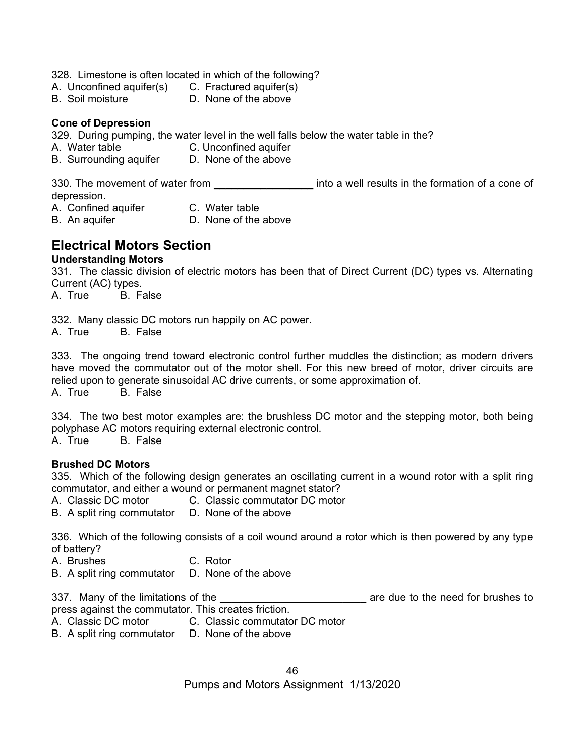328. Limestone is often located in which of the following?
A. Unconfined aquifer(s) C. Fractured aquifer(s)
B. Soil moisture D. None of the above

**Cone of Depression**

329. During pumping, the water level in the well falls below the water table in the?
A. Water table C. Unconfined aquifer
B. Surrounding aquifer D. None of the above

330. The movement of water from ________________ into a well results in the formation of a cone of depression.
A. Confined aquifer C. Water table
B. An aquifer D. None of the above

## Electrical Motors Section

**Understanding Motors**

331. The classic division of electric motors has been that of Direct Current (DC) types vs. Alternating Current (AC) types.
A. True B. False

332. Many classic DC motors run happily on AC power.
A. True B. False

333. The ongoing trend toward electronic control further muddles the distinction; as modern drivers have moved the commutator out of the motor shell. For this new breed of motor, driver circuits are relied upon to generate sinusoidal AC drive currents, or some approximation of.
A. True B. False

334. The two best motor examples are: the brushless DC motor and the stepping motor, both being polyphase AC motors requiring external electronic control.
A. True B. False

**Brushed DC Motors**

335. Which of the following design generates an oscillating current in a wound rotor with a split ring commutator, and either a wound or permanent magnet stator?
A. Classic DC motor C. Classic commutator DC motor
B. A split ring commutator D. None of the above

336. Which of the following consists of a coil wound around a rotor which is then powered by any type of battery?
A. Brushes C. Rotor
B. A split ring commutator D. None of the above

337. Many of the limitations of the ________________________ are due to the need for brushes to press against the commutator. This creates friction.
A. Classic DC motor C. Classic commutator DC motor
B. A split ring commutator D. None of the above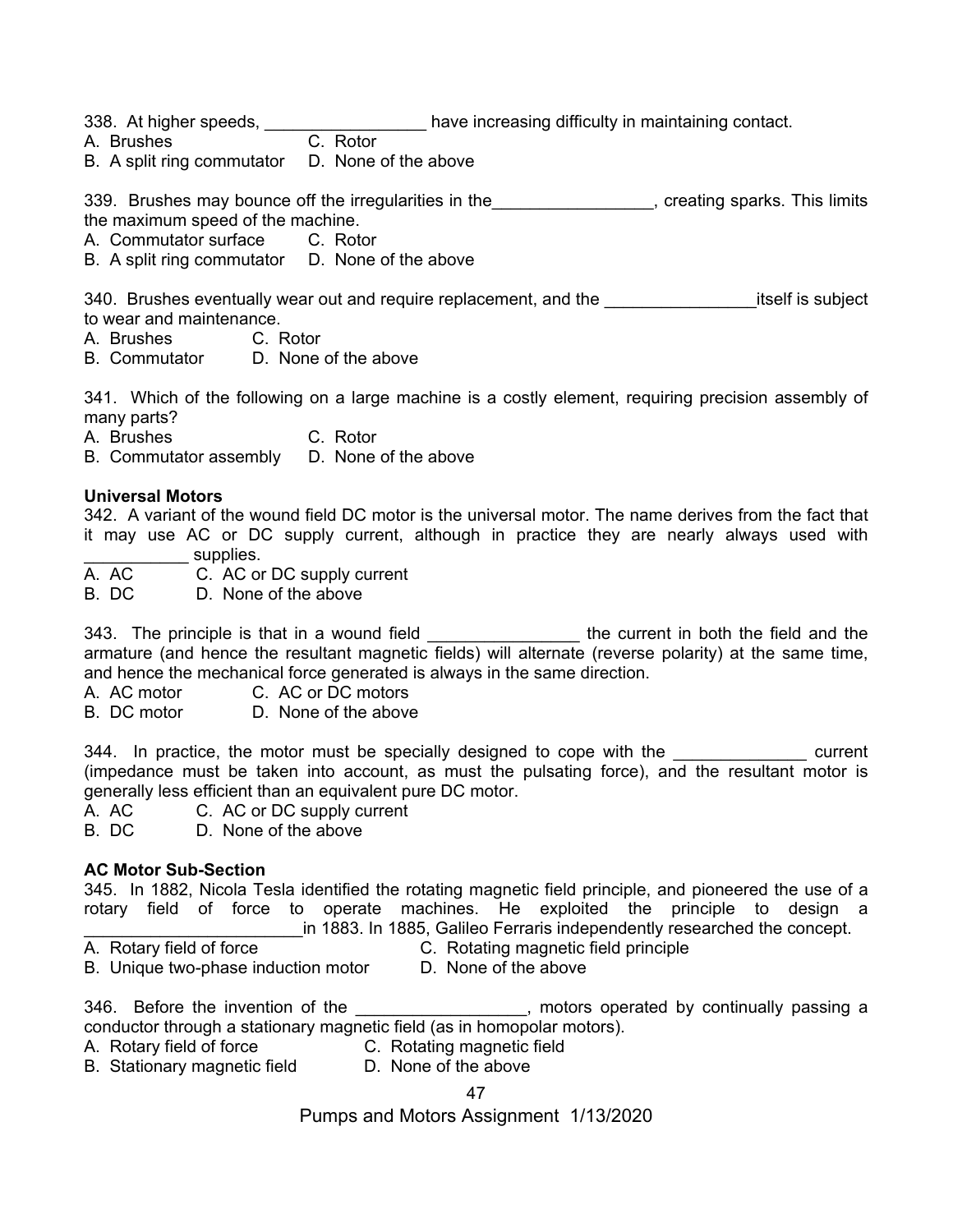338. At higher speeds, _________________ have increasing difficulty in maintaining contact.
A. Brushes C. Rotor
B. A split ring commutator D. None of the above

339. Brushes may bounce off the irregularities in the_________________, creating sparks. This limits the maximum speed of the machine.
A. Commutator surface C. Rotor
B. A split ring commutator D. None of the above

340. Brushes eventually wear out and require replacement, and the ________________itself is subject to wear and maintenance.
A. Brushes C. Rotor
B. Commutator D. None of the above

341. Which of the following on a large machine is a costly element, requiring precision assembly of many parts?
A. Brushes C. Rotor
B. Commutator assembly D. None of the above

**Universal Motors**
342. A variant of the wound field DC motor is the universal motor. The name derives from the fact that it may use AC or DC supply current, although in practice they are nearly always used with ___________ supplies.
A. AC C. AC or DC supply current
B. DC D. None of the above

343. The principle is that in a wound field ________________ the current in both the field and the armature (and hence the resultant magnetic fields) will alternate (reverse polarity) at the same time, and hence the mechanical force generated is always in the same direction.
A. AC motor C. AC or DC motors
B. DC motor D. None of the above

344. In practice, the motor must be specially designed to cope with the ______________ current (impedance must be taken into account, as must the pulsating force), and the resultant motor is generally less efficient than an equivalent pure DC motor.
A. AC C. AC or DC supply current
B. DC D. None of the above

**AC Motor Sub-Section**
345. In 1882, Nicola Tesla identified the rotating magnetic field principle, and pioneered the use of a rotary field of force to operate machines. He exploited the principle to design a ________________________in 1883. In 1885, Galileo Ferraris independently researched the concept.
A. Rotary field of force C. Rotating magnetic field principle
B. Unique two-phase induction motor D. None of the above

346. Before the invention of the __________________, motors operated by continually passing a conductor through a stationary magnetic field (as in homopolar motors).
A. Rotary field of force C. Rotating magnetic field
B. Stationary magnetic field D. None of the above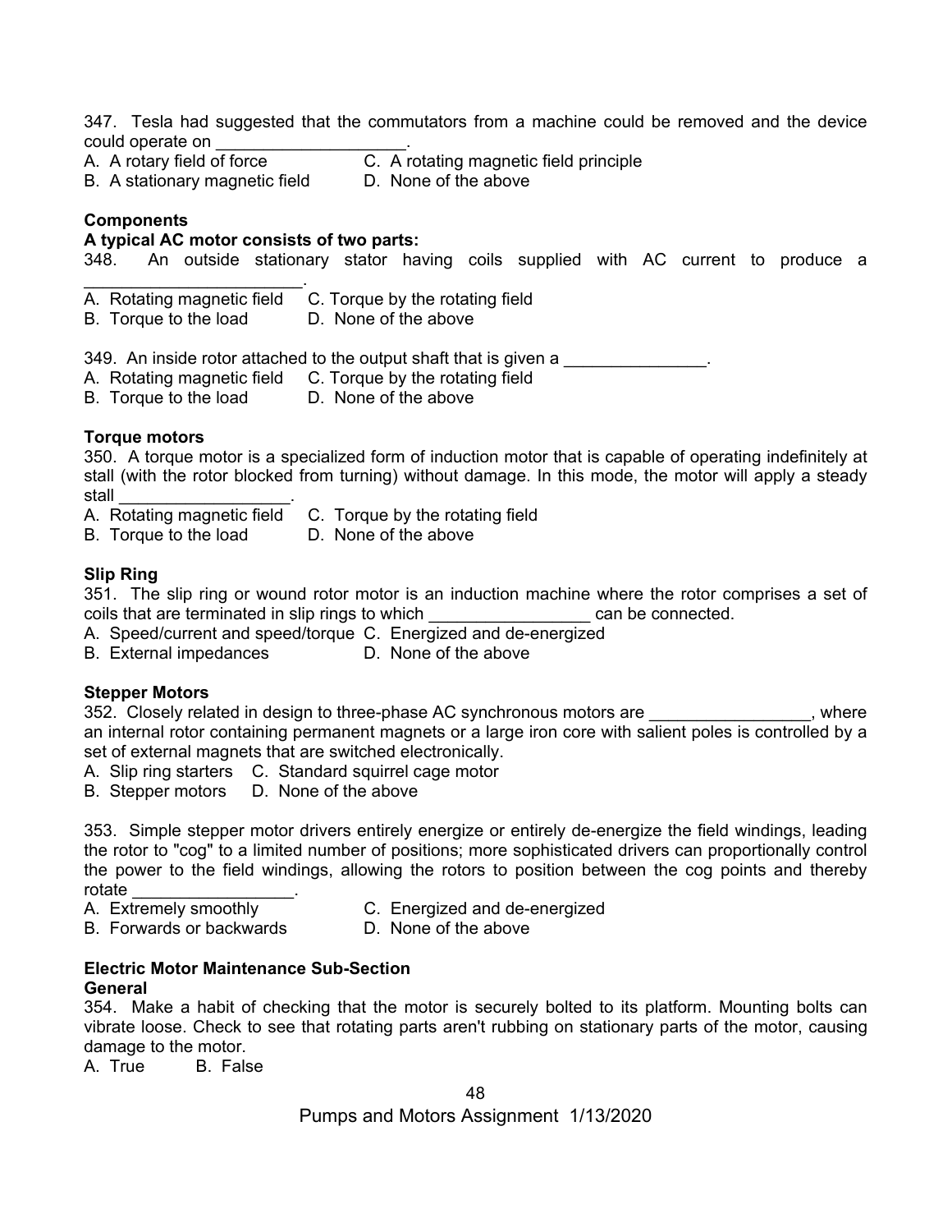347. Tesla had suggested that the commutators from a machine could be removed and the device could operate on ____________________.

A. A rotary field of force  
B. A stationary magnetic field  
C. A rotating magnetic field principle  
D. None of the above

**Components**

**A typical AC motor consists of two parts:**

348. An outside stationary stator having coils supplied with AC current to produce a ________________________.

A. Rotating magnetic field  
B. Torque to the load  
C. Torque by the rotating field  
D. None of the above

349. An inside rotor attached to the output shaft that is given a _______________.

A. Rotating magnetic field  
B. Torque to the load  
C. Torque by the rotating field  
D. None of the above

**Torque motors**

350. A torque motor is a specialized form of induction motor that is capable of operating indefinitely at stall (with the rotor blocked from turning) without damage. In this mode, the motor will apply a steady stall __________________.

A. Rotating magnetic field  
B. Torque to the load  
C. Torque by the rotating field  
D. None of the above

**Slip Ring**

351. The slip ring or wound rotor motor is an induction machine where the rotor comprises a set of coils that are terminated in slip rings to which _________________ can be connected.

A. Speed/current and speed/torque  
B. External impedances  
C. Energized and de-energized  
D. None of the above

**Stepper Motors**

352. Closely related in design to three-phase AC synchronous motors are _________________, where an internal rotor containing permanent magnets or a large iron core with salient poles is controlled by a set of external magnets that are switched electronically.

A. Slip ring starters  
B. Stepper motors  
C. Standard squirrel cage motor  
D. None of the above

353. Simple stepper motor drivers entirely energize or entirely de-energize the field windings, leading the rotor to "cog" to a limited number of positions; more sophisticated drivers can proportionally control the power to the field windings, allowing the rotors to position between the cog points and thereby rotate _________________.

A. Extremely smoothly  
B. Forwards or backwards  
C. Energized and de-energized  
D. None of the above

**Electric Motor Maintenance Sub-Section**

**General**

354. Make a habit of checking that the motor is securely bolted to its platform. Mounting bolts can vibrate loose. Check to see that rotating parts aren't rubbing on stationary parts of the motor, causing damage to the motor.

A. True  B. False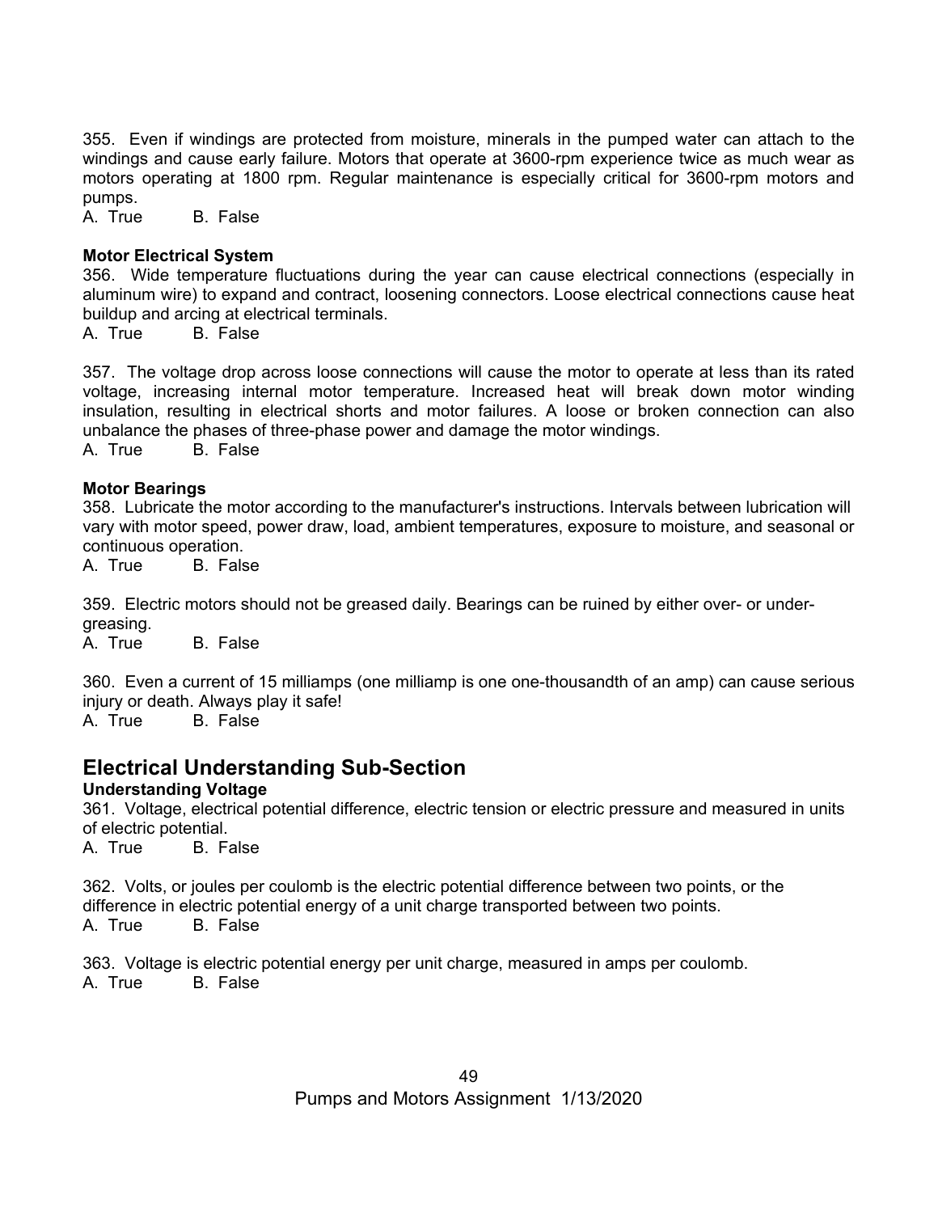355. Even if windings are protected from moisture, minerals in the pumped water can attach to the windings and cause early failure. Motors that operate at 3600-rpm experience twice as much wear as motors operating at 1800 rpm. Regular maintenance is especially critical for 3600-rpm motors and pumps.
A. True B. False

**Motor Electrical System**
356. Wide temperature fluctuations during the year can cause electrical connections (especially in aluminum wire) to expand and contract, loosening connectors. Loose electrical connections cause heat buildup and arcing at electrical terminals.
A. True B. False

357. The voltage drop across loose connections will cause the motor to operate at less than its rated voltage, increasing internal motor temperature. Increased heat will break down motor winding insulation, resulting in electrical shorts and motor failures. A loose or broken connection can also unbalance the phases of three-phase power and damage the motor windings.
A. True B. False

**Motor Bearings**
358. Lubricate the motor according to the manufacturer's instructions. Intervals between lubrication will vary with motor speed, power draw, load, ambient temperatures, exposure to moisture, and seasonal or continuous operation.
A. True B. False

359. Electric motors should not be greased daily. Bearings can be ruined by either over- or under-greasing.
A. True B. False

360. Even a current of 15 milliamps (one milliamp is one one-thousandth of an amp) can cause serious injury or death. Always play it safe!
A. True B. False

## Electrical Understanding Sub-Section

**Understanding Voltage**
361. Voltage, electrical potential difference, electric tension or electric pressure and measured in units of electric potential.
A. True B. False

362. Volts, or joules per coulomb is the electric potential difference between two points, or the difference in electric potential energy of a unit charge transported between two points.
A. True B. False

363. Voltage is electric potential energy per unit charge, measured in amps per coulomb.
A. True B. False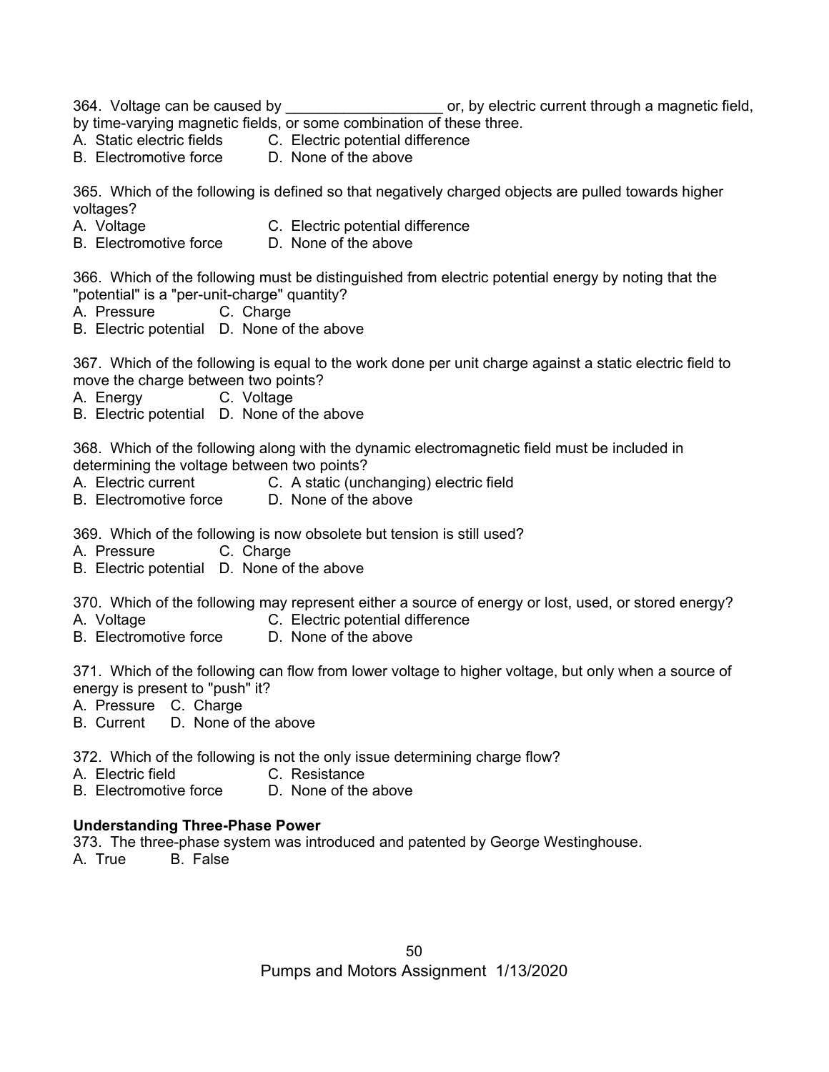364. Voltage can be caused by ___________________ or, by electric current through a magnetic field, by time-varying magnetic fields, or some combination of these three.

A. Static electric fields   C. Electric potential difference
B. Electromotive force   D. None of the above

365. Which of the following is defined so that negatively charged objects are pulled towards higher voltages?

A. Voltage   C. Electric potential difference
B. Electromotive force   D. None of the above

366. Which of the following must be distinguished from electric potential energy by noting that the "potential" is a "per-unit-charge" quantity?

A. Pressure   C. Charge
B. Electric potential   D. None of the above

367. Which of the following is equal to the work done per unit charge against a static electric field to move the charge between two points?

A. Energy   C. Voltage
B. Electric potential   D. None of the above

368. Which of the following along with the dynamic electromagnetic field must be included in determining the voltage between two points?

A. Electric current   C. A static (unchanging) electric field
B. Electromotive force   D. None of the above

369. Which of the following is now obsolete but tension is still used?

A. Pressure   C. Charge
B. Electric potential   D. None of the above

370. Which of the following may represent either a source of energy or lost, used, or stored energy?

A. Voltage   C. Electric potential difference
B. Electromotive force   D. None of the above

371. Which of the following can flow from lower voltage to higher voltage, but only when a source of energy is present to "push" it?

A. Pressure   C. Charge
B. Current   D. None of the above

372. Which of the following is not the only issue determining charge flow?

A. Electric field   C. Resistance
B. Electromotive force   D. None of the above

**Understanding Three-Phase Power**

373. The three-phase system was introduced and patented by George Westinghouse.

A. True   B. False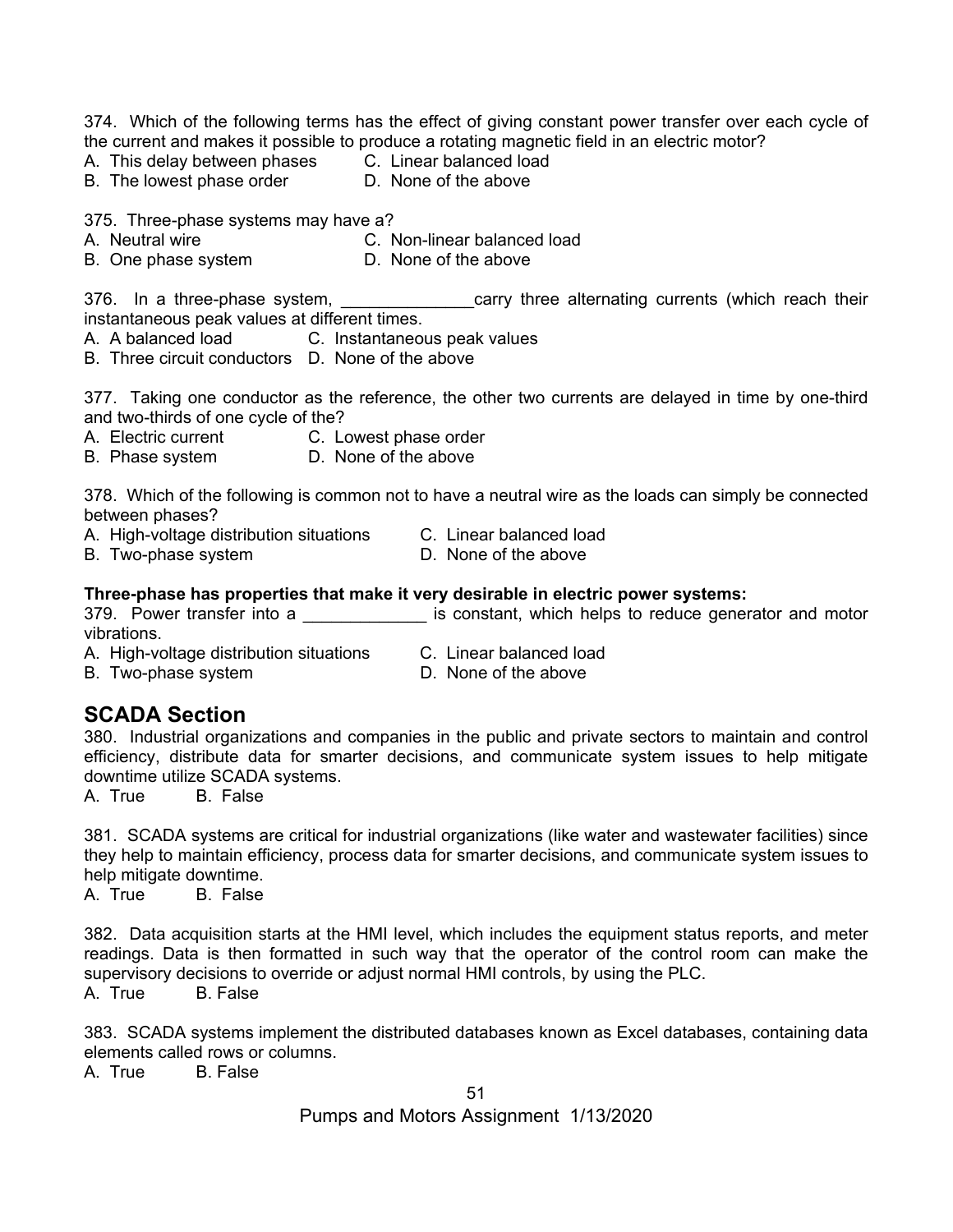374. Which of the following terms has the effect of giving constant power transfer over each cycle of the current and makes it possible to produce a rotating magnetic field in an electric motor?
A. This delay between phases C. Linear balanced load
B. The lowest phase order D. None of the above

375. Three-phase systems may have a?
A. Neutral wire C. Non-linear balanced load
B. One phase system D. None of the above

376. In a three-phase system, ______________carry three alternating currents (which reach their instantaneous peak values at different times.
A. A balanced load C. Instantaneous peak values
B. Three circuit conductors D. None of the above

377. Taking one conductor as the reference, the other two currents are delayed in time by one-third and two-thirds of one cycle of the?
A. Electric current C. Lowest phase order
B. Phase system D. None of the above

378. Which of the following is common not to have a neutral wire as the loads can simply be connected between phases?
A. High-voltage distribution situations C. Linear balanced load
B. Two-phase system D. None of the above

**Three-phase has properties that make it very desirable in electric power systems:**
379. Power transfer into a _____________ is constant, which helps to reduce generator and motor vibrations.
A. High-voltage distribution situations C. Linear balanced load
B. Two-phase system D. None of the above

## SCADA Section

380. Industrial organizations and companies in the public and private sectors to maintain and control efficiency, distribute data for smarter decisions, and communicate system issues to help mitigate downtime utilize SCADA systems.
A. True B. False

381. SCADA systems are critical for industrial organizations (like water and wastewater facilities) since they help to maintain efficiency, process data for smarter decisions, and communicate system issues to help mitigate downtime.
A. True B. False

382. Data acquisition starts at the HMI level, which includes the equipment status reports, and meter readings. Data is then formatted in such way that the operator of the control room can make the supervisory decisions to override or adjust normal HMI controls, by using the PLC.
A. True B. False

383. SCADA systems implement the distributed databases known as Excel databases, containing data elements called rows or columns.
A. True B. False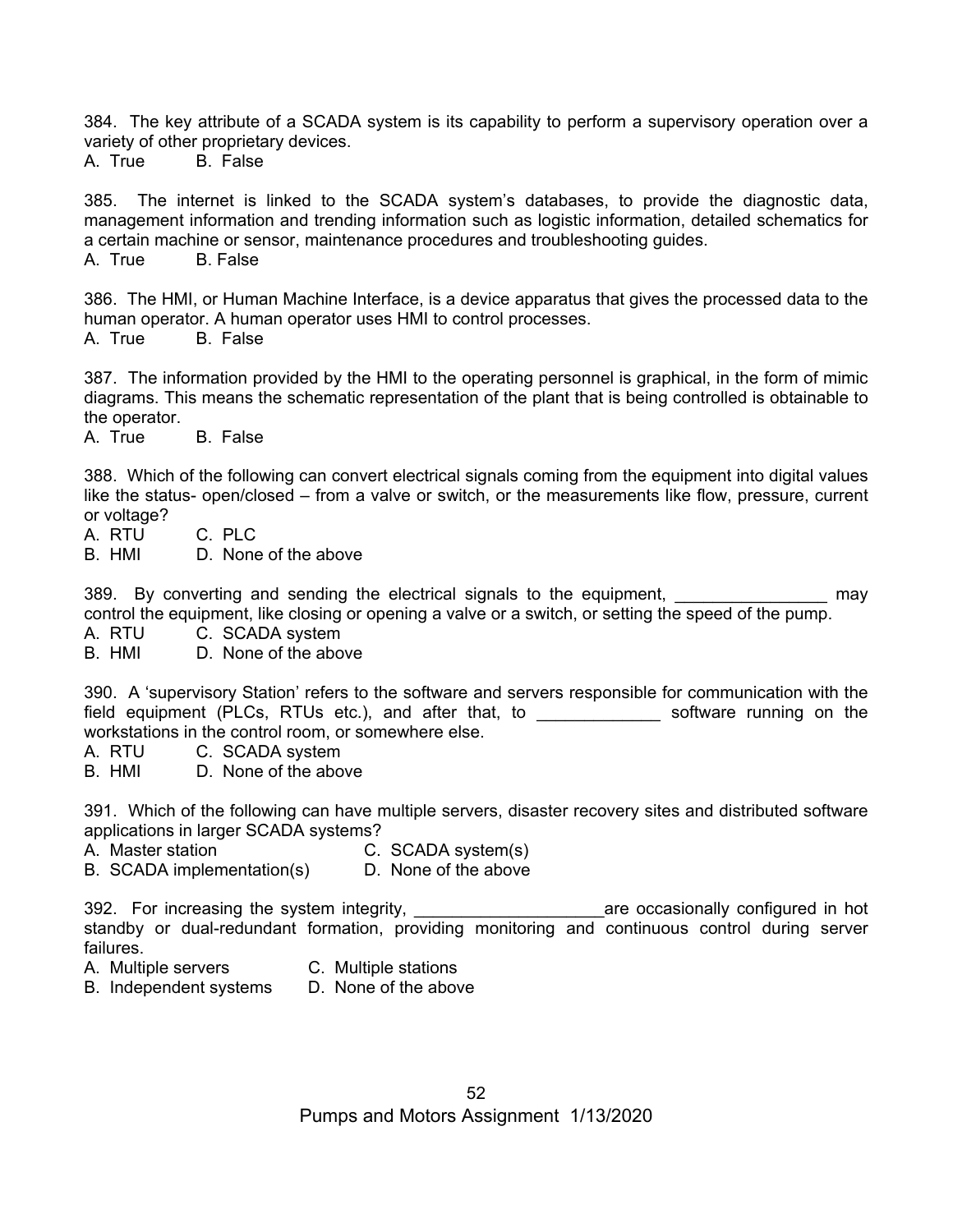384. The key attribute of a SCADA system is its capability to perform a supervisory operation over a variety of other proprietary devices.
A. True B. False

385. The internet is linked to the SCADA system's databases, to provide the diagnostic data, management information and trending information such as logistic information, detailed schematics for a certain machine or sensor, maintenance procedures and troubleshooting guides.
A. True B. False

386. The HMI, or Human Machine Interface, is a device apparatus that gives the processed data to the human operator. A human operator uses HMI to control processes.
A. True B. False

387. The information provided by the HMI to the operating personnel is graphical, in the form of mimic diagrams. This means the schematic representation of the plant that is being controlled is obtainable to the operator.
A. True B. False

388. Which of the following can convert electrical signals coming from the equipment into digital values like the status- open/closed – from a valve or switch, or the measurements like flow, pressure, current or voltage?
A. RTU C. PLC
B. HMI D. None of the above

389. By converting and sending the electrical signals to the equipment, ________________ may control the equipment, like closing or opening a valve or a switch, or setting the speed of the pump.
A. RTU C. SCADA system
B. HMI D. None of the above

390. A 'supervisory Station' refers to the software and servers responsible for communication with the field equipment (PLCs, RTUs etc.), and after that, to _____________ software running on the workstations in the control room, or somewhere else.
A. RTU C. SCADA system
B. HMI D. None of the above

391. Which of the following can have multiple servers, disaster recovery sites and distributed software applications in larger SCADA systems?
A. Master station C. SCADA system(s)
B. SCADA implementation(s) D. None of the above

392. For increasing the system integrity, ____________________are occasionally configured in hot standby or dual-redundant formation, providing monitoring and continuous control during server failures.
A. Multiple servers C. Multiple stations
B. Independent systems D. None of the above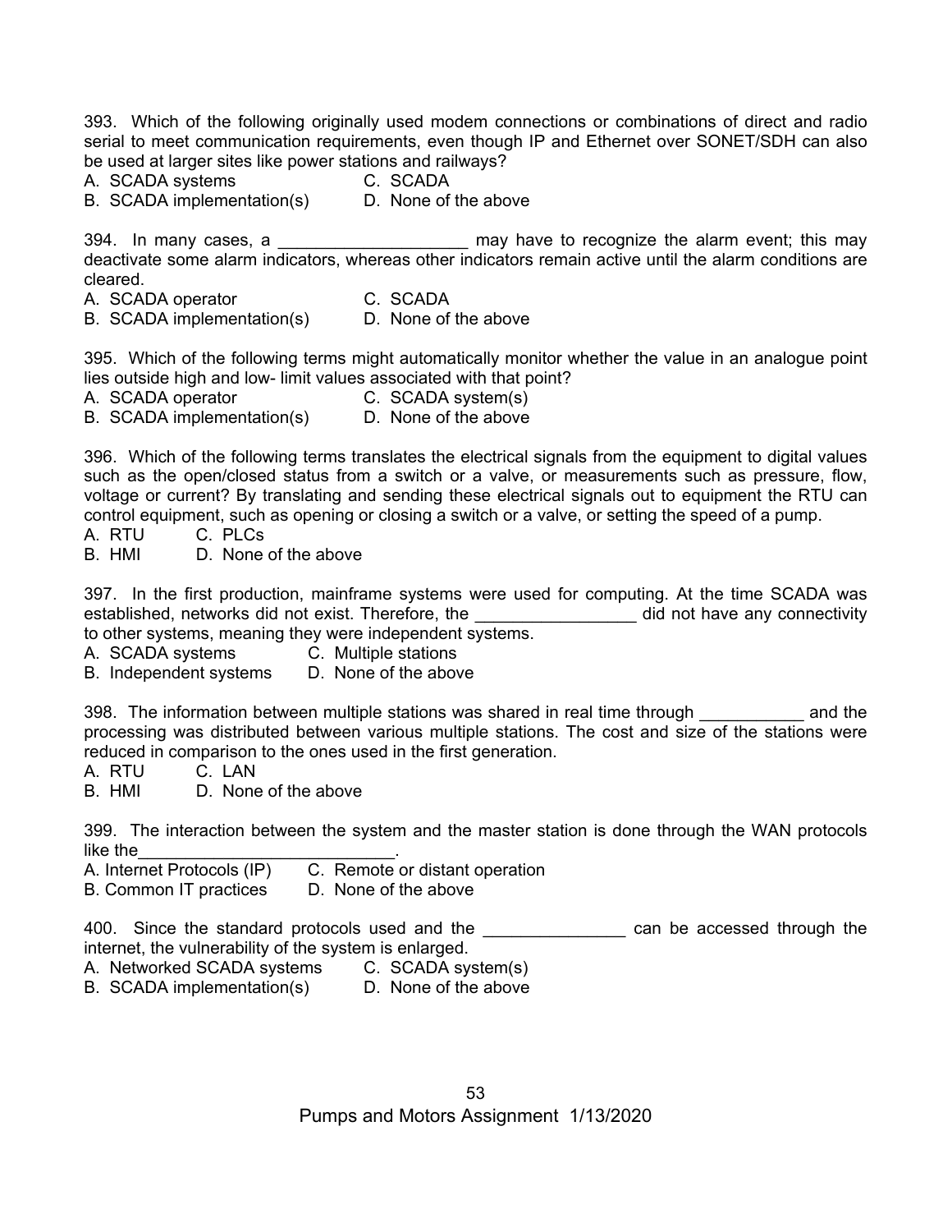393. Which of the following originally used modem connections or combinations of direct and radio serial to meet communication requirements, even though IP and Ethernet over SONET/SDH can also be used at larger sites like power stations and railways?

A. SCADA systems　　C. SCADA
B. SCADA implementation(s)　　D. None of the above

394. In many cases, a ____________________ may have to recognize the alarm event; this may deactivate some alarm indicators, whereas other indicators remain active until the alarm conditions are cleared.

A. SCADA operator　　C. SCADA
B. SCADA implementation(s)　　D. None of the above

395. Which of the following terms might automatically monitor whether the value in an analogue point lies outside high and low- limit values associated with that point?

A. SCADA operator　　C. SCADA system(s)
B. SCADA implementation(s)　　D. None of the above

396. Which of the following terms translates the electrical signals from the equipment to digital values such as the open/closed status from a switch or a valve, or measurements such as pressure, flow, voltage or current? By translating and sending these electrical signals out to equipment the RTU can control equipment, such as opening or closing a switch or a valve, or setting the speed of a pump.

A. RTU　　C. PLCs
B. HMI　　D. None of the above

397. In the first production, mainframe systems were used for computing. At the time SCADA was established, networks did not exist. Therefore, the _________________ did not have any connectivity to other systems, meaning they were independent systems.

A. SCADA systems　　C. Multiple stations
B. Independent systems　　D. None of the above

398. The information between multiple stations was shared in real time through ___________ and the processing was distributed between various multiple stations. The cost and size of the stations were reduced in comparison to the ones used in the first generation.

A. RTU　　C. LAN
B. HMI　　D. None of the above

399. The interaction between the system and the master station is done through the WAN protocols like the___________________________.

A. Internet Protocols (IP)　　C. Remote or distant operation
B. Common IT practices　　D. None of the above

400. Since the standard protocols used and the _______________ can be accessed through the internet, the vulnerability of the system is enlarged.

A. Networked SCADA systems　　C. SCADA system(s)
B. SCADA implementation(s)　　D. None of the above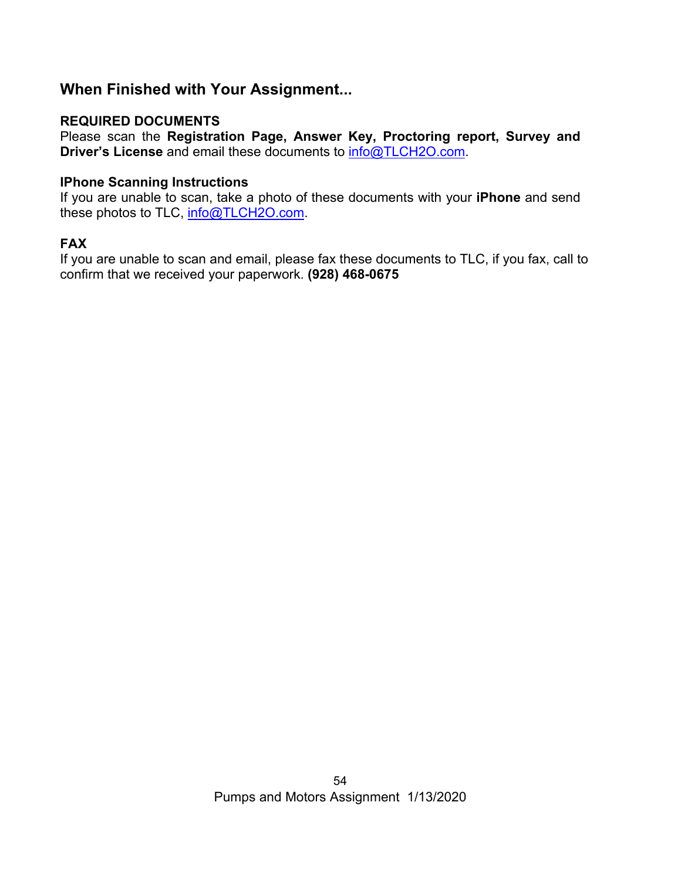## When Finished with Your Assignment...

**REQUIRED DOCUMENTS**
Please scan the **Registration Page, Answer Key, Proctoring report, Survey and Driver's License** and email these documents to info@TLCH2O.com.

**IPhone Scanning Instructions**
If you are unable to scan, take a photo of these documents with your **iPhone** and send these photos to TLC, info@TLCH2O.com.

**FAX**
If you are unable to scan and email, please fax these documents to TLC, if you fax, call to confirm that we received your paperwork. **(928) 468-0675**